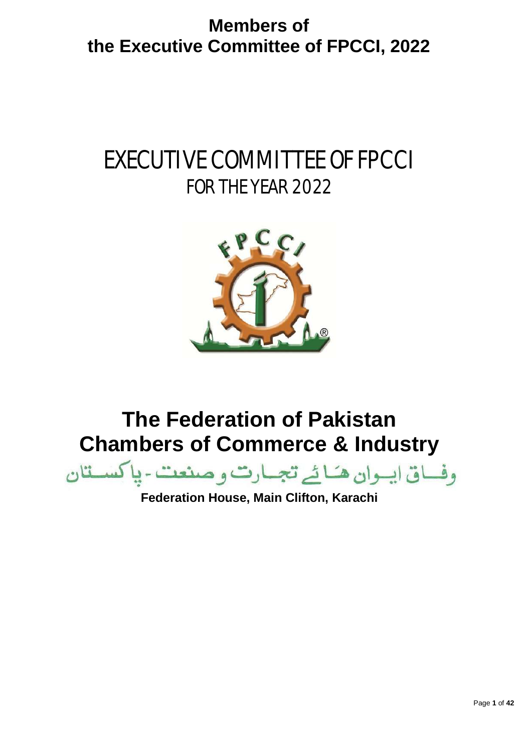**Members of the Executive Committee of FPCCI, 2022**

# EXECUTIVE COMMITTEE OF FPCCI
## FOR THE YEAR 2022

# The Federation of Pakistan Chambers of Commerce & Industry

وفاق ایوان ہائے تجارت و صنعت - پاکستان

**Federation House, Main Clifton, Karachi**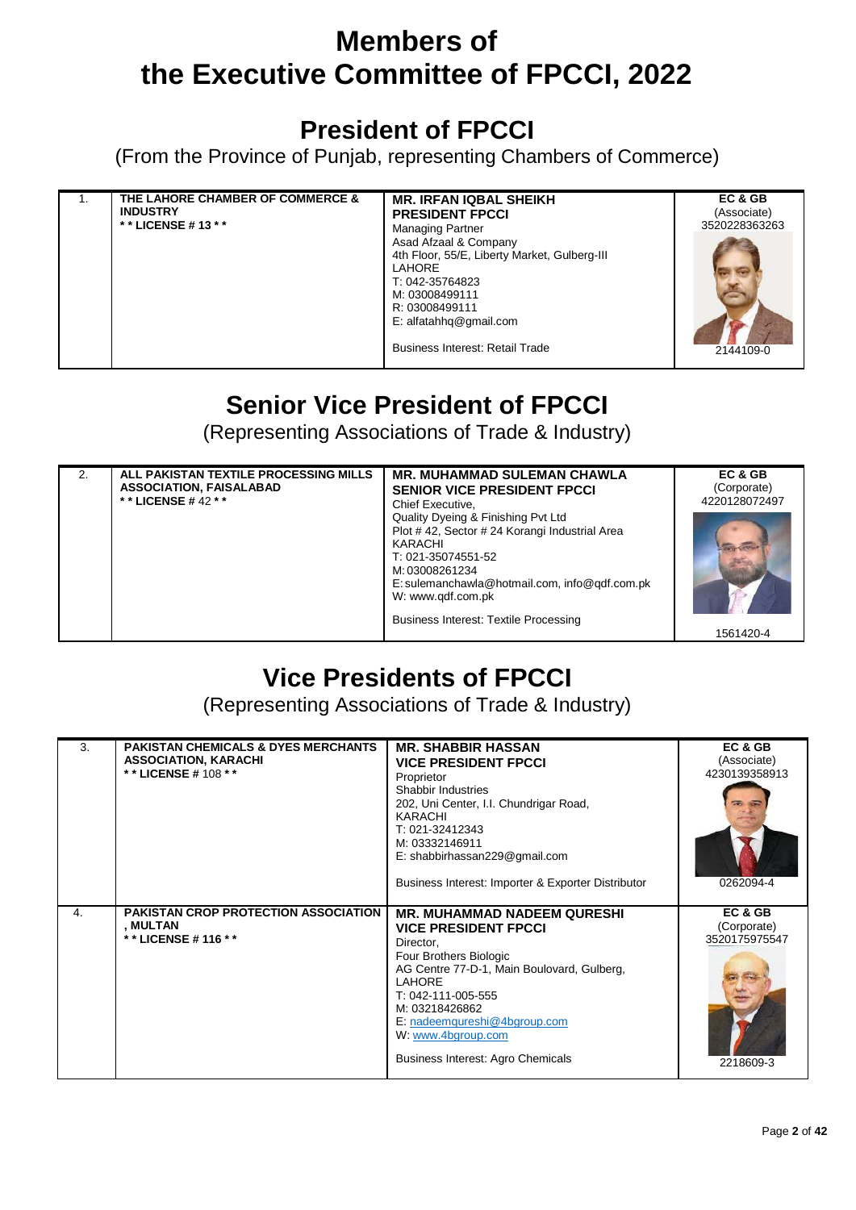# Members of the Executive Committee of FPCCI, 2022

## President of FPCCI

(From the Province of Punjab, representing Chambers of Commerce)

| | | | |
|---|---|---|---|
| 1. | **THE LAHORE CHAMBER OF COMMERCE & INDUSTRY**<br>**\* \* LICENSE # 13 \* \*** | **MR. IRFAN IQBAL SHEIKH**<br>**PRESIDENT FPCCI**<br>Managing Partner<br>Asad Afzaal & Company<br>4th Floor, 55/E, Liberty Market, Gulberg-III<br>LAHORE<br>T: 042-35764823<br>M: 03008499111<br>R: 03008499111<br>E: alfatahhq@gmail.com<br><br>Business Interest: Retail Trade | **EC & GB**<br>(Associate)<br>3520228363263<br><br>2144109-0 |

## Senior Vice President of FPCCI

(Representing Associations of Trade & Industry)

| | | | |
|---|---|---|---|
| 2. | **ALL PAKISTAN TEXTILE PROCESSING MILLS ASSOCIATION, FAISALABAD**<br>**\* \* LICENSE # 42 \* \*** | **MR. MUHAMMAD SULEMAN CHAWLA**<br>**SENIOR VICE PRESIDENT FPCCI**<br>Chief Executive,<br>Quality Dyeing & Finishing Pvt Ltd<br>Plot # 42, Sector # 24 Korangi Industrial Area<br>KARACHI<br>T: 021-35074551-52<br>M: 03008261234<br>E: sulemanchawla@hotmail.com, info@qdf.com.pk<br>W: www.qdf.com.pk<br><br>Business Interest: Textile Processing | **EC & GB**<br>(Corporate)<br>4220128072497<br><br>1561420-4 |

## Vice Presidents of FPCCI

(Representing Associations of Trade & Industry)

| | | | |
|---|---|---|---|
| 3. | **PAKISTAN CHEMICALS & DYES MERCHANTS ASSOCIATION, KARACHI**<br>**\* \* LICENSE # 108 \* \*** | **MR. SHABBIR HASSAN**<br>**VICE PRESIDENT FPCCI**<br>Proprietor<br>Shabbir Industries<br>202, Uni Center, I.I. Chundrigar Road,<br>KARACHI<br>T: 021-32412343<br>M: 03332146911<br>E: shabbirhassan229@gmail.com<br><br>Business Interest: Importer & Exporter Distributor | **EC & GB**<br>(Associate)<br>4230139358913<br><br>0262094-4 |
| 4. | **PAKISTAN CROP PROTECTION ASSOCIATION , MULTAN**<br>**\* \* LICENSE # 116 \* \*** | **MR. MUHAMMAD NADEEM QURESHI**<br>**VICE PRESIDENT FPCCI**<br>Director,<br>Four Brothers Biologic<br>AG Centre 77-D-1, Main Boulovard, Gulberg,<br>LAHORE<br>T: 042-111-005-555<br>M: 03218426862<br>E: nadeemqureshi@4bgroup.com<br>W: www.4bgroup.com<br><br>Business Interest: Agro Chemicals | **EC & GB**<br>(Corporate)<br>3520175975547<br><br>2218609-3 |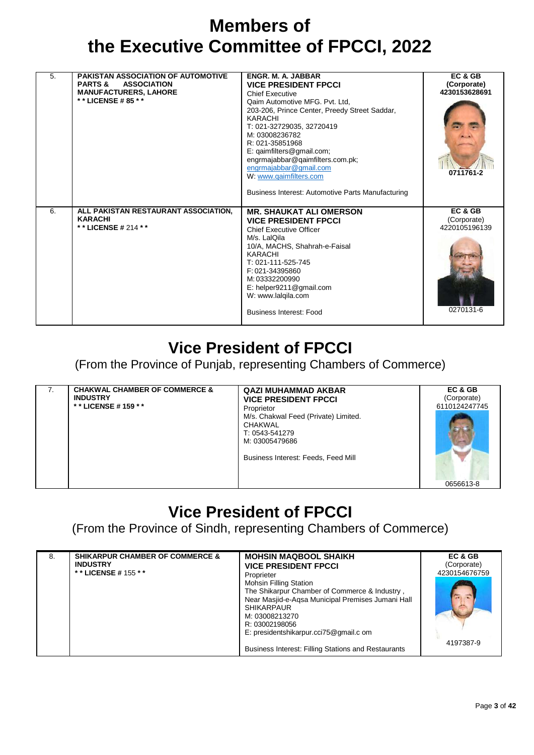# Members of the Executive Committee of FPCCI, 2022

| | | | |
|---|---|---|---|
| 5. | **PAKISTAN ASSOCIATION OF AUTOMOTIVE PARTS & ASSOCIATION MANUFACTURERS, LAHORE**<br>**\* \* LICENSE # 85 \* \*** | **ENGR. M. A. JABBAR**<br>**VICE PRESIDENT FPCCI**<br>Chief Executive<br>Qaim Automotive MFG. Pvt. Ltd,<br>203-206, Prince Center, Preedy Street Saddar,<br>KARACHI<br>T: 021-32729035, 32720419<br>M: 03008236782<br>R: 021-35851968<br>E: qaimfilters@gmail.com;<br>engrmajabbar@qaimfilters.com.pk;<br>engrmajabbar@gmail.com<br>W: www.qaimfilters.com<br><br>Business Interest: Automotive Parts Manufacturing | **EC & GB**<br>**(Corporate)**<br>**4230153628691**<br><br>**0711761-2** |
| 6. | **ALL PAKISTAN RESTAURANT ASSOCIATION, KARACHI**<br>**\* \* LICENSE #** 214 **\* \*** | **MR. SHAUKAT ALI OMERSON**<br>**VICE PRESIDENT FPCCI**<br>Chief Executive Officer<br>M/s. LalQila<br>10/A, MACHS, Shahrah-e-Faisal<br>KARACHI<br>T: 021-111-525-745<br>F: 021-34395860<br>M: 03332200990<br>E: helper9211@gmail.com<br>W: www.lalqila.com<br><br>Business Interest: Food | **EC & GB**<br>(Corporate)<br>4220105196139<br><br>0270131-6 |

## Vice President of FPCCI

(From the Province of Punjab, representing Chambers of Commerce)

| | | | |
|---|---|---|---|
| 7. | **CHAKWAL CHAMBER OF COMMERCE & INDUSTRY**<br>**\* \* LICENSE # 159 \* \*** | **QAZI MUHAMMAD AKBAR**<br>**VICE PRESIDENT FPCCI**<br>Proprietor<br>M/s. Chakwal Feed (Private) Limited.<br>CHAKWAL<br>T: 0543-541279<br>M: 03005479686<br><br>Business Interest: Feeds, Feed Mill | **EC & GB**<br>(Corporate)<br>6110124247745<br><br>0656613-8 |

## Vice President of FPCCI

(From the Province of Sindh, representing Chambers of Commerce)

| | | | |
|---|---|---|---|
| 8. | **SHIKARPUR CHAMBER OF COMMERCE & INDUSTRY**<br>**\* \* LICENSE #** 155 **\* \*** | **MOHSIN MAQBOOL SHAIKH**<br>**VICE PRESIDENT FPCCI**<br>Proprieter<br>Mohsin Filling Station<br>The Shikarpur Chamber of Commerce & Industry ,<br>Near Masjid-e-Aqsa Municipal Premises Jumani Hall<br>SHIKARPAUR<br>M: 03008213270<br>R: 03002198056<br>E: presidentshikarpur.cci75@gmail.c om<br><br>Business Interest: Filling Stations and Restaurants | **EC & GB**<br>(Corporate)<br>4230154676759<br><br>4197387-9 |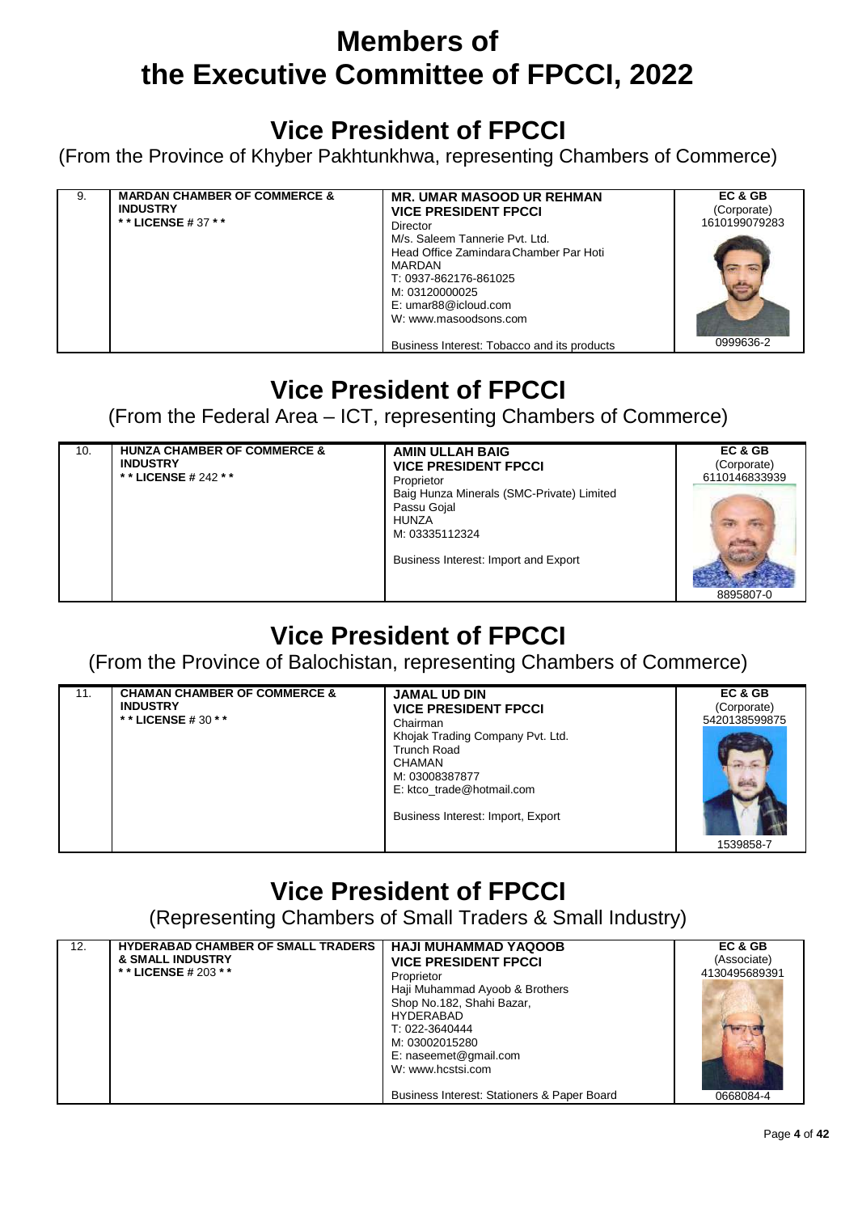# Members of the Executive Committee of FPCCI, 2022

## Vice President of FPCCI

(From the Province of Khyber Pakhtunkhwa, representing Chambers of Commerce)

| | | | |
|---|---|---|---|
| 9. | **MARDAN CHAMBER OF COMMERCE & INDUSTRY**<br>**\* \* LICENSE #** 37 **\* \*** | **MR. UMAR MASOOD UR REHMAN**<br>**VICE PRESIDENT FPCCI**<br>Director<br>M/s. Saleem Tannerie Pvt. Ltd.<br>Head Office Zamindara Chamber Par Hoti<br>MARDAN<br>T: 0937-862176-861025<br>M: 03120000025<br>E: umar88@icloud.com<br>W: www.masoodsons.com<br><br>Business Interest: Tobacco and its products | **EC & GB**<br>(Corporate)<br>1610199079283<br><br>0999636-2 |

## Vice President of FPCCI

(From the Federal Area – ICT, representing Chambers of Commerce)

| | | | |
|---|---|---|---|
| 10. | **HUNZA CHAMBER OF COMMERCE & INDUSTRY**<br>**\* \* LICENSE #** 242 **\* \*** | **AMIN ULLAH BAIG**<br>**VICE PRESIDENT FPCCI**<br>Proprietor<br>Baig Hunza Minerals (SMC-Private) Limited<br>Passu Gojal<br>HUNZA<br>M: 03335112324<br><br>Business Interest: Import and Export | **EC & GB**<br>(Corporate)<br>6110146833939<br><br>8895807-0 |

## Vice President of FPCCI

(From the Province of Balochistan, representing Chambers of Commerce)

| | | | |
|---|---|---|---|
| 11. | **CHAMAN CHAMBER OF COMMERCE & INDUSTRY**<br>**\* \* LICENSE #** 30 **\* \*** | **JAMAL UD DIN**<br>**VICE PRESIDENT FPCCI**<br>Chairman<br>Khojak Trading Company Pvt. Ltd.<br>Trunch Road<br>CHAMAN<br>M: 03008387877<br>E: ktco_trade@hotmail.com<br><br>Business Interest: Import, Export | **EC & GB**<br>(Corporate)<br>5420138599875<br><br>1539858-7 |

## Vice President of FPCCI

(Representing Chambers of Small Traders & Small Industry)

| | | | |
|---|---|---|---|
| 12. | **HYDERABAD CHAMBER OF SMALL TRADERS & SMALL INDUSTRY**<br>**\* \* LICENSE #** 203 **\* \*** | **HAJI MUHAMMAD YAQOOB**<br>**VICE PRESIDENT FPCCI**<br>Proprietor<br>Haji Muhammad Ayoob & Brothers<br>Shop No.182, Shahi Bazar,<br>HYDERABAD<br>T: 022-3640444<br>M: 03002015280<br>E: naseemet@gmail.com<br>W: www.hcstsi.com<br><br>Business Interest: Stationers & Paper Board | **EC & GB**<br>(Associate)<br>4130495689391<br><br>0668084-4 |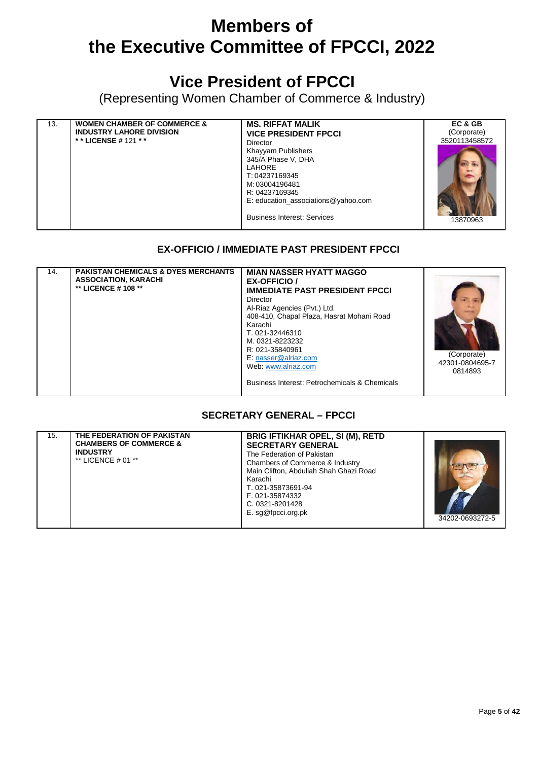# Members of the Executive Committee of FPCCI, 2022

## Vice President of FPCCI

(Representing Women Chamber of Commerce & Industry)

| | | | |
|---|---|---|---|
| 13. | **WOMEN CHAMBER OF COMMERCE & INDUSTRY LAHORE DIVISION**<br>**\* \* LICENSE #** 121 **\* \*** | **MS. RIFFAT MALIK**<br>**VICE PRESIDENT FPCCI**<br>Director<br>Khayyam Publishers<br>345/A Phase V, DHA<br>LAHORE<br>T: 04237169345<br>M: 03004196481<br>R: 04237169345<br>E: education_associations@yahoo.com<br><br>Business Interest: Services | **EC & GB**<br>(Corporate)<br>3520113458572<br><br>13870963 |

### EX-OFFICIO / IMMEDIATE PAST PRESIDENT FPCCI

| | | | |
|---|---|---|---|
| 14. | **PAKISTAN CHEMICALS & DYES MERCHANTS ASSOCIATION, KARACHI**<br>**\*\* LICENCE # 108 \*\*** | **MIAN NASSER HYATT MAGGO**<br>**EX-OFFICIO /**<br>**IMMEDIATE PAST PRESIDENT FPCCI**<br>Director<br>Al-Riaz Agencies (Pvt.) Ltd.<br>408-410, Chapal Plaza, Hasrat Mohani Road<br>Karachi<br>T. 021-32446310<br>M. 0321-8223232<br>R: 021-35840961<br>E: nasser@alriaz.com<br>Web: www.alriaz.com<br><br>Business Interest: Petrochemicals & Chemicals | (Corporate)<br>42301-0804695-7<br>0814893 |

### SECRETARY GENERAL – FPCCI

| | | | |
|---|---|---|---|
| 15. | **THE FEDERATION OF PAKISTAN CHAMBERS OF COMMERCE & INDUSTRY**<br>\*\* LICENCE # 01 \*\* | **BRIG IFTIKHAR OPEL, SI (M), RETD**<br>**SECRETARY GENERAL**<br>The Federation of Pakistan Chambers of Commerce & Industry<br>Main Clifton, Abdullah Shah Ghazi Road<br>Karachi<br>T. 021-35873691-94<br>F. 021-35874332<br>C. 0321-8201428<br>E. sg@fpcci.org.pk | 34202-0693272-5 |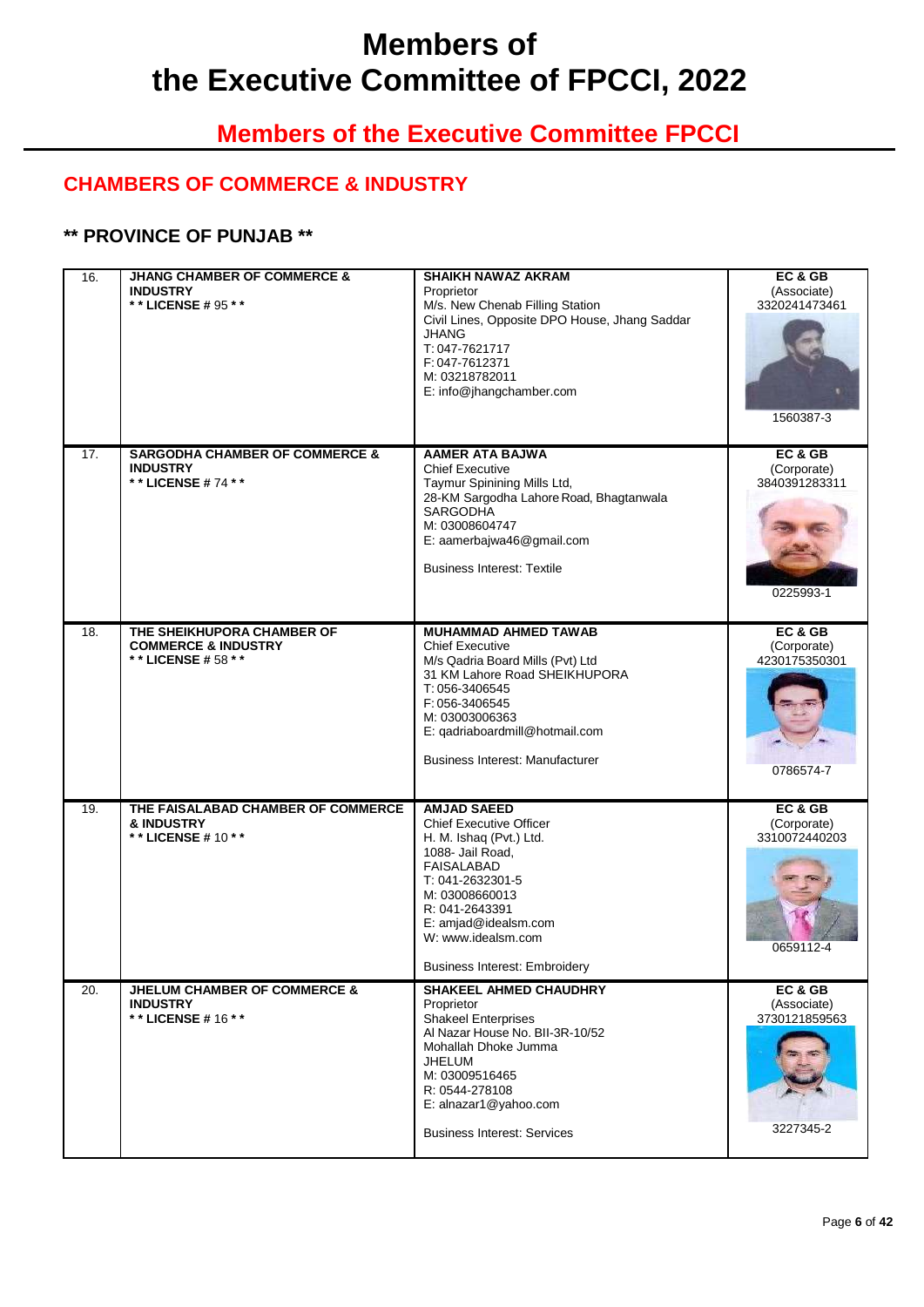# Members of the Executive Committee of FPCCI, 2022

## Members of the Executive Committee FPCCI

### CHAMBERS OF COMMERCE & INDUSTRY

#### ** PROVINCE OF PUNJAB **

| | | | |
|---|---|---|---|
| 16. | **JHANG CHAMBER OF COMMERCE & INDUSTRY**<br>** * LICENSE # 95 * *** | **SHAIKH NAWAZ AKRAM**<br>Proprietor<br>M/s. New Chenab Filling Station<br>Civil Lines, Opposite DPO House, Jhang Saddar<br>JHANG<br>T: 047-7621717<br>F: 047-7612371<br>M: 03218782011<br>E: info@jhangchamber.com | **EC & GB**<br>(Associate)<br>3320241473461<br>1560387-3 |
| 17. | **SARGODHA CHAMBER OF COMMERCE & INDUSTRY**<br>** * LICENSE # 74 * *** | **AAMER ATA BAJWA**<br>Chief Executive<br>Taymur Spinining Mills Ltd,<br>28-KM Sargodha Lahore Road, Bhagtanwala<br>SARGODHA<br>M: 03008604747<br>E: aamerbajwa46@gmail.com<br><br>Business Interest: Textile | **EC & GB**<br>(Corporate)<br>3840391283311<br>0225993-1 |
| 18. | **THE SHEIKHUPORA CHAMBER OF COMMERCE & INDUSTRY**<br>** * LICENSE # 58 * *** | **MUHAMMAD AHMED TAWAB**<br>Chief Executive<br>M/s Qadria Board Mills (Pvt) Ltd<br>31 KM Lahore Road SHEIKHUPORA<br>T: 056-3406545<br>F: 056-3406545<br>M: 03003006363<br>E: qadriaboardmill@hotmail.com<br><br>Business Interest: Manufacturer | **EC & GB**<br>(Corporate)<br>4230175350301<br>0786574-7 |
| 19. | **THE FAISALABAD CHAMBER OF COMMERCE & INDUSTRY**<br>** * LICENSE # 10 * *** | **AMJAD SAEED**<br>Chief Executive Officer<br>H. M. Ishaq (Pvt.) Ltd.<br>1088- Jail Road,<br>FAISALABAD<br>T: 041-2632301-5<br>M: 03008660013<br>R: 041-2643391<br>E: amjad@idealsm.com<br>W: www.idealsm.com<br><br>Business Interest: Embroidery | **EC & GB**<br>(Corporate)<br>3310072440203<br>0659112-4 |
| 20. | **JHELUM CHAMBER OF COMMERCE & INDUSTRY**<br>** * LICENSE # 16 * *** | **SHAKEEL AHMED CHAUDHRY**<br>Proprietor<br>Shakeel Enterprises<br>Al Nazar House No. BII-3R-10/52<br>Mohallah Dhoke Jumma<br>JHELUM<br>M: 03009516465<br>R: 0544-278108<br>E: alnazar1@yahoo.com<br><br>Business Interest: Services | **EC & GB**<br>(Associate)<br>3730121859563<br>3227345-2 |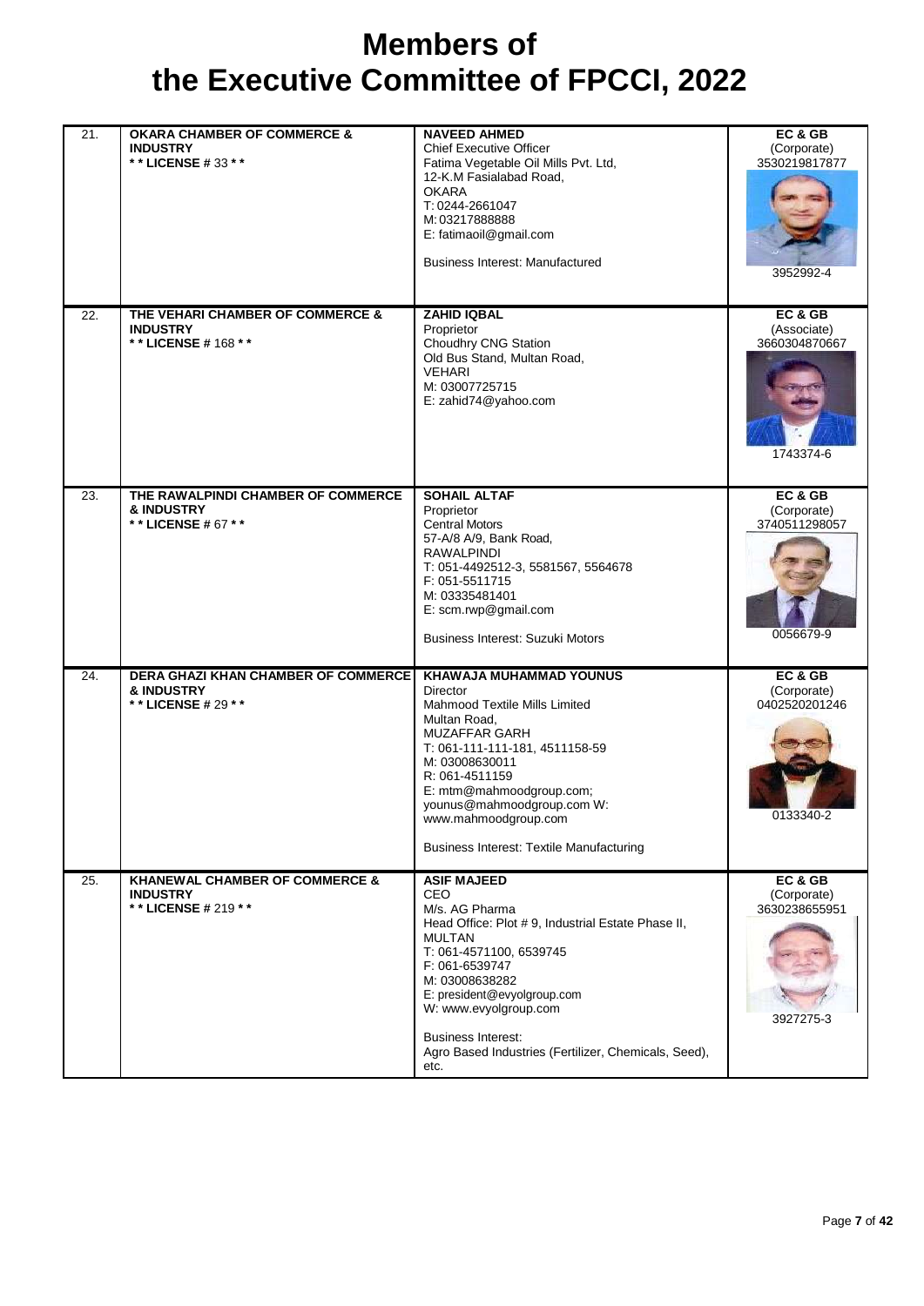# Members of the Executive Committee of FPCCI, 2022

| | | | |
|---|---|---|---|
| 21. | **OKARA CHAMBER OF COMMERCE & INDUSTRY**<br>**\* \* LICENSE # 33 \* \*** | **NAVEED AHMED**<br>Chief Executive Officer<br>Fatima Vegetable Oil Mills Pvt. Ltd,<br>12-K.M Fasialabad Road,<br>OKARA<br>T: 0244-2661047<br>M: 03217888888<br>E: fatimaoil@gmail.com<br><br>Business Interest: Manufactured | **EC & GB**<br>(Corporate)<br>3530219817877<br><br>3952992-4 |
| 22. | **THE VEHARI CHAMBER OF COMMERCE & INDUSTRY**<br>**\* \* LICENSE # 168 \* \*** | **ZAHID IQBAL**<br>Proprietor<br>Choudhry CNG Station<br>Old Bus Stand, Multan Road,<br>VEHARI<br>M: 03007725715<br>E: zahid74@yahoo.com | **EC & GB**<br>(Associate)<br>3660304870667<br><br>1743374-6 |
| 23. | **THE RAWALPINDI CHAMBER OF COMMERCE & INDUSTRY**<br>**\* \* LICENSE # 67 \* \*** | **SOHAIL ALTAF**<br>Proprietor<br>Central Motors<br>57-A/8 A/9, Bank Road,<br>RAWALPINDI<br>T: 051-4492512-3, 5581567, 5564678<br>F: 051-5511715<br>M: 03335481401<br>E: scm.rwp@gmail.com<br><br>Business Interest: Suzuki Motors | **EC & GB**<br>(Corporate)<br>3740511298057<br><br>0056679-9 |
| 24. | **DERA GHAZI KHAN CHAMBER OF COMMERCE & INDUSTRY**<br>**\* \* LICENSE # 29 \* \*** | **KHAWAJA MUHAMMAD YOUNUS**<br>Director<br>Mahmood Textile Mills Limited<br>Multan Road,<br>MUZAFFAR GARH<br>T: 061-111-111-181, 4511158-59<br>M: 03008630011<br>R: 061-4511159<br>E: mtm@mahmoodgroup.com; younus@mahmoodgroup.com W: www.mahmoodgroup.com<br><br>Business Interest: Textile Manufacturing | **EC & GB**<br>(Corporate)<br>0402520201246<br><br>0133340-2 |
| 25. | **KHANEWAL CHAMBER OF COMMERCE & INDUSTRY**<br>**\* \* LICENSE # 219 \* \*** | **ASIF MAJEED**<br>CEO<br>M/s. AG Pharma<br>Head Office: Plot # 9, Industrial Estate Phase II,<br>MULTAN<br>T: 061-4571100, 6539745<br>F: 061-6539747<br>M: 03008638282<br>E: president@evyolgroup.com<br>W: www.evyolgroup.com<br><br>Business Interest:<br>Agro Based Industries (Fertilizer, Chemicals, Seed), etc. | **EC & GB**<br>(Corporate)<br>3630238655951<br><br>3927275-3 |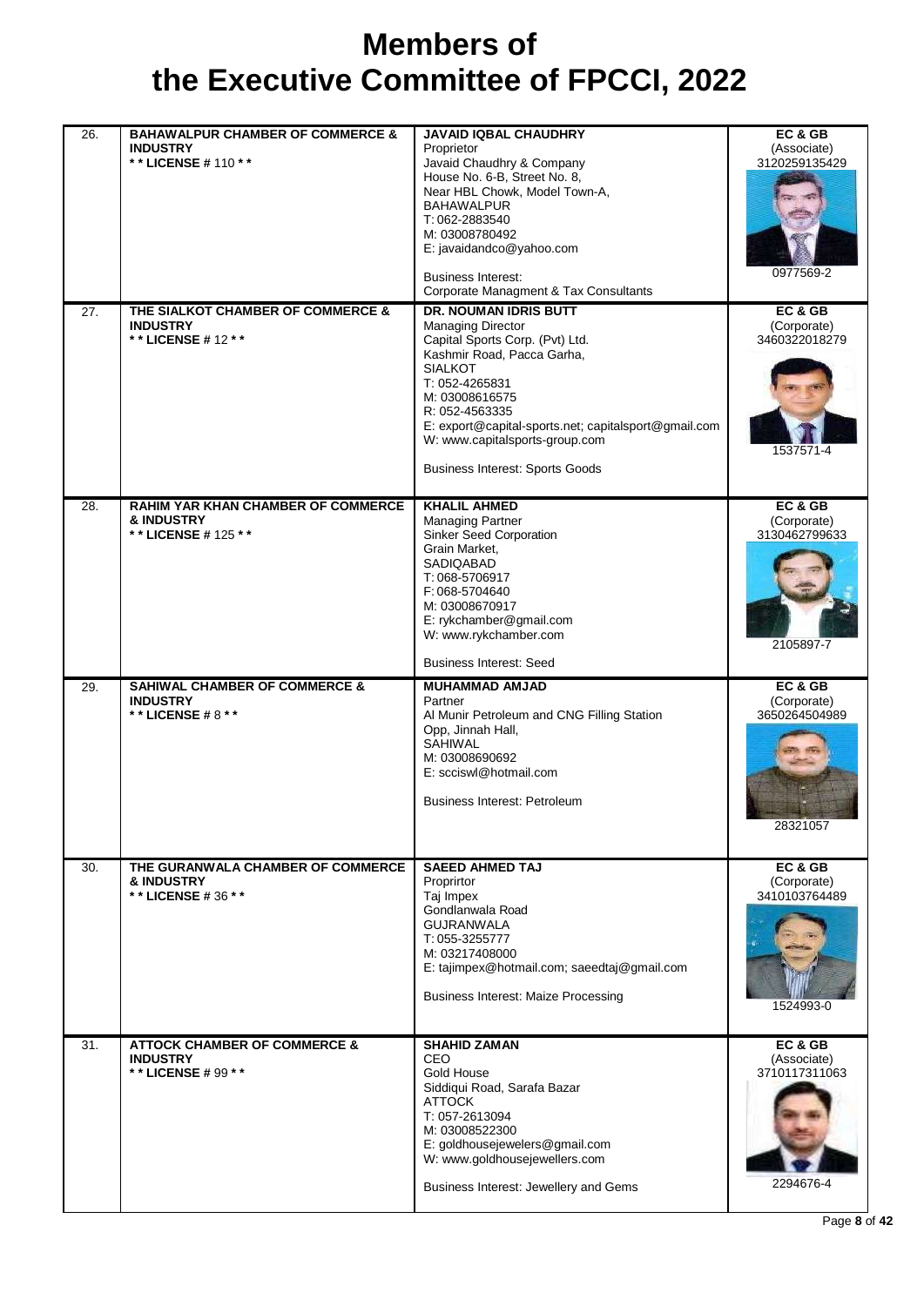# Members of the Executive Committee of FPCCI, 2022

| | | | |
|---|---|---|---|
| 26. | **BAHAWALPUR CHAMBER OF COMMERCE & INDUSTRY**<br>**\* \* LICENSE # 110 \* \*** | **JAVAID IQBAL CHAUDHRY**<br>Proprietor<br>Javaid Chaudhry & Company<br>House No. 6-B, Street No. 8,<br>Near HBL Chowk, Model Town-A,<br>BAHAWALPUR<br>T: 062-2883540<br>M: 03008780492<br>E: javaidandco@yahoo.com<br><br>Business Interest:<br>Corporate Managment & Tax Consultants | **EC & GB**<br>(Associate)<br>3120259135429<br><br>0977569-2 |
| 27. | **THE SIALKOT CHAMBER OF COMMERCE & INDUSTRY**<br>**\* \* LICENSE # 12 \* \*** | **DR. NOUMAN IDRIS BUTT**<br>Managing Director<br>Capital Sports Corp. (Pvt) Ltd.<br>Kashmir Road, Pacca Garha,<br>SIALKOT<br>T: 052-4265831<br>M: 03008616575<br>R: 052-4563335<br>E: export@capital-sports.net; capitalsport@gmail.com<br>W: www.capitalsports-group.com<br><br>Business Interest: Sports Goods | **EC & GB**<br>(Corporate)<br>3460322018279<br><br>1537571-4 |
| 28. | **RAHIM YAR KHAN CHAMBER OF COMMERCE & INDUSTRY**<br>**\* \* LICENSE # 125 \* \*** | **KHALIL AHMED**<br>Managing Partner<br>Sinker Seed Corporation<br>Grain Market,<br>SADIQABAD<br>T: 068-5706917<br>F: 068-5704640<br>M: 03008670917<br>E: rykchamber@gmail.com<br>W: www.rykchamber.com<br><br>Business Interest: Seed | **EC & GB**<br>(Corporate)<br>3130462799633<br><br>2105897-7 |
| 29. | **SAHIWAL CHAMBER OF COMMERCE & INDUSTRY**<br>**\* \* LICENSE # 8 \* \*** | **MUHAMMAD AMJAD**<br>Partner<br>Al Munir Petroleum and CNG Filling Station<br>Opp, Jinnah Hall,<br>SAHIWAL<br>M: 03008690692<br>E: scciswl@hotmail.com<br><br>Business Interest: Petroleum | **EC & GB**<br>(Corporate)<br>3650264504989<br><br>28321057 |
| 30. | **THE GURANWALA CHAMBER OF COMMERCE & INDUSTRY**<br>**\* \* LICENSE # 36 \* \*** | **SAEED AHMED TAJ**<br>Proprirtor<br>Taj Impex<br>Gondlanwala Road<br>GUJRANWALA<br>T: 055-3255777<br>M: 03217408000<br>E: tajimpex@hotmail.com; saeedtaj@gmail.com<br><br>Business Interest: Maize Processing | **EC & GB**<br>(Corporate)<br>3410103764489<br><br>1524993-0 |
| 31. | **ATTOCK CHAMBER OF COMMERCE & INDUSTRY**<br>**\* \* LICENSE # 99 \* \*** | **SHAHID ZAMAN**<br>CEO<br>Gold House<br>Siddiqui Road, Sarafa Bazar<br>ATTOCK<br>T: 057-2613094<br>M: 03008522300<br>E: goldhousejewelers@gmail.com<br>W: www.goldhousejewellers.com<br><br>Business Interest: Jewellery and Gems | **EC & GB**<br>(Associate)<br>3710117311063<br><br>2294676-4 |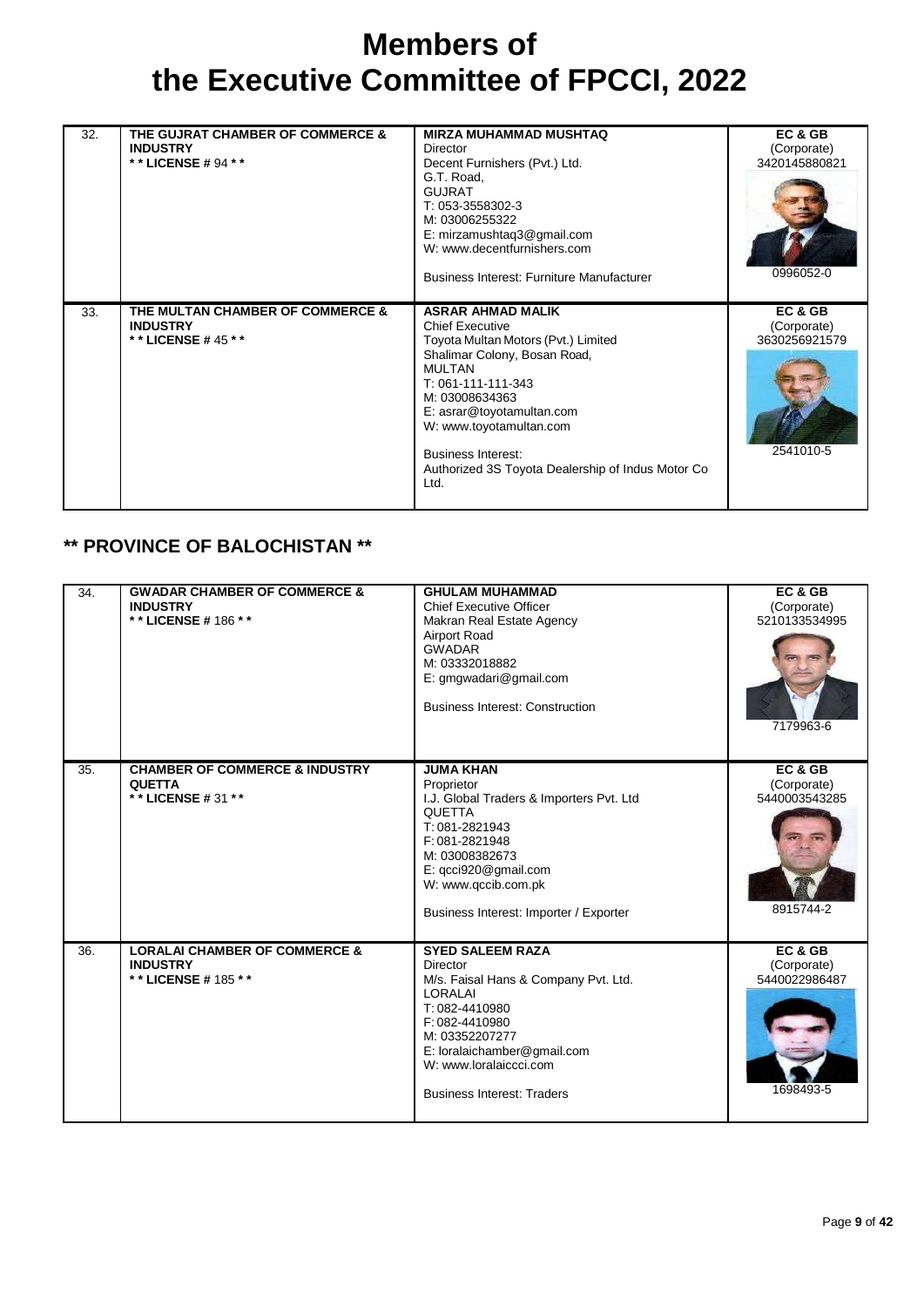# Members of the Executive Committee of FPCCI, 2022

| | | | |
|---|---|---|---|
| 32. | **THE GUJRAT CHAMBER OF COMMERCE & INDUSTRY**<br>**\* \* LICENSE # 94 \* \*** | **MIRZA MUHAMMAD MUSHTAQ**<br>Director<br>Decent Furnishers (Pvt.) Ltd.<br>G.T. Road,<br>GUJRAT<br>T: 053-3558302-3<br>M: 03006255322<br>E: mirzamushtaq3@gmail.com<br>W: www.decentfurnishers.com<br><br>Business Interest: Furniture Manufacturer | **EC & GB**<br>(Corporate)<br>3420145880821<br><br>0996052-0 |
| 33. | **THE MULTAN CHAMBER OF COMMERCE & INDUSTRY**<br>**\* \* LICENSE # 45 \* \*** | **ASRAR AHMAD MALIK**<br>Chief Executive<br>Toyota Multan Motors (Pvt.) Limited<br>Shalimar Colony, Bosan Road,<br>MULTAN<br>T: 061-111-111-343<br>M: 03008634363<br>E: asrar@toyotamultan.com<br>W: www.toyotamultan.com<br><br>Business Interest:<br>Authorized 3S Toyota Dealership of Indus Motor Co Ltd. | **EC & GB**<br>(Corporate)<br>3630256921579<br><br>2541010-5 |

## ** PROVINCE OF BALOCHISTAN **

| | | | |
|---|---|---|---|
| 34. | **GWADAR CHAMBER OF COMMERCE & INDUSTRY**<br>**\* \* LICENSE # 186 \* \*** | **GHULAM MUHAMMAD**<br>Chief Executive Officer<br>Makran Real Estate Agency<br>Airport Road<br>GWADAR<br>M: 03332018882<br>E: gmgwadari@gmail.com<br><br>Business Interest: Construction | **EC & GB**<br>(Corporate)<br>5210133534995<br><br>7179963-6 |
| 35. | **CHAMBER OF COMMERCE & INDUSTRY QUETTA**<br>**\* \* LICENSE # 31 \* \*** | **JUMA KHAN**<br>Proprietor<br>I.J. Global Traders & Importers Pvt. Ltd<br>QUETTA<br>T: 081-2821943<br>F: 081-2821948<br>M: 03008382673<br>E: qcci920@gmail.com<br>W: www.qccib.com.pk<br><br>Business Interest: Importer / Exporter | **EC & GB**<br>(Corporate)<br>5440003543285<br><br>8915744-2 |
| 36. | **LORALAI CHAMBER OF COMMERCE & INDUSTRY**<br>**\* \* LICENSE # 185 \* \*** | **SYED SALEEM RAZA**<br>Director<br>M/s. Faisal Hans & Company Pvt. Ltd.<br>LORALAI<br>T: 082-4410980<br>F: 082-4410980<br>M: 03352207277<br>E: loralaichamber@gmail.com<br>W: www.loralaiccci.com<br><br>Business Interest: Traders | **EC & GB**<br>(Corporate)<br>5440022986487<br><br>1698493-5 |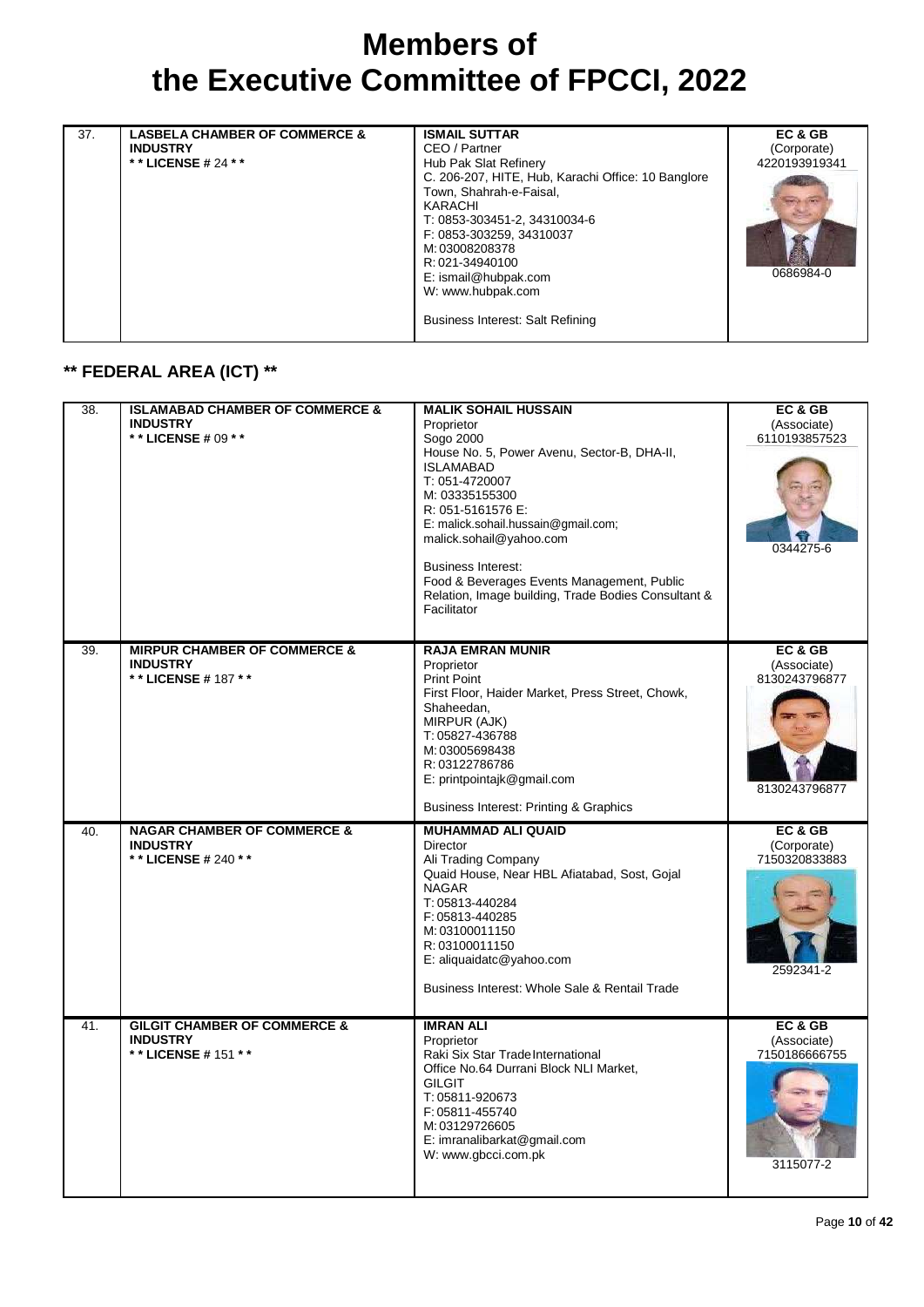# Members of the Executive Committee of FPCCI, 2022

| | | | |
|---|---|---|---|
| 37. | **LASBELA CHAMBER OF COMMERCE & INDUSTRY**<br>**\* \* LICENSE # 24 \* \*** | **ISMAIL SUTTAR**<br>CEO / Partner<br>Hub Pak Slat Refinery<br>C. 206-207, HITE, Hub, Karachi Office: 10 Banglore Town, Shahrah-e-Faisal,<br>KARACHI<br>T: 0853-303451-2, 34310034-6<br>F: 0853-303259, 34310037<br>M: 03008208378<br>R: 021-34940100<br>E: ismail@hubpak.com<br>W: www.hubpak.com<br><br>Business Interest: Salt Refining | **EC & GB**<br>(Corporate)<br>4220193919341<br><br>0686984-0 |

## ** FEDERAL AREA (ICT) **

| | | | |
|---|---|---|---|
| 38. | **ISLAMABAD CHAMBER OF COMMERCE & INDUSTRY**<br>**\* \* LICENSE # 09 \* \*** | **MALIK SOHAIL HUSSAIN**<br>Proprietor<br>Sogo 2000<br>House No. 5, Power Avenu, Sector-B, DHA-II,<br>ISLAMABAD<br>T: 051-4720007<br>M: 03335155300<br>R: 051-5161576 E:<br>E: malick.sohail.hussain@gmail.com; malick.sohail@yahoo.com<br><br>Business Interest:<br>Food & Beverages Events Management, Public Relation, Image building, Trade Bodies Consultant & Facilitator | **EC & GB**<br>(Associate)<br>6110193857523<br><br>0344275-6 |
| 39. | **MIRPUR CHAMBER OF COMMERCE & INDUSTRY**<br>**\* \* LICENSE # 187 \* \*** | **RAJA EMRAN MUNIR**<br>Proprietor<br>Print Point<br>First Floor, Haider Market, Press Street, Chowk, Shaheedan,<br>MIRPUR (AJK)<br>T: 05827-436788<br>M: 03005698438<br>R: 03122786786<br>E: printpointajk@gmail.com<br><br>Business Interest: Printing & Graphics | **EC & GB**<br>(Associate)<br>8130243796877<br><br>8130243796877 |
| 40. | **NAGAR CHAMBER OF COMMERCE & INDUSTRY**<br>**\* \* LICENSE # 240 \* \*** | **MUHAMMAD ALI QUAID**<br>Director<br>Ali Trading Company<br>Quaid House, Near HBL Afiatabad, Sost, Gojal<br>NAGAR<br>T: 05813-440284<br>F: 05813-440285<br>M: 03100011150<br>R: 03100011150<br>E: aliquaidatc@yahoo.com<br><br>Business Interest: Whole Sale & Rentail Trade | **EC & GB**<br>(Corporate)<br>7150320833883<br><br>2592341-2 |
| 41. | **GILGIT CHAMBER OF COMMERCE & INDUSTRY**<br>**\* \* LICENSE # 151 \* \*** | **IMRAN ALI**<br>Proprietor<br>Raki Six Star Trade International<br>Office No.64 Durrani Block NLI Market,<br>GILGIT<br>T: 05811-920673<br>F: 05811-455740<br>M: 03129726605<br>E: imranalibarkat@gmail.com<br>W: www.gbcci.com.pk | **EC & GB**<br>(Associate)<br>7150186666755<br><br>3115077-2 |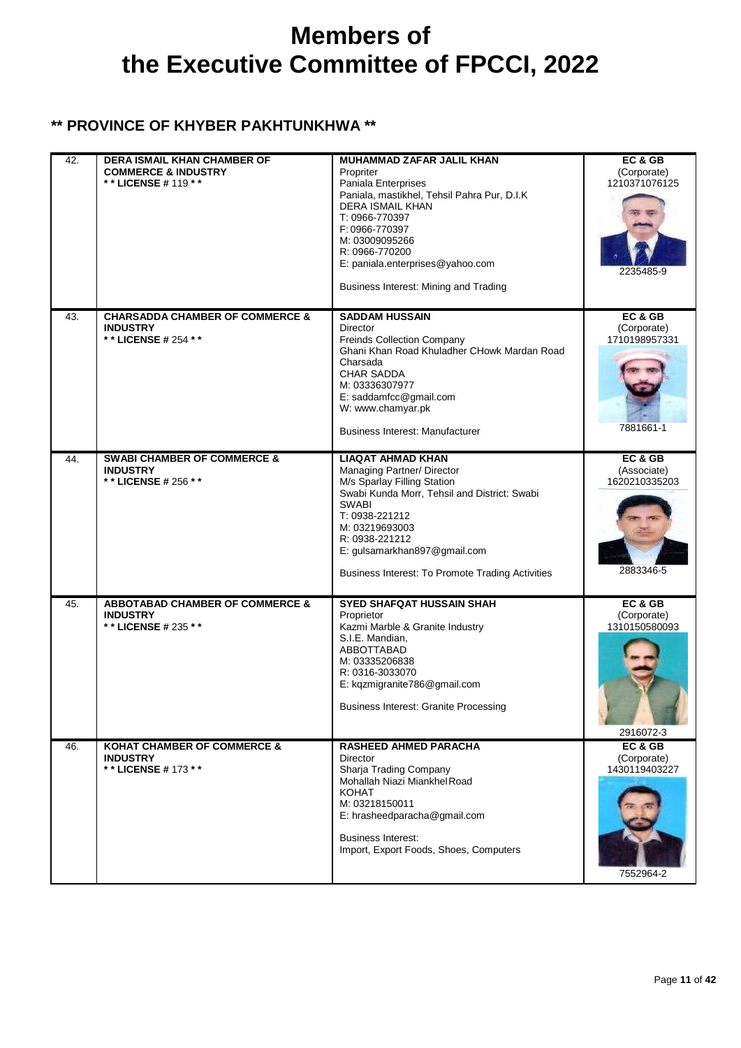# Members of the Executive Committee of FPCCI, 2022

## ** PROVINCE OF KHYBER PAKHTUNKHWA **

| | | | |
|---|---|---|---|
| 42. | **DERA ISMAIL KHAN CHAMBER OF COMMERCE & INDUSTRY**<br>**\* \* LICENSE # 119 \* \*** | **MUHAMMAD ZAFAR JALIL KHAN**<br>Propriter<br>Paniala Enterprises<br>Paniala, mastikhel, Tehsil Pahra Pur, D.I.K<br>DERA ISMAIL KHAN<br>T: 0966-770397<br>F: 0966-770397<br>M: 03009095266<br>R: 0966-770200<br>E: paniala.enterprises@yahoo.com<br><br>Business Interest: Mining and Trading | **EC & GB**<br>(Corporate)<br>1210371076125<br><br>2235485-9 |
| 43. | **CHARSADDA CHAMBER OF COMMERCE & INDUSTRY**<br>**\* \* LICENSE # 254 \* \*** | **SADDAM HUSSAIN**<br>Director<br>Freinds Collection Company<br>Ghani Khan Road Khuladher CHowk Mardan Road Charsada<br>CHAR SADDA<br>M: 03336307977<br>E: saddamfcc@gmail.com<br>W: www.chamyar.pk<br><br>Business Interest: Manufacturer | **EC & GB**<br>(Corporate)<br>1710198957331<br><br>7881661-1 |
| 44. | **SWABI CHAMBER OF COMMERCE & INDUSTRY**<br>**\* \* LICENSE # 256 \* \*** | **LIAQAT AHMAD KHAN**<br>Managing Partner/ Director<br>M/s Sparlay Filling Station<br>Swabi Kunda Morr, Tehsil and District: Swabi<br>SWABI<br>T: 0938-221212<br>M: 03219693003<br>R: 0938-221212<br>E: gulsamarkhan897@gmail.com<br><br>Business Interest: To Promote Trading Activities | **EC & GB**<br>(Associate)<br>1620210335203<br><br>2883346-5 |
| 45. | **ABBOTABAD CHAMBER OF COMMERCE & INDUSTRY**<br>**\* \* LICENSE # 235 \* \*** | **SYED SHAFQAT HUSSAIN SHAH**<br>Proprietor<br>Kazmi Marble & Granite Industry<br>S.I.E. Mandian,<br>ABBOTTABAD<br>M: 03335206838<br>R: 0316-3033070<br>E: kqzmigranite786@gmail.com<br><br>Business Interest: Granite Processing | **EC & GB**<br>(Corporate)<br>1310150580093<br><br>2916072-3 |
| 46. | **KOHAT CHAMBER OF COMMERCE & INDUSTRY**<br>**\* \* LICENSE # 173 \* \*** | **RASHEED AHMED PARACHA**<br>Director<br>Sharja Trading Company<br>Mohallah Niazi Miankhel Road<br>KOHAT<br>M: 03218150011<br>E: hrasheedparacha@gmail.com<br><br>Business Interest:<br>Import, Export Foods, Shoes, Computers | **EC & GB**<br>(Corporate)<br>1430119403227<br><br>7552964-2 |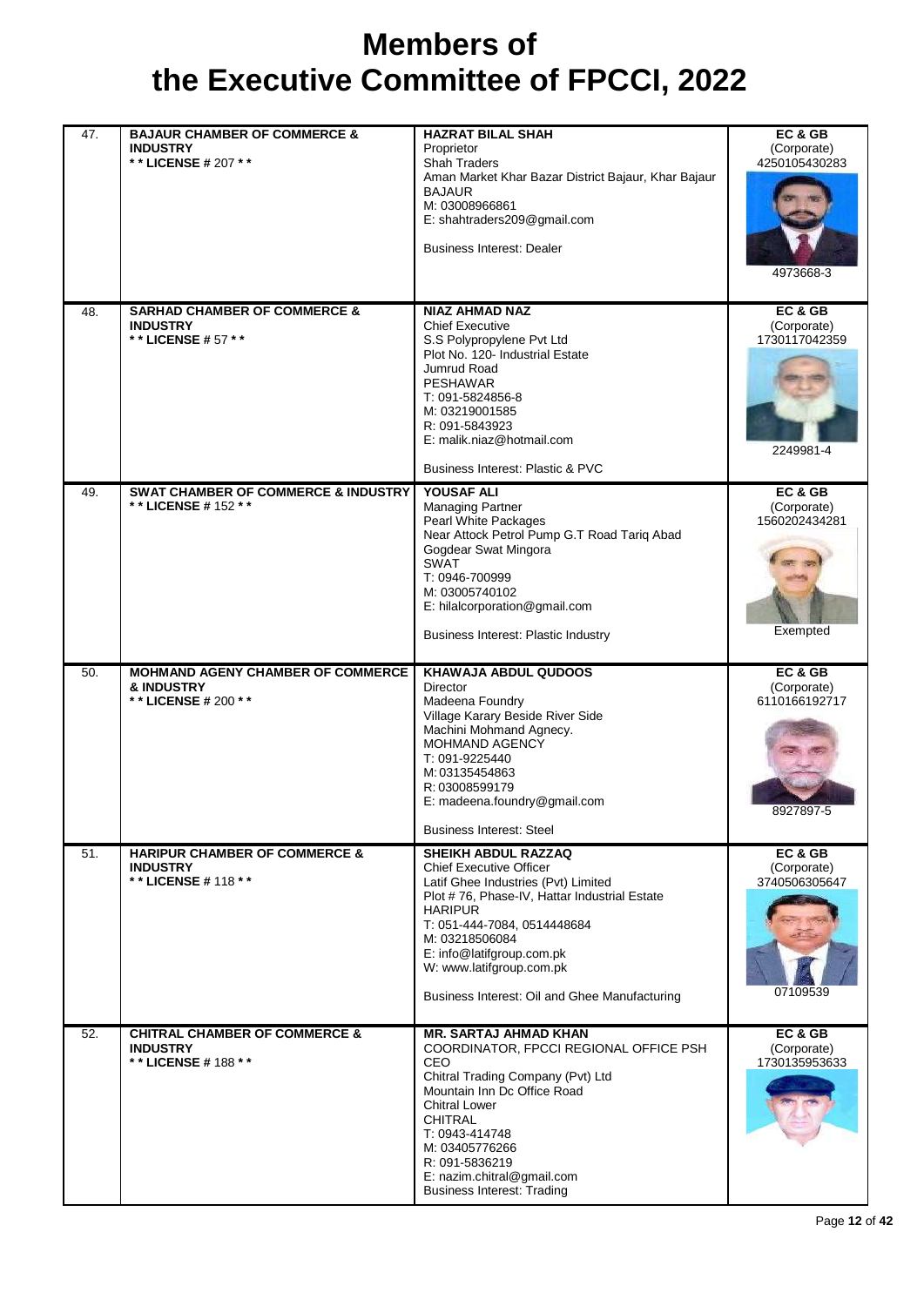# Members of the Executive Committee of FPCCI, 2022

| | | | |
|---|---|---|---|
| 47. | **BAJAUR CHAMBER OF COMMERCE & INDUSTRY** <br> **\* \* LICENSE # 207 \* \*** | **HAZRAT BILAL SHAH** <br> Proprietor <br> Shah Traders <br> Aman Market Khar Bazar District Bajaur, Khar Bajaur <br> BAJAUR <br> M: 03008966861 <br> E: shahtraders209@gmail.com <br><br> Business Interest: Dealer | **EC & GB** <br> (Corporate) <br> 4250105430283 <br><br> 4973668-3 |
| 48. | **SARHAD CHAMBER OF COMMERCE & INDUSTRY** <br> **\* \* LICENSE # 57 \* \*** | **NIAZ AHMAD NAZ** <br> Chief Executive <br> S.S Polypropylene Pvt Ltd <br> Plot No. 120- Industrial Estate <br> Jumrud Road <br> PESHAWAR <br> T: 091-5824856-8 <br> M: 03219001585 <br> R: 091-5843923 <br> E: malik.niaz@hotmail.com <br><br> Business Interest: Plastic & PVC | **EC & GB** <br> (Corporate) <br> 1730117042359 <br><br> 2249981-4 |
| 49. | **SWAT CHAMBER OF COMMERCE & INDUSTRY** <br> **\* \* LICENSE # 152 \* \*** | **YOUSAF ALI** <br> Managing Partner <br> Pearl White Packages <br> Near Attock Petrol Pump G.T Road Tariq Abad <br> Gogdear Swat Mingora <br> SWAT <br> T: 0946-700999 <br> M: 03005740102 <br> E: hilalcorporation@gmail.com <br><br> Business Interest: Plastic Industry | **EC & GB** <br> (Corporate) <br> 1560202434281 <br><br> Exempted |
| 50. | **MOHMAND AGENY CHAMBER OF COMMERCE & INDUSTRY** <br> **\* \* LICENSE # 200 \* \*** | **KHAWAJA ABDUL QUDOOS** <br> Director <br> Madeena Foundry <br> Village Karary Beside River Side <br> Machini Mohmand Agnecy. <br> MOHMAND AGENCY <br> T: 091-9225440 <br> M: 03135454863 <br> R: 03008599179 <br> E: madeena.foundry@gmail.com <br><br> Business Interest: Steel | **EC & GB** <br> (Corporate) <br> 6110166192717 <br><br> 8927897-5 |
| 51. | **HARIPUR CHAMBER OF COMMERCE & INDUSTRY** <br> **\* \* LICENSE # 118 \* \*** | **SHEIKH ABDUL RAZZAQ** <br> Chief Executive Officer <br> Latif Ghee Industries (Pvt) Limited <br> Plot # 76, Phase-IV, Hattar Industrial Estate <br> HARIPUR <br> T: 051-444-7084, 0514448684 <br> M: 03218506084 <br> E: info@latifgroup.com.pk <br> W: www.latifgroup.com.pk <br><br> Business Interest: Oil and Ghee Manufacturing | **EC & GB** <br> (Corporate) <br> 3740506305647 <br><br> 07109539 |
| 52. | **CHITRAL CHAMBER OF COMMERCE & INDUSTRY** <br> **\* \* LICENSE # 188 \* \*** | **MR. SARTAJ AHMAD KHAN** <br> COORDINATOR, FPCCI REGIONAL OFFICE PSH <br> CEO <br> Chitral Trading Company (Pvt) Ltd <br> Mountain Inn Dc Office Road <br> Chitral Lower <br> CHITRAL <br> T: 0943-414748 <br> M: 03405776266 <br> R: 091-5836219 <br> E: nazim.chitral@gmail.com <br> Business Interest: Trading | **EC & GB** <br> (Corporate) <br> 1730135953633 |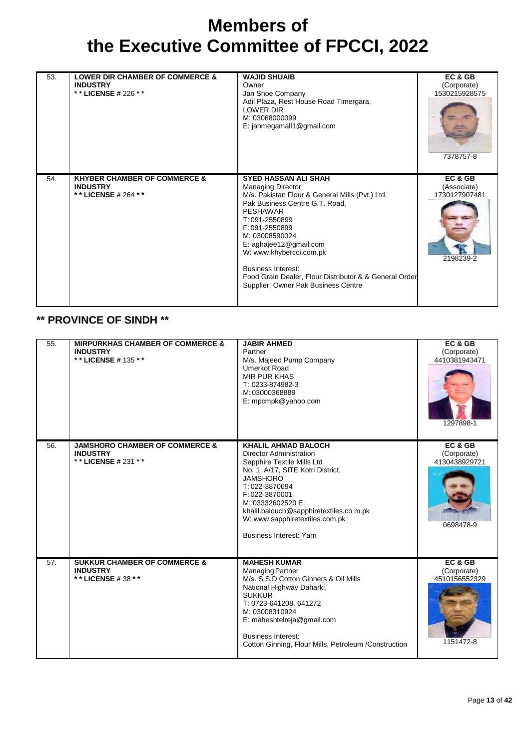# Members of the Executive Committee of FPCCI, 2022

| | | | |
|---|---|---|---|
| 53. | **LOWER DIR CHAMBER OF COMMERCE & INDUSTRY**<br>**\* \* LICENSE # 226 \* \*** | **WAJID SHUAIB**<br>Owner<br>Jan Shoe Company<br>Adil Plaza, Rest House Road Timergara,<br>LOWER DIR<br>M: 03068000099<br>E: janmegamall1@gmail.com | **EC & GB**<br>(Corporate)<br>1530215928575<br>7378757-8 |
| 54. | **KHYBER CHAMBER OF COMMERCE & INDUSTRY**<br>**\* \* LICENSE # 264 \* \*** | **SYED HASSAN ALI SHAH**<br>Managing Director<br>M/s. Pakistan Flour & General Mills (Pvt.) Ltd.<br>Pak Business Centre G.T. Road,<br>PESHAWAR<br>T: 091-2550899<br>F: 091-2550899<br>M: 03008590024<br>E: aghajee12@gmail.com<br>W: www.khybercci.com.pk<br><br>Business Interest:<br>Food Grain Dealer, Flour Distributor & & General Order Supplier, Owner Pak Business Centre | **EC & GB**<br>(Associate)<br>1730127907481<br>2198239-2 |

## ** PROVINCE OF SINDH **

| | | | |
|---|---|---|---|
| 55. | **MIRPURKHAS CHAMBER OF COMMERCE & INDUSTRY**<br>**\* \* LICENSE # 135 \* \*** | **JABIR AHMED**<br>Partner<br>M/s. Majeed Pump Company<br>Umerkot Road<br>MIR PUR KHAS<br>T: 0233-874982-3<br>M: 03000368889<br>E: mpcmpk@yahoo.com | **EC & GB**<br>(Corporate)<br>4410381943471<br>1297898-1 |
| 56. | **JAMSHORO CHAMBER OF COMMERCE & INDUSTRY**<br>**\* \* LICENSE # 231 \* \*** | **KHALIL AHMAD BALOCH**<br>Director Administration<br>Sapphire Textile Mills Ltd<br>No. 1, A/17, SITE Kotri District,<br>JAMSHORO<br>T: 022-3870694<br>F: 022-3870001<br>M: 03332602520 E:<br>khalil.balouch@sapphiretextiles.co m.pk<br>W: www.sapphiretextiles.com.pk<br><br>Business Interest: Yarn | **EC & GB**<br>(Corporate)<br>4130438929721<br>0698478-9 |
| 57. | **SUKKUR CHAMBER OF COMMERCE & INDUSTRY**<br>**\* \* LICENSE # 38 \* \*** | **MAHESH KUMAR**<br>Managing Partner<br>M/s. S.S.D Cotton Ginners & Oil Mills<br>National Highway Daharki,<br>SUKKUR<br>T: 0723-641208, 641272<br>M: 03008310924<br>E: maheshtelreja@gmail.com<br><br>Business Interest:<br>Cotton Ginning, Flour Mills, Petroleum /Construction | **EC & GB**<br>(Corporate)<br>4510156552329<br>1151472-8 |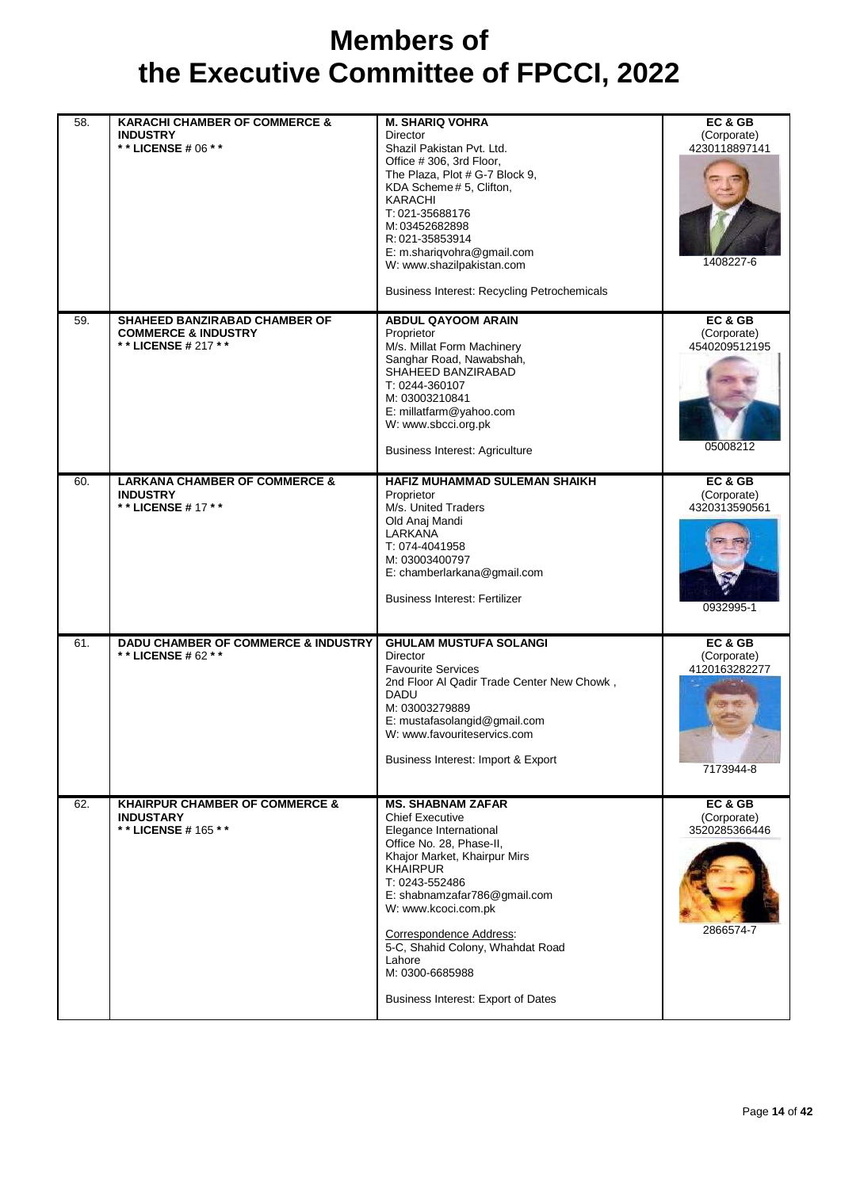# Members of the Executive Committee of FPCCI, 2022

| | | | |
|---|---|---|---|
| 58. | **KARACHI CHAMBER OF COMMERCE & INDUSTRY**<br>**\* \* LICENSE # 06 \* \*** | **M. SHARIQ VOHRA**<br>Director<br>Shazil Pakistan Pvt. Ltd.<br>Office # 306, 3rd Floor,<br>The Plaza, Plot # G-7 Block 9,<br>KDA Scheme # 5, Clifton,<br>KARACHI<br>T: 021-35688176<br>M: 03452682898<br>R: 021-35853914<br>E: m.shariqvohra@gmail.com<br>W: www.shazilpakistan.com<br><br>Business Interest: Recycling Petrochemicals | **EC & GB**<br>(Corporate)<br>4230118897141<br><br>1408227-6 |
| 59. | **SHAHEED BANZIRABAD CHAMBER OF COMMERCE & INDUSTRY**<br>**\* \* LICENSE # 217 \* \*** | **ABDUL QAYOOM ARAIN**<br>Proprietor<br>M/s. Millat Form Machinery<br>Sanghar Road, Nawabshah,<br>SHAHEED BANZIRABAD<br>T: 0244-360107<br>M: 03003210841<br>E: millatfarm@yahoo.com<br>W: www.sbcci.org.pk<br><br>Business Interest: Agriculture | **EC & GB**<br>(Corporate)<br>4540209512195<br><br>05008212 |
| 60. | **LARKANA CHAMBER OF COMMERCE & INDUSTRY**<br>**\* \* LICENSE # 17 \* \*** | **HAFIZ MUHAMMAD SULEMAN SHAIKH**<br>Proprietor<br>M/s. United Traders<br>Old Anaj Mandi<br>LARKANA<br>T: 074-4041958<br>M: 03003400797<br>E: chamberlarkana@gmail.com<br><br>Business Interest: Fertilizer | **EC & GB**<br>(Corporate)<br>4320313590561<br><br>0932995-1 |
| 61. | **DADU CHAMBER OF COMMERCE & INDUSTRY**<br>**\* \* LICENSE # 62 \* \*** | **GHULAM MUSTUFA SOLANGI**<br>Director<br>Favourite Services<br>2nd Floor Al Qadir Trade Center New Chowk ,<br>DADU<br>M: 03003279889<br>E: mustafasolangid@gmail.com<br>W: www.favouriteservics.com<br><br>Business Interest: Import & Export | **EC & GB**<br>(Corporate)<br>4120163282277<br><br>7173944-8 |
| 62. | **KHAIRPUR CHAMBER OF COMMERCE & INDUSTARY**<br>**\* \* LICENSE # 165 \* \*** | **MS. SHABNAM ZAFAR**<br>Chief Executive<br>Elegance International<br>Office No. 28, Phase-II,<br>Khajor Market, Khairpur Mirs<br>KHAIRPUR<br>T: 0243-552486<br>E: shabnamzafar786@gmail.com<br>W: www.kcoci.com.pk<br><br>Correspondence Address:<br>5-C, Shahid Colony, Whahdat Road<br>Lahore<br>M: 0300-6685988<br><br>Business Interest: Export of Dates | **EC & GB**<br>(Corporate)<br>3520285366446<br><br>2866574-7 |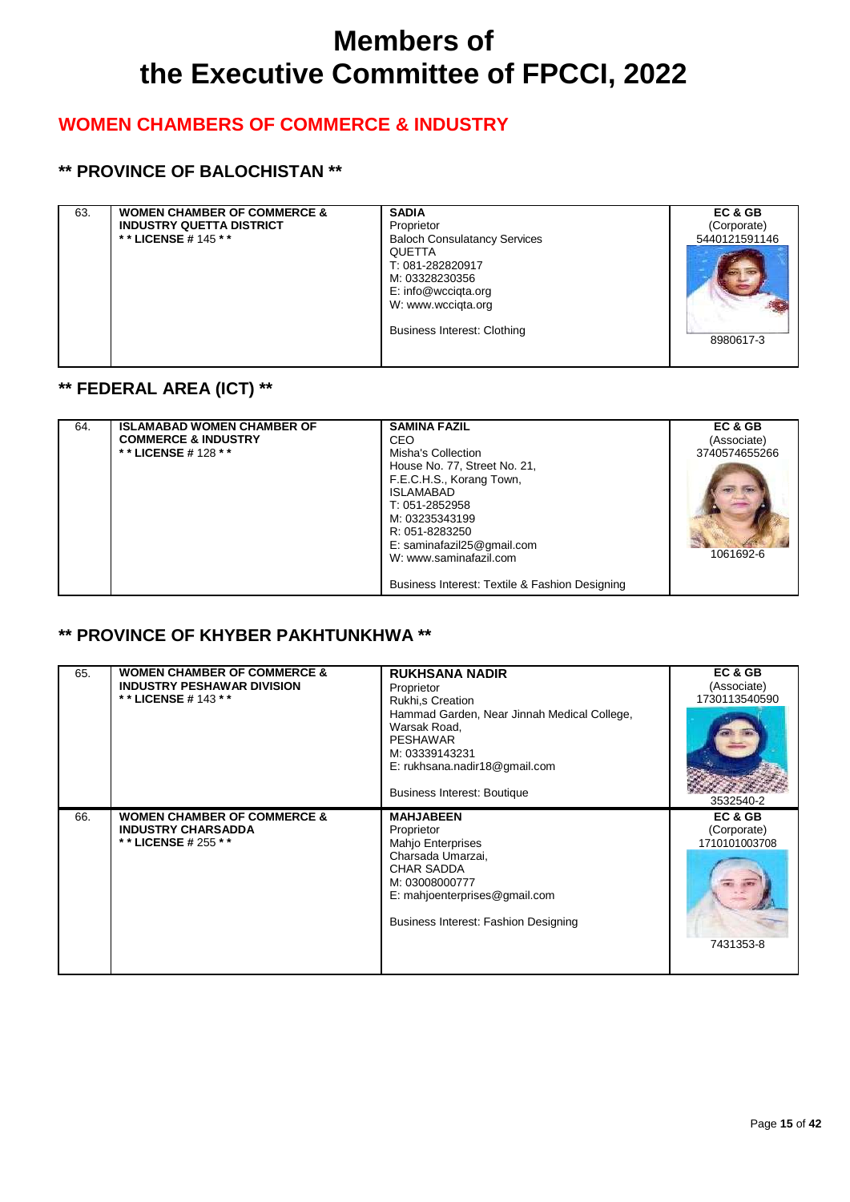# Members of the Executive Committee of FPCCI, 2022

## WOMEN CHAMBERS OF COMMERCE & INDUSTRY

### ** PROVINCE OF BALOCHISTAN **

| | | | |
|---|---|---|---|
| 63. | **WOMEN CHAMBER OF COMMERCE & INDUSTRY QUETTA DISTRICT**<br>**** LICENSE # 145 ****  | **SADIA**<br>Proprietor<br>Baloch Consulatancy Services<br>QUETTA<br>T: 081-282820917<br>M: 03328230356<br>E: info@wcciqta.org<br>W: www.wcciqta.org<br><br>Business Interest: Clothing | **EC & GB**<br>(Corporate)<br>5440121591146<br><br>8980617-3 |

### ** FEDERAL AREA (ICT) **

| | | | |
|---|---|---|---|
| 64. | **ISLAMABAD WOMEN CHAMBER OF COMMERCE & INDUSTRY**<br>**** LICENSE # 128 ****  | **SAMINA FAZIL**<br>CEO<br>Misha's Collection<br>House No. 77, Street No. 21,<br>F.E.C.H.S., Korang Town,<br>ISLAMABAD<br>T: 051-2852958<br>M: 03235343199<br>R: 051-8283250<br>E: saminafazil25@gmail.com<br>W: www.saminafazil.com<br><br>Business Interest: Textile & Fashion Designing | **EC & GB**<br>(Associate)<br>3740574655266<br><br>1061692-6 |

### ** PROVINCE OF KHYBER PAKHTUNKHWA **

| | | | |
|---|---|---|---|
| 65. | **WOMEN CHAMBER OF COMMERCE & INDUSTRY PESHAWAR DIVISION**<br>**** LICENSE # 143 ****  | **RUKHSANA NADIR**<br>Proprietor<br>Rukhi,s Creation<br>Hammad Garden, Near Jinnah Medical College,<br>Warsak Road,<br>PESHAWAR<br>M: 03339143231<br>E: rukhsana.nadir18@gmail.com<br><br>Business Interest: Boutique | **EC & GB**<br>(Associate)<br>1730113540590<br><br>3532540-2 |
| 66. | **WOMEN CHAMBER OF COMMERCE & INDUSTRY CHARSADDA**<br>**** LICENSE # 255 ****  | **MAHJABEEN**<br>Proprietor<br>Mahjo Enterprises<br>Charsada Umarzai,<br>CHAR SADDA<br>M: 03008000777<br>E: mahjoenterprises@gmail.com<br><br>Business Interest: Fashion Designing | **EC & GB**<br>(Corporate)<br>1710101003708<br><br>7431353-8 |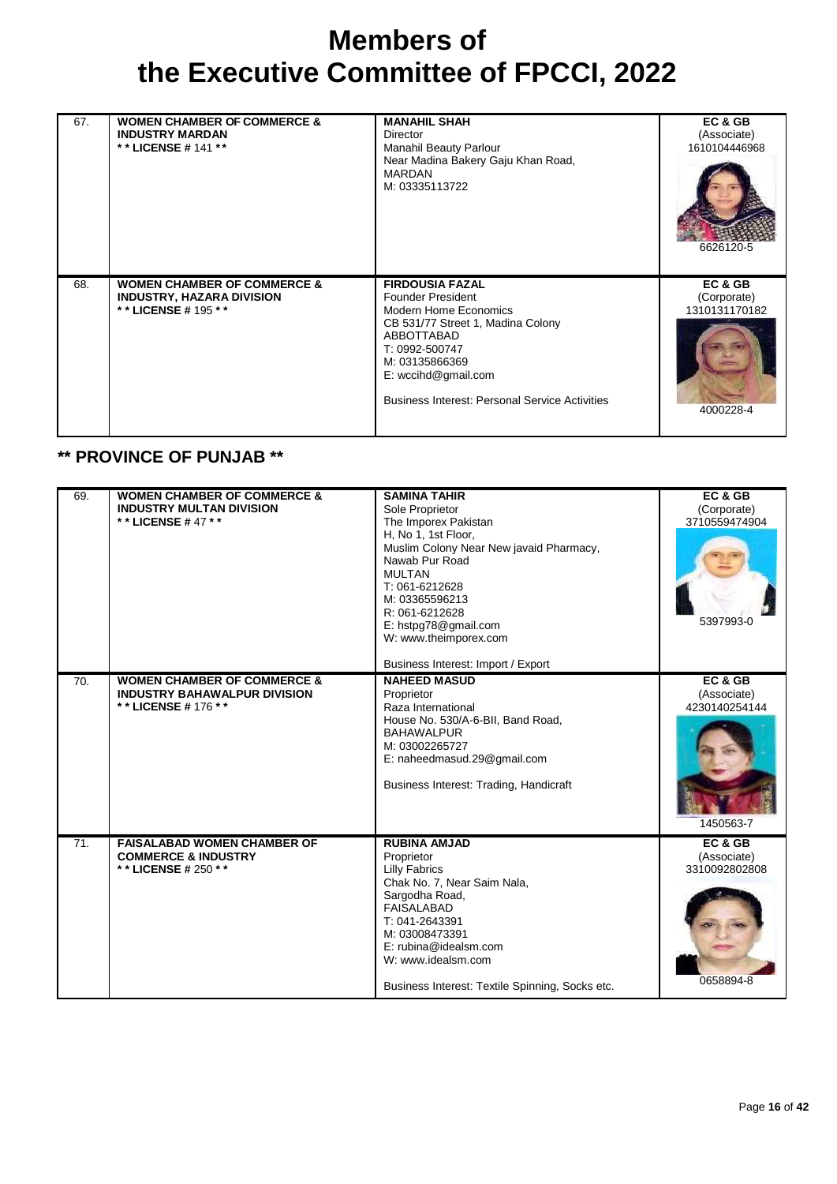# Members of the Executive Committee of FPCCI, 2022

| | | | |
|---|---|---|---|
| 67. | **WOMEN CHAMBER OF COMMERCE & INDUSTRY MARDAN**<br>**\* \* LICENSE # 141 \* \*** | **MANAHIL SHAH**<br>Director<br>Manahil Beauty Parlour<br>Near Madina Bakery Gaju Khan Road,<br>MARDAN<br>M: 03335113722 | **EC & GB**<br>(Associate)<br>1610104446968<br>6626120-5 |
| 68. | **WOMEN CHAMBER OF COMMERCE & INDUSTRY, HAZARA DIVISION**<br>**\* \* LICENSE # 195 \* \*** | **FIRDOUSIA FAZAL**<br>Founder President<br>Modern Home Economics<br>CB 531/77 Street 1, Madina Colony<br>ABBOTTABAD<br>T: 0992-500747<br>M: 03135866369<br>E: wccihd@gmail.com<br><br>Business Interest: Personal Service Activities | **EC & GB**<br>(Corporate)<br>1310131170182<br>4000228-4 |

## \*\* PROVINCE OF PUNJAB \*\*

| | | | |
|---|---|---|---|
| 69. | **WOMEN CHAMBER OF COMMERCE & INDUSTRY MULTAN DIVISION**<br>**\* \* LICENSE # 47 \* \*** | **SAMINA TAHIR**<br>Sole Proprietor<br>The Imporex Pakistan<br>H, No 1, 1st Floor,<br>Muslim Colony Near New javaid Pharmacy,<br>Nawab Pur Road<br>MULTAN<br>T: 061-6212628<br>M: 03365596213<br>R: 061-6212628<br>E: hstpg78@gmail.com<br>W: www.theimporex.com<br><br>Business Interest: Import / Export | **EC & GB**<br>(Corporate)<br>3710559474904<br>5397993-0 |
| 70. | **WOMEN CHAMBER OF COMMERCE & INDUSTRY BAHAWALPUR DIVISION**<br>**\* \* LICENSE # 176 \* \*** | **NAHEED MASUD**<br>Proprietor<br>Raza International<br>House No. 530/A-6-BII, Band Road,<br>BAHAWALPUR<br>M: 03002265727<br>E: naheedmasud.29@gmail.com<br><br>Business Interest: Trading, Handicraft | **EC & GB**<br>(Associate)<br>4230140254144<br>1450563-7 |
| 71. | **FAISALABAD WOMEN CHAMBER OF COMMERCE & INDUSTRY**<br>**\* \* LICENSE # 250 \* \*** | **RUBINA AMJAD**<br>Proprietor<br>Lilly Fabrics<br>Chak No. 7, Near Saim Nala,<br>Sargodha Road,<br>FAISALABAD<br>T: 041-2643391<br>M: 03008473391<br>E: rubina@idealsm.com<br>W: www.idealsm.com<br><br>Business Interest: Textile Spinning, Socks etc. | **EC & GB**<br>(Associate)<br>3310092802808<br>0658894-8 |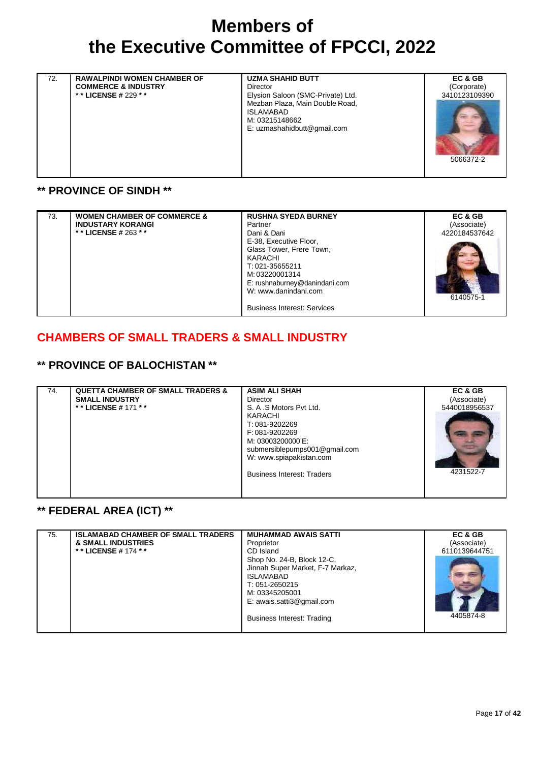# Members of the Executive Committee of FPCCI, 2022

| | | | |
|---|---|---|---|
| 72. | **RAWALPINDI WOMEN CHAMBER OF COMMERCE & INDUSTRY**<br>**\* \* LICENSE # 229 \* \*** | **UZMA SHAHID BUTT**<br>Director<br>Elysion Saloon (SMC-Private) Ltd.<br>Mezban Plaza, Main Double Road,<br>ISLAMABAD<br>M: 03215148662<br>E: uzmashahidbutt@gmail.com | **EC & GB**<br>(Corporate)<br>3410123109390<br>5066372-2 |

## ** PROVINCE OF SINDH **

| | | | |
|---|---|---|---|
| 73. | **WOMEN CHAMBER OF COMMERCE & INDUSTARY KORANGI**<br>**\* \* LICENSE # 263 \* \*** | **RUSHNA SYEDA BURNEY**<br>Partner<br>Dani & Dani<br>E-38, Executive Floor,<br>Glass Tower, Frere Town,<br>KARACHI<br>T: 021-35655211<br>M: 03220001314<br>E: rushnaburney@danindani.com<br>W: www.danindani.com<br><br>Business Interest: Services | **EC & GB**<br>(Associate)<br>4220184537642<br>6140575-1 |

## CHAMBERS OF SMALL TRADERS & SMALL INDUSTRY

## ** PROVINCE OF BALOCHISTAN **

| | | | |
|---|---|---|---|
| 74. | **QUETTA CHAMBER OF SMALL TRADERS & SMALL INDUSTRY**<br>**\* \* LICENSE # 171 \* \*** | **ASIM ALI SHAH**<br>Director<br>S. A .S Motors Pvt Ltd.<br>KARACHI<br>T: 081-9202269<br>F: 081-9202269<br>M: 03003200000 E:<br>submersiblepumps001@gmail.com<br>W: www.spiapakistan.com<br><br>Business Interest: Traders | **EC & GB**<br>(Associate)<br>5440018956537<br>4231522-7 |

## ** FEDERAL AREA (ICT) **

| | | | |
|---|---|---|---|
| 75. | **ISLAMABAD CHAMBER OF SMALL TRADERS & SMALL INDUSTRIES**<br>**\* \* LICENSE # 174 \* \*** | **MUHAMMAD AWAIS SATTI**<br>Proprietor<br>CD Island<br>Shop No. 24-B, Block 12-C,<br>Jinnah Super Market, F-7 Markaz,<br>ISLAMABAD<br>T: 051-2650215<br>M: 03345205001<br>E: awais.satti3@gmail.com<br><br>Business Interest: Trading | **EC & GB**<br>(Associate)<br>6110139644751<br>4405874-8 |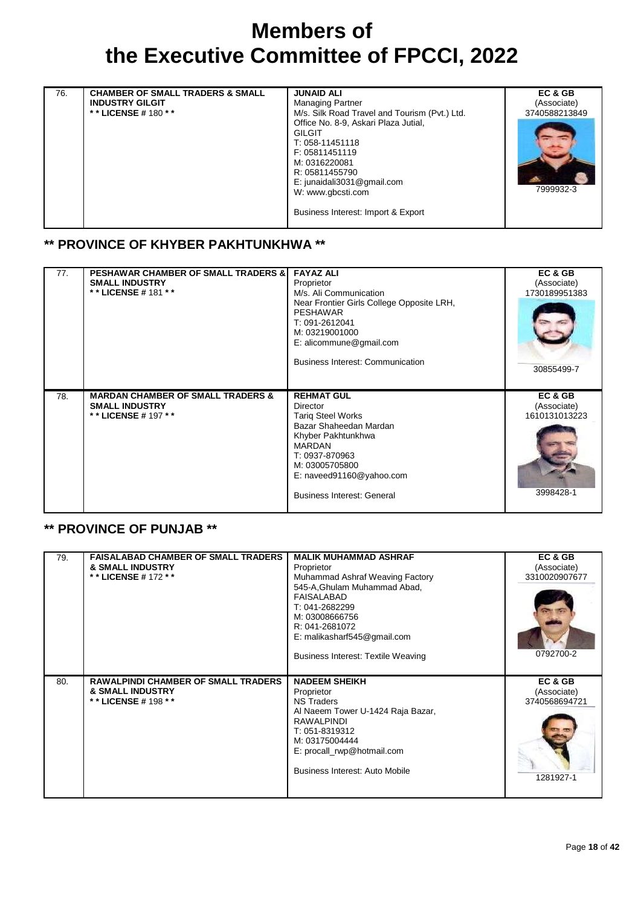# Members of the Executive Committee of FPCCI, 2022

| | | | |
|---|---|---|---|
| 76. | **CHAMBER OF SMALL TRADERS & SMALL INDUSTRY GILGIT**<br>**\* \* LICENSE # 180 \* \*** | **JUNAID ALI**<br>Managing Partner<br>M/s. Silk Road Travel and Tourism (Pvt.) Ltd.<br>Office No. 8-9, Askari Plaza Jutial,<br>GILGIT<br>T: 058-11451118<br>F: 05811451119<br>M: 0316220081<br>R: 05811455790<br>E: junaidali3031@gmail.com<br>W: www.gbcsti.com<br><br>Business Interest: Import & Export | **EC & GB**<br>(Associate)<br>3740588213849<br><br>7999932-3 |

## ** PROVINCE OF KHYBER PAKHTUNKHWA **

| | | | |
|---|---|---|---|
| 77. | **PESHAWAR CHAMBER OF SMALL TRADERS & SMALL INDUSTRY**<br>**\* \* LICENSE # 181 \* \*** | **FAYAZ ALI**<br>Proprietor<br>M/s. Ali Communication<br>Near Frontier Girls College Opposite LRH,<br>PESHAWAR<br>T: 091-2612041<br>M: 03219001000<br>E: alicommune@gmail.com<br><br>Business Interest: Communication | **EC & GB**<br>(Associate)<br>1730189951383<br><br>30855499-7 |
| 78. | **MARDAN CHAMBER OF SMALL TRADERS & SMALL INDUSTRY**<br>**\* \* LICENSE # 197 \* \*** | **REHMAT GUL**<br>Director<br>Tariq Steel Works<br>Bazar Shaheedan Mardan<br>Khyber Pakhtunkhwa<br>MARDAN<br>T: 0937-870963<br>M: 03005705800<br>E: naveed91160@yahoo.com<br><br>Business Interest: General | **EC & GB**<br>(Associate)<br>1610131013223<br><br>3998428-1 |

## ** PROVINCE OF PUNJAB **

| | | | |
|---|---|---|---|
| 79. | **FAISALABAD CHAMBER OF SMALL TRADERS & SMALL INDUSTRY**<br>**\* \* LICENSE # 172 \* \*** | **MALIK MUHAMMAD ASHRAF**<br>Proprietor<br>Muhammad Ashraf Weaving Factory<br>545-A,Ghulam Muhammad Abad,<br>FAISALABAD<br>T: 041-2682299<br>M: 03008666756<br>R: 041-2681072<br>E: malikasharf545@gmail.com<br><br>Business Interest: Textile Weaving | **EC & GB**<br>(Associate)<br>3310020907677<br><br>0792700-2 |
| 80. | **RAWALPINDI CHAMBER OF SMALL TRADERS & SMALL INDUSTRY**<br>**\* \* LICENSE # 198 \* \*** | **NADEEM SHEIKH**<br>Proprietor<br>NS Traders<br>Al Naeem Tower U-1424 Raja Bazar,<br>RAWALPINDI<br>T: 051-8319312<br>M: 03175004444<br>E: procall_rwp@hotmail.com<br><br>Business Interest: Auto Mobile | **EC & GB**<br>(Associate)<br>3740568694721<br><br>1281927-1 |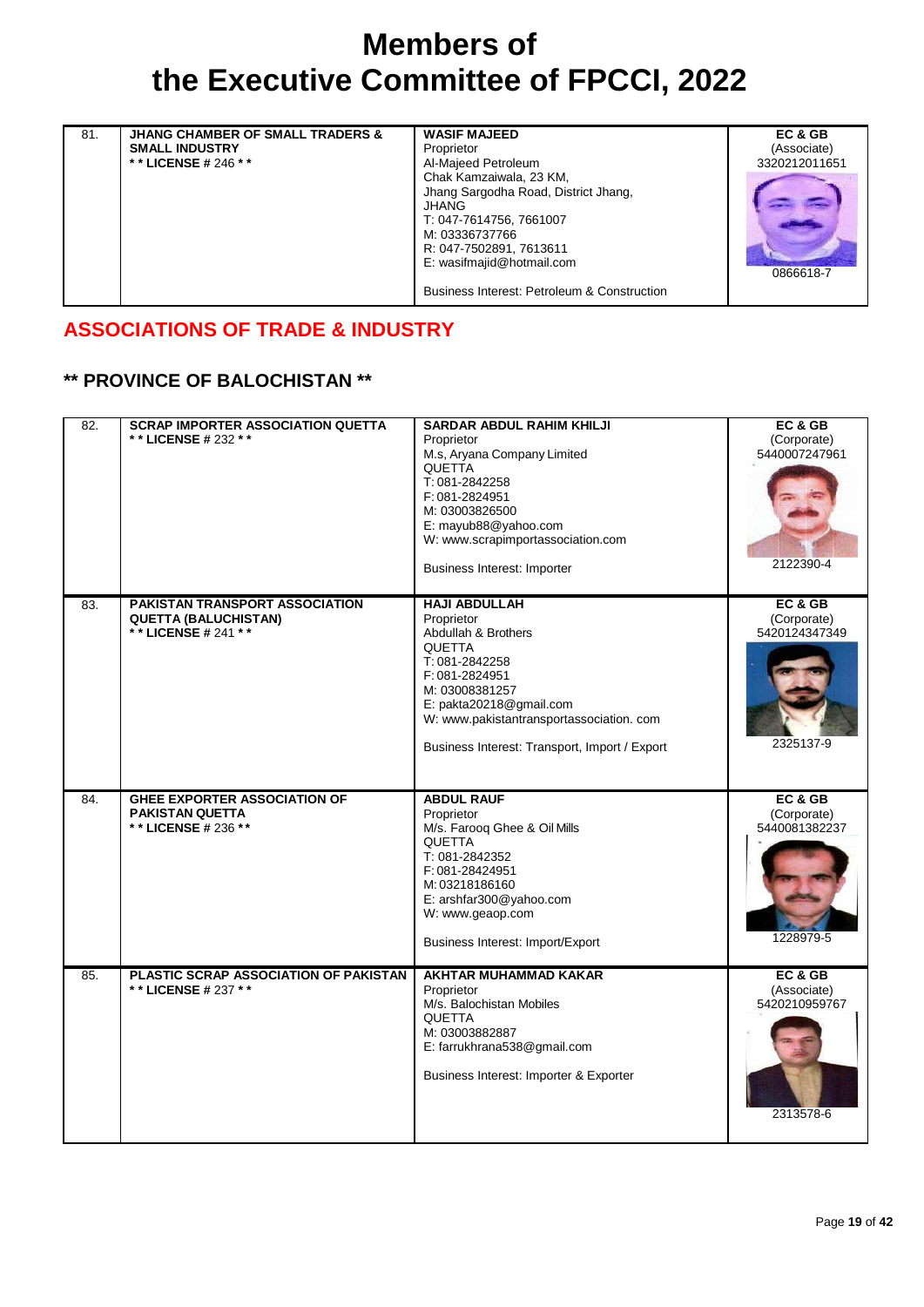# Members of the Executive Committee of FPCCI, 2022

| | | | |
|---|---|---|---|
| 81. | **JHANG CHAMBER OF SMALL TRADERS & SMALL INDUSTRY**<br>**\* \* LICENSE # 246 \* \*** | **WASIF MAJEED**<br>Proprietor<br>Al-Majeed Petroleum<br>Chak Kamzaiwala, 23 KM,<br>Jhang Sargodha Road, District Jhang,<br>JHANG<br>T: 047-7614756, 7661007<br>M: 03336737766<br>R: 047-7502891, 7613611<br>E: wasifmajid@hotmail.com<br><br>Business Interest: Petroleum & Construction | **EC & GB**<br>(Associate)<br>3320212011651<br><br>0866618-7 |

## ASSOCIATIONS OF TRADE & INDUSTRY

### ** PROVINCE OF BALOCHISTAN **

| | | | |
|---|---|---|---|
| 82. | **SCRAP IMPORTER ASSOCIATION QUETTA**<br>**\* \* LICENSE # 232 \* \*** | **SARDAR ABDUL RAHIM KHILJI**<br>Proprietor<br>M.s, Aryana Company Limited<br>QUETTA<br>T: 081-2842258<br>F: 081-2824951<br>M: 03003826500<br>E: mayub88@yahoo.com<br>W: www.scrapimportassociation.com<br><br>Business Interest: Importer | **EC & GB**<br>(Corporate)<br>5440007247961<br><br>2122390-4 |
| 83. | **PAKISTAN TRANSPORT ASSOCIATION QUETTA (BALUCHISTAN)**<br>**\* \* LICENSE # 241 \* \*** | **HAJI ABDULLAH**<br>Proprietor<br>Abdullah & Brothers<br>QUETTA<br>T: 081-2842258<br>F: 081-2824951<br>M: 03008381257<br>E: pakta20218@gmail.com<br>W: www.pakistantransportassociation. com<br><br>Business Interest: Transport, Import / Export | **EC & GB**<br>(Corporate)<br>5420124347349<br><br>2325137-9 |
| 84. | **GHEE EXPORTER ASSOCIATION OF PAKISTAN QUETTA**<br>**\* \* LICENSE # 236 \* \*** | **ABDUL RAUF**<br>Proprietor<br>M/s. Farooq Ghee & Oil Mills<br>QUETTA<br>T: 081-2842352<br>F: 081-28424951<br>M: 03218186160<br>E: arshfar300@yahoo.com<br>W: www.geaop.com<br><br>Business Interest: Import/Export | **EC & GB**<br>(Corporate)<br>5440081382237<br><br>1228979-5 |
| 85. | **PLASTIC SCRAP ASSOCIATION OF PAKISTAN**<br>**\* \* LICENSE # 237 \* \*** | **AKHTAR MUHAMMAD KAKAR**<br>Proprietor<br>M/s. Balochistan Mobiles<br>QUETTA<br>M: 03003882887<br>E: farrukhrana538@gmail.com<br><br>Business Interest: Importer & Exporter | **EC & GB**<br>(Associate)<br>5420210959767<br><br>2313578-6 |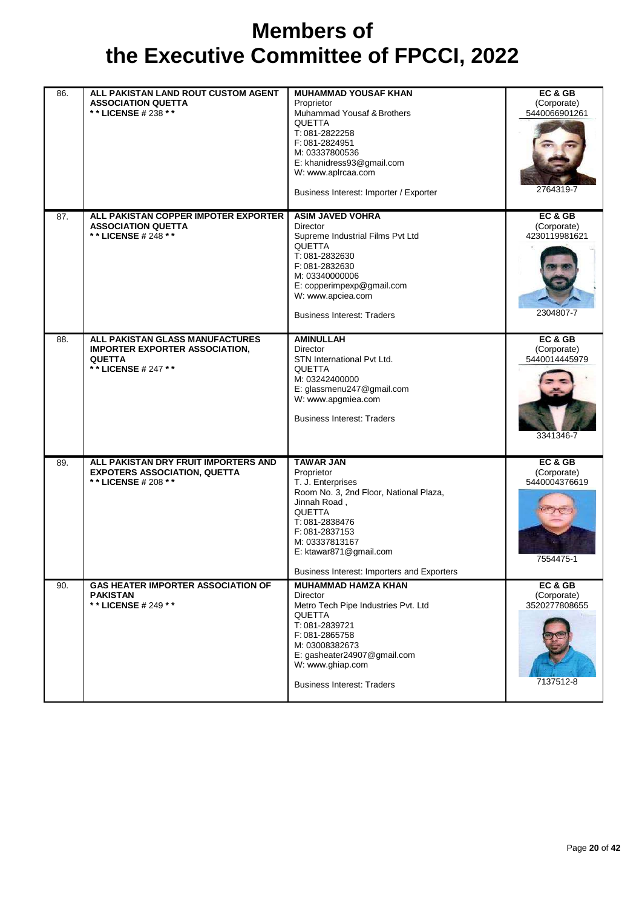# Members of the Executive Committee of FPCCI, 2022

| No. | Association | Representative | Category |
|---|---|---|---|
| 86. | **ALL PAKISTAN LAND ROUT CUSTOM AGENT ASSOCIATION QUETTA**<br>**\*\* LICENSE #** 238 **\*\*** | **MUHAMMAD YOUSAF KHAN**<br>Proprietor<br>Muhammad Yousaf & Brothers<br>QUETTA<br>T: 081-2822258<br>F: 081-2824951<br>M: 03337800536<br>E: khanidress93@gmail.com<br>W: www.aplrcaa.com<br><br>Business Interest: Importer / Exporter | **EC & GB**<br>(Corporate)<br>5440066901261<br><br>2764319-7 |
| 87. | **ALL PAKISTAN COPPER IMPOTER EXPORTER ASSOCIATION QUETTA**<br>**\*\* LICENSE #** 248 **\*\*** | **ASIM JAVED VOHRA**<br>Director<br>Supreme Industrial Films Pvt Ltd<br>QUETTA<br>T: 081-2832630<br>F: 081-2832630<br>M: 03340000006<br>E: copperimpexp@gmail.com<br>W: www.apciea.com<br><br>Business Interest: Traders | **EC & GB**<br>(Corporate)<br>4230119981621<br><br>2304807-7 |
| 88. | **ALL PAKISTAN GLASS MANUFACTURES IMPORTER EXPORTER ASSOCIATION, QUETTA**<br>**\*\* LICENSE #** 247 **\*\*** | **AMINULLAH**<br>Director<br>STN International Pvt Ltd.<br>QUETTA<br>M: 03242400000<br>E: glassmenu247@gmail.com<br>W: www.apgmiea.com<br><br>Business Interest: Traders | **EC & GB**<br>(Corporate)<br>5440014445979<br><br>3341346-7 |
| 89. | **ALL PAKISTAN DRY FRUIT IMPORTERS AND EXPOTERS ASSOCIATION, QUETTA**<br>**\*\* LICENSE #** 208 **\*\*** | **TAWAR JAN**<br>Proprietor<br>T. J. Enterprises<br>Room No. 3, 2nd Floor, National Plaza, Jinnah Road ,<br>QUETTA<br>T: 081-2838476<br>F: 081-2837153<br>M: 03337813167<br>E: ktawar871@gmail.com<br><br>Business Interest: Importers and Exporters | **EC & GB**<br>(Corporate)<br>5440004376619<br><br>7554475-1 |
| 90. | **GAS HEATER IMPORTER ASSOCIATION OF PAKISTAN**<br>**\*\* LICENSE #** 249 **\*\*** | **MUHAMMAD HAMZA KHAN**<br>Director<br>Metro Tech Pipe Industries Pvt. Ltd<br>QUETTA<br>T: 081-2839721<br>F: 081-2865758<br>M: 03008382673<br>E: gasheater24907@gmail.com<br>W: www.ghiap.com<br><br>Business Interest: Traders | **EC & GB**<br>(Corporate)<br>3520277808655<br><br>7137512-8 |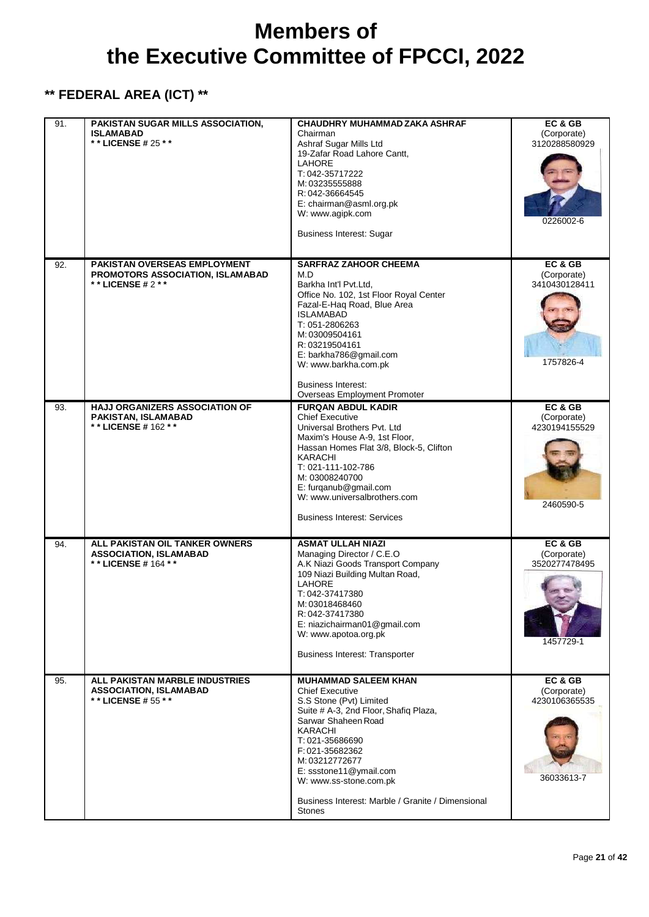# Members of the Executive Committee of FPCCI, 2022

## ** FEDERAL AREA (ICT) **

| No. | Association | Member Details | Category |
|---|---|---|---|
| 91. | **PAKISTAN SUGAR MILLS ASSOCIATION, ISLAMABAD** <br> **\* \* LICENSE # 25 \* \*** | **CHAUDHRY MUHAMMAD ZAKA ASHRAF** <br> Chairman <br> Ashraf Sugar Mills Ltd <br> 19-Zafar Road Lahore Cantt, <br> LAHORE <br> T: 042-35717222 <br> M: 03235555888 <br> R: 042-36664545 <br> E: chairman@asml.org.pk <br> W: www.agipk.com <br><br> Business Interest: Sugar | **EC & GB** <br> (Corporate) <br> 3120288580929 <br><br> 0226002-6 |
| 92. | **PAKISTAN OVERSEAS EMPLOYMENT PROMOTORS ASSOCIATION, ISLAMABAD** <br> **\* \* LICENSE # 2 \* \*** | **SARFRAZ ZAHOOR CHEEMA** <br> M.D <br> Barkha Int'l Pvt.Ltd, <br> Office No. 102, 1st Floor Royal Center <br> Fazal-E-Haq Road, Blue Area <br> ISLAMABAD <br> T: 051-2806263 <br> M: 03009504161 <br> R: 03219504161 <br> E: barkha786@gmail.com <br> W: www.barkha.com.pk <br><br> Business Interest: <br> Overseas Employment Promoter | **EC & GB** <br> (Corporate) <br> 3410430128411 <br><br> 1757826-4 |
| 93. | **HAJJ ORGANIZERS ASSOCIATION OF PAKISTAN, ISLAMABAD** <br> **\* \* LICENSE # 162 \* \*** | **FURQAN ABDUL KADIR** <br> Chief Executive <br> Universal Brothers Pvt. Ltd <br> Maxim's House A-9, 1st Floor, <br> Hassan Homes Flat 3/8, Block-5, Clifton <br> KARACHI <br> T: 021-111-102-786 <br> M: 03008240700 <br> E: furqanub@gmail.com <br> W: www.universalbrothers.com <br><br> Business Interest: Services | **EC & GB** <br> (Corporate) <br> 4230194155529 <br><br> 2460590-5 |
| 94. | **ALL PAKISTAN OIL TANKER OWNERS ASSOCIATION, ISLAMABAD** <br> **\* \* LICENSE # 164 \* \*** | **ASMAT ULLAH NIAZI** <br> Managing Director / C.E.O <br> A.K Niazi Goods Transport Company <br> 109 Niazi Building Multan Road, <br> LAHORE <br> T: 042-37417380 <br> M: 03018468460 <br> R: 042-37417380 <br> E: niazichairman01@gmail.com <br> W: www.apotoa.org.pk <br><br> Business Interest: Transporter | **EC & GB** <br> (Corporate) <br> 3520277478495 <br><br> 1457729-1 |
| 95. | **ALL PAKISTAN MARBLE INDUSTRIES ASSOCIATION, ISLAMABAD** <br> **\* \* LICENSE # 55 \* \*** | **MUHAMMAD SALEEM KHAN** <br> Chief Executive <br> S.S Stone (Pvt) Limited <br> Suite # A-3, 2nd Floor, Shafiq Plaza, <br> Sarwar Shaheen Road <br> KARACHI <br> T: 021-35686690 <br> F: 021-35682362 <br> M: 03212772677 <br> E: ssstone11@ymail.com <br> W: www.ss-stone.com.pk <br><br> Business Interest: Marble / Granite / Dimensional Stones | **EC & GB** <br> (Corporate) <br> 4230106365535 <br><br> 36033613-7 |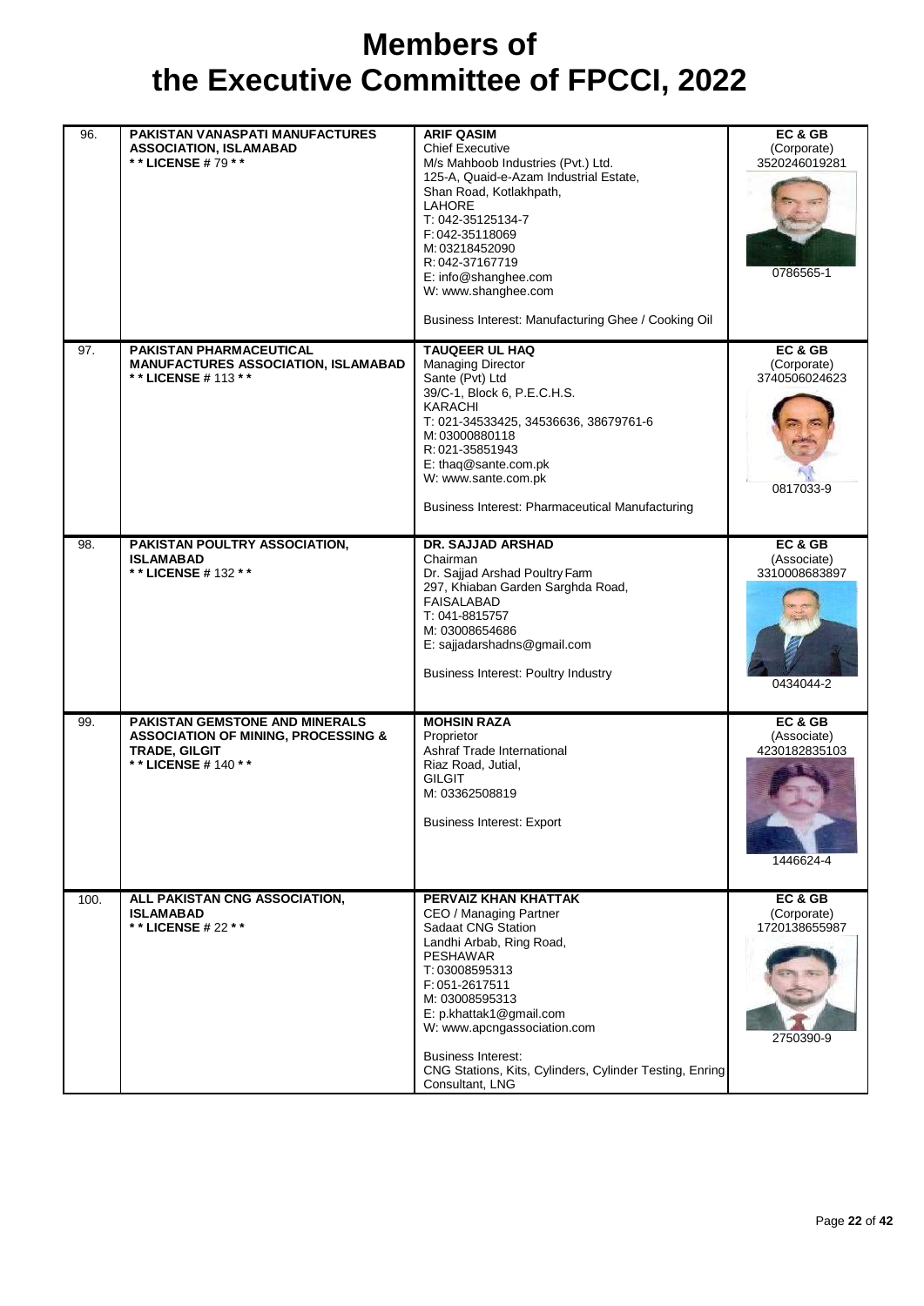# Members of the Executive Committee of FPCCI, 2022

| | | | |
|---|---|---|---|
| 96. | **PAKISTAN VANASPATI MANUFACTURES ASSOCIATION, ISLAMABAD**<br>** * * LICENSE # 79 * *** | **ARIF QASIM**<br>Chief Executive<br>M/s Mahboob Industries (Pvt.) Ltd.<br>125-A, Quaid-e-Azam Industrial Estate,<br>Shan Road, Kotlakhpath,<br>LAHORE<br>T: 042-35125134-7<br>F: 042-35118069<br>M: 03218452090<br>R: 042-37167719<br>E: info@shanghee.com<br>W: www.shanghee.com<br><br>Business Interest: Manufacturing Ghee / Cooking Oil | **EC & GB**<br>(Corporate)<br>3520246019281<br><br>0786565-1 |
| 97. | **PAKISTAN PHARMACEUTICAL MANUFACTURES ASSOCIATION, ISLAMABAD**<br>** * * LICENSE # 113 * *** | **TAUQEER UL HAQ**<br>Managing Director<br>Sante (Pvt) Ltd<br>39/C-1, Block 6, P.E.C.H.S.<br>KARACHI<br>T: 021-34533425, 34536636, 38679761-6<br>M: 03000880118<br>R: 021-35851943<br>E: thaq@sante.com.pk<br>W: www.sante.com.pk<br><br>Business Interest: Pharmaceutical Manufacturing | **EC & GB**<br>(Corporate)<br>3740506024623<br><br>0817033-9 |
| 98. | **PAKISTAN POULTRY ASSOCIATION, ISLAMABAD**<br>** * * LICENSE # 132 * *** | **DR. SAJJAD ARSHAD**<br>Chairman<br>Dr. Sajjad Arshad Poultry Farm<br>297, Khiaban Garden Sarghda Road,<br>FAISALABAD<br>T: 041-8815757<br>M: 03008654686<br>E: sajjadarshadns@gmail.com<br><br>Business Interest: Poultry Industry | **EC & GB**<br>(Associate)<br>3310008683897<br><br>0434044-2 |
| 99. | **PAKISTAN GEMSTONE AND MINERALS ASSOCIATION OF MINING, PROCESSING & TRADE, GILGIT**<br>** * * LICENSE # 140 * *** | **MOHSIN RAZA**<br>Proprietor<br>Ashraf Trade International<br>Riaz Road, Jutial,<br>GILGIT<br>M: 03362508819<br><br>Business Interest: Export | **EC & GB**<br>(Associate)<br>4230182835103<br><br>1446624-4 |
| 100. | **ALL PAKISTAN CNG ASSOCIATION, ISLAMABAD**<br>** * * LICENSE # 22 * *** | **PERVAIZ KHAN KHATTAK**<br>CEO / Managing Partner<br>Sadaat CNG Station<br>Landhi Arbab, Ring Road,<br>PESHAWAR<br>T: 03008595313<br>F: 051-2617511<br>M: 03008595313<br>E: p.khattak1@gmail.com<br>W: www.apcngassociation.com<br><br>Business Interest:<br>CNG Stations, Kits, Cylinders, Cylinder Testing, Enring Consultant, LNG | **EC & GB**<br>(Corporate)<br>1720138655987<br><br>2750390-9 |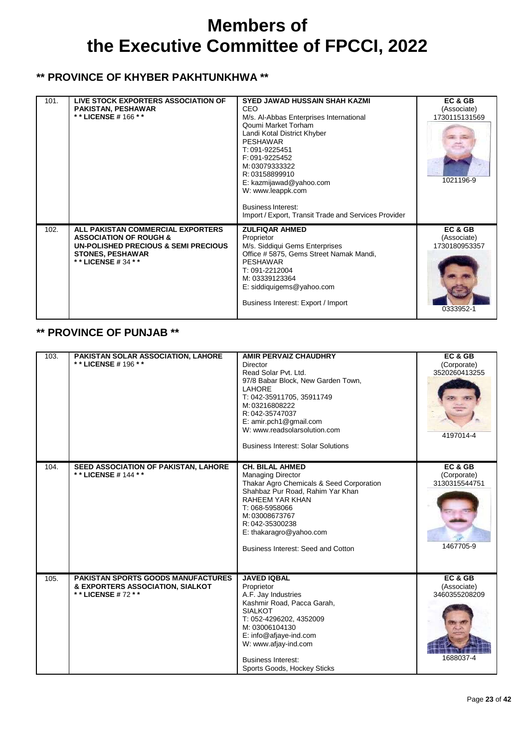# Members of the Executive Committee of FPCCI, 2022

## ** PROVINCE OF KHYBER PAKHTUNKHWA **

| | | | |
|---|---|---|---|
| 101. | **LIVE STOCK EXPORTERS ASSOCIATION OF PAKISTAN, PESHAWAR**<br>**\* \* LICENSE # 166 \* \*** | **SYED JAWAD HUSSAIN SHAH KAZMI**<br>CEO<br>M/s. Al-Abbas Enterprises International<br>Qoumi Market Torham<br>Landi Kotal District Khyber<br>PESHAWAR<br>T: 091-9225451<br>F: 091-9225452<br>M: 03079333322<br>R: 03158899910<br>E: kazmijawad@yahoo.com<br>W: www.leappk.com<br><br>Business Interest:<br>Import / Export, Transit Trade and Services Provider | **EC & GB**<br>(Associate)<br>1730115131569<br><br>1021196-9 |
| 102. | **ALL PAKISTAN COMMERCIAL EXPORTERS ASSOCIATION OF ROUGH & UN-POLISHED PRECIOUS & SEMI PRECIOUS STONES, PESHAWAR**<br>**\* \* LICENSE # 34 \* \*** | **ZULFIQAR AHMED**<br>Proprietor<br>M/s. Siddiqui Gems Enterprises<br>Office # 5875, Gems Street Namak Mandi,<br>PESHAWAR<br>T: 091-2212004<br>M: 03339123364<br>E: siddiquigems@yahoo.com<br><br>Business Interest: Export / Import | **EC & GB**<br>(Associate)<br>1730180953357<br><br>0333952-1 |

## ** PROVINCE OF PUNJAB **

| | | | |
|---|---|---|---|
| 103. | **PAKISTAN SOLAR ASSOCIATION, LAHORE**<br>**\* \* LICENSE # 196 \* \*** | **AMIR PERVAIZ CHAUDHRY**<br>Director<br>Read Solar Pvt. Ltd.<br>97/8 Babar Block, New Garden Town,<br>LAHORE<br>T: 042-35911705, 35911749<br>M: 03216808222<br>R: 042-35747037<br>E: amir.pch1@gmail.com<br>W: www.readsolarsolution.com<br><br>Business Interest: Solar Solutions | **EC & GB**<br>(Corporate)<br>3520260413255<br><br>4197014-4 |
| 104. | **SEED ASSOCIATION OF PAKISTAN, LAHORE**<br>**\* \* LICENSE # 144 \* \*** | **CH. BILAL AHMED**<br>Managing Director<br>Thakar Agro Chemicals & Seed Corporation<br>Shahbaz Pur Road, Rahim Yar Khan<br>RAHEEM YAR KHAN<br>T: 068-5958066<br>M: 03008673767<br>R: 042-35300238<br>E: thakaragro@yahoo.com<br><br>Business Interest: Seed and Cotton | **EC & GB**<br>(Corporate)<br>3130315544751<br><br>1467705-9 |
| 105. | **PAKISTAN SPORTS GOODS MANUFACTURES & EXPORTERS ASSOCIATION, SIALKOT**<br>**\* \* LICENSE # 72 \* \*** | **JAVED IQBAL**<br>Proprietor<br>A.F. Jay Industries<br>Kashmir Road, Pacca Garah,<br>SIALKOT<br>T: 052-4296202, 4352009<br>M: 03006104130<br>E: info@afjaye-ind.com<br>W: www.afjay-ind.com<br><br>Business Interest:<br>Sports Goods, Hockey Sticks | **EC & GB**<br>(Associate)<br>3460355208209<br><br>1688037-4 |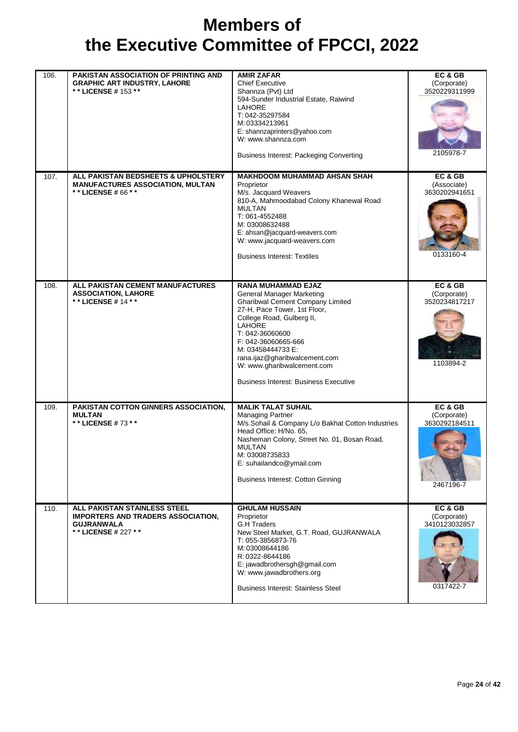# Members of the Executive Committee of FPCCI, 2022

| | | | |
|---|---|---|---|
| 106. | **PAKISTAN ASSOCIATION OF PRINTING AND GRAPHIC ART INDUSTRY, LAHORE**<br>**\*\* LICENSE # 153 \*\*** | **AMIR ZAFAR**<br>Chief Executive<br>Shannza (Pvt) Ltd<br>594-Sunder Industrial Estate, Raiwind<br>LAHORE<br>T: 042-35297584<br>M: 03334213961<br>E: shannzaprinters@yahoo.com<br>W: www.shannza.com<br><br>Business Interest: Packeging Converting | **EC & GB**<br>(Corporate)<br>3520229311999<br><br>2105978-7 |
| 107. | **ALL PAKISTAN BEDSHEETS & UPHOLSTERY MANUFACTURES ASSOCIATION, MULTAN**<br>**\*\* LICENSE # 66 \*\*** | **MAKHDOOM MUHAMMAD AHSAN SHAH**<br>Proprietor<br>M/s. Jacquard Weavers<br>810-A, Mahmoodabad Colony Khanewal Road<br>MULTAN<br>T: 061-4552488<br>M: 03008632488<br>E: ahsan@jacquard-weavers.com<br>W: www.jacquard-weavers.com<br><br>Business Interest: Textiles | **EC & GB**<br>(Associate)<br>3630202941651<br><br>0133160-4 |
| 108. | **ALL PAKISTAN CEMENT MANUFACTURES ASSOCIATION, LAHORE**<br>**\*\* LICENSE # 14 \*\*** | **RANA MUHAMMAD EJAZ**<br>General Manager Marketing<br>Gharibwal Cement Company Limited<br>27-H, Pace Tower, 1st Floor,<br>College Road, Gulberg II,<br>LAHORE<br>T: 042-36060600<br>F: 042-36060665-666<br>M: 03458444733 E:<br>rana.ijaz@gharibwalcement.com<br>W: www.gharibwalcement.com<br><br>Business Interest: Business Executive | **EC & GB**<br>(Corporate)<br>3520234817217<br><br>1103894-2 |
| 109. | **PAKISTAN COTTON GINNERS ASSOCIATION, MULTAN**<br>**\*\* LICENSE # 73 \*\*** | **MALIK TALAT SUHAIL**<br>Managing Partner<br>M/s.Sohail & Company L/o Bakhat Cotton Industries<br>Head Office: H/No. 65,<br>Nasheman Colony, Street No. 01, Bosan Road,<br>MULTAN<br>M: 03008735833<br>E: suhailandco@ymail.com<br><br>Business Interest: Cotton Ginning | **EC & GB**<br>(Corporate)<br>3630292184511<br><br>2467196-7 |
| 110. | **ALL PAKISTAN STAINLESS STEEL IMPORTERS AND TRADERS ASSOCIATION, GUJRANWALA**<br>**\*\* LICENSE # 227 \*\*** | **GHULAM HUSSAIN**<br>Proprietor<br>G.H Traders<br>New Steel Market, G.T. Road, GUJRANWALA<br>T: 055-3856873-76<br>M: 03008644186<br>R: 0322-8644186<br>E: jawadbrothersgh@gmail.com<br>W: www.jawadbrothers.org<br><br>Business Interest: Stainless Steel | **EC & GB**<br>(Corporate)<br>3410123032857<br><br>0317422-7 |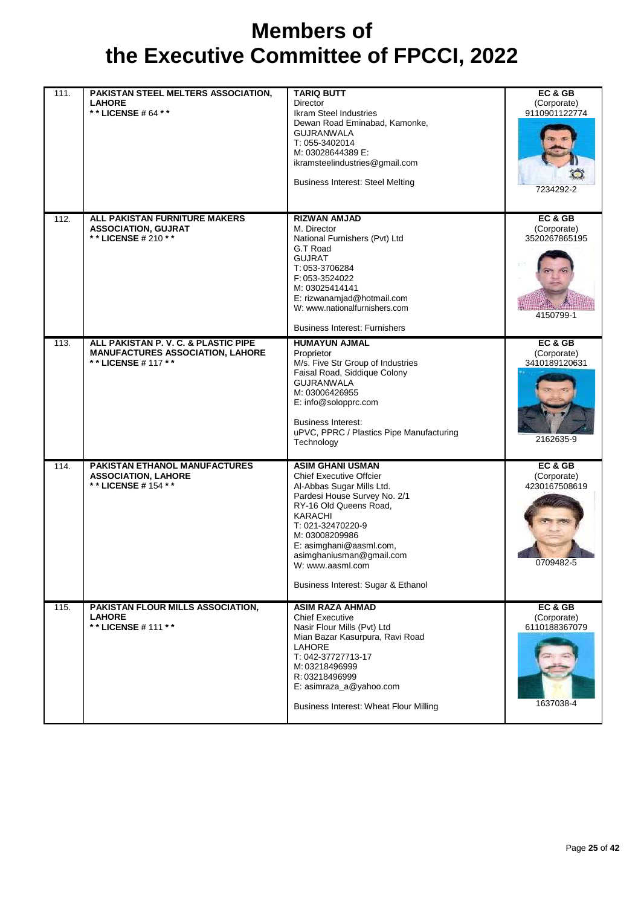# Members of the Executive Committee of FPCCI, 2022

| | | | |
|---|---|---|---|
| 111. | **PAKISTAN STEEL MELTERS ASSOCIATION, LAHORE**<br>**\*\* LICENSE # 64 \*\*** | **TARIQ BUTT**<br>Director<br>Ikram Steel Industries<br>Dewan Road Eminabad, Kamonke,<br>GUJRANWALA<br>T: 055-3402014<br>M: 03028644389 E:<br>ikramsteelindustries@gmail.com<br><br>Business Interest: Steel Melting | **EC & GB**<br>(Corporate)<br>9110901122774<br><br>7234292-2 |
| 112. | **ALL PAKISTAN FURNITURE MAKERS ASSOCIATION, GUJRAT**<br>**\*\* LICENSE # 210 \*\*** | **RIZWAN AMJAD**<br>M. Director<br>National Furnishers (Pvt) Ltd<br>G.T Road<br>GUJRAT<br>T: 053-3706284<br>F: 053-3524022<br>M: 03025414141<br>E: rizwanamjad@hotmail.com<br>W: www.nationalfurnishers.com<br><br>Business Interest: Furnishers | **EC & GB**<br>(Corporate)<br>3520267865195<br><br>4150799-1 |
| 113. | **ALL PAKISTAN P. V. C. & PLASTIC PIPE MANUFACTURES ASSOCIATION, LAHORE**<br>**\*\* LICENSE # 117 \*\*** | **HUMAYUN AJMAL**<br>Proprietor<br>M/s. Five Str Group of Industries<br>Faisal Road, Siddique Colony<br>GUJRANWALA<br>M: 03006426955<br>E: info@soloopprc.com<br><br>Business Interest:<br>uPVC, PPRC / Plastics Pipe Manufacturing Technology | **EC & GB**<br>(Corporate)<br>3410189120631<br><br>2162635-9 |
| 114. | **PAKISTAN ETHANOL MANUFACTURES ASSOCIATION, LAHORE**<br>**\*\* LICENSE # 154 \*\*** | **ASIM GHANI USMAN**<br>Chief Executive Offcier<br>Al-Abbas Sugar Mills Ltd.<br>Pardesi House Survey No. 2/1<br>RY-16 Old Queens Road,<br>KARACHI<br>T: 021-32470220-9<br>M: 03008209986<br>E: asimghani@aasml.com,<br>asimghaniusman@gmail.com<br>W: www.aasml.com<br><br>Business Interest: Sugar & Ethanol | **EC & GB**<br>(Corporate)<br>4230167508619<br><br>0709482-5 |
| 115. | **PAKISTAN FLOUR MILLS ASSOCIATION, LAHORE**<br>**\*\* LICENSE # 111 \*\*** | **ASIM RAZA AHMAD**<br>Chief Executive<br>Nasir Flour Mills (Pvt) Ltd<br>Mian Bazar Kasurpura, Ravi Road<br>LAHORE<br>T: 042-37727713-17<br>M: 03218496999<br>R: 03218496999<br>E: asimraza_a@yahoo.com<br><br>Business Interest: Wheat Flour Milling | **EC & GB**<br>(Corporate)<br>6110188367079<br><br>1637038-4 |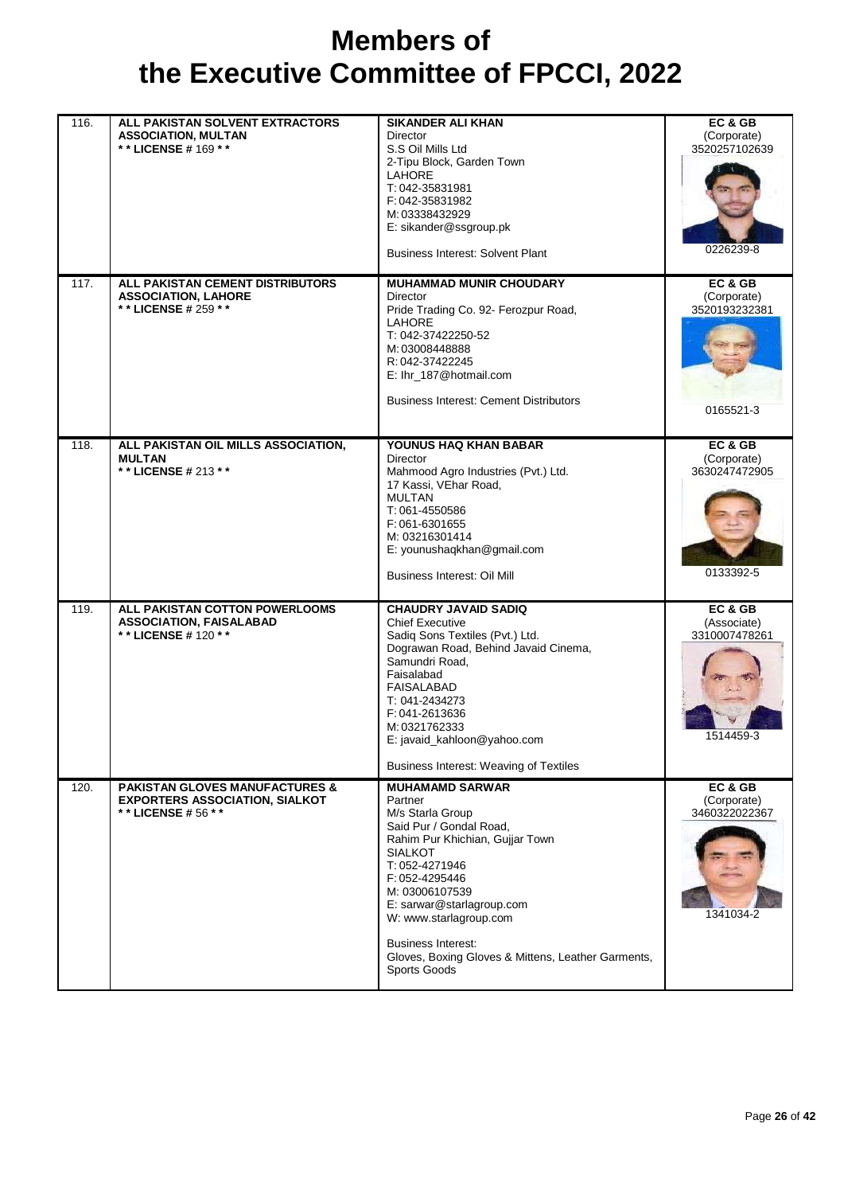# Members of the Executive Committee of FPCCI, 2022

| | | | |
|---|---|---|---|
| 116. | **ALL PAKISTAN SOLVENT EXTRACTORS ASSOCIATION, MULTAN**<br>**\* \* LICENSE # 169 \* \*** | **SIKANDER ALI KHAN**<br>Director<br>S.S Oil Mills Ltd<br>2-Tipu Block, Garden Town<br>LAHORE<br>T: 042-35831981<br>F: 042-35831982<br>M: 03338432929<br>E: sikander@ssgroup.pk<br><br>Business Interest: Solvent Plant | **EC & GB**<br>(Corporate)<br>3520257102639<br><br>0226239-8 |
| 117. | **ALL PAKISTAN CEMENT DISTRIBUTORS ASSOCIATION, LAHORE**<br>**\* \* LICENSE # 259 \* \*** | **MUHAMMAD MUNIR CHOUDARY**<br>Director<br>Pride Trading Co. 92- Ferozpur Road,<br>LAHORE<br>T: 042-37422250-52<br>M: 03008448888<br>R: 042-37422245<br>E: lhr_187@hotmail.com<br><br>Business Interest: Cement Distributors | **EC & GB**<br>(Corporate)<br>3520193232381<br><br>0165521-3 |
| 118. | **ALL PAKISTAN OIL MILLS ASSOCIATION, MULTAN**<br>**\* \* LICENSE # 213 \* \*** | **YOUNUS HAQ KHAN BABAR**<br>Director<br>Mahmood Agro Industries (Pvt.) Ltd.<br>17 Kassi, VEhar Road,<br>MULTAN<br>T: 061-4550586<br>F: 061-6301655<br>M: 03216301414<br>E: younushaqkhan@gmail.com<br><br>Business Interest: Oil Mill | **EC & GB**<br>(Corporate)<br>3630247472905<br><br>0133392-5 |
| 119. | **ALL PAKISTAN COTTON POWERLOOMS ASSOCIATION, FAISALABAD**<br>**\* \* LICENSE # 120 \* \*** | **CHAUDRY JAVAID SADIQ**<br>Chief Executive<br>Sadiq Sons Textiles (Pvt.) Ltd.<br>Dograwan Road, Behind Javaid Cinema,<br>Samundri Road,<br>Faisalabad<br>FAISALABAD<br>T: 041-2434273<br>F: 041-2613636<br>M: 0321762333<br>E: javaid_kahloon@yahoo.com<br><br>Business Interest: Weaving of Textiles | **EC & GB**<br>(Associate)<br>3310007478261<br><br>1514459-3 |
| 120. | **PAKISTAN GLOVES MANUFACTURES & EXPORTERS ASSOCIATION, SIALKOT**<br>**\* \* LICENSE # 56 \* \*** | **MUHAMAMD SARWAR**<br>Partner<br>M/s Starla Group<br>Said Pur / Gondal Road,<br>Rahim Pur Khichian, Gujjar Town<br>SIALKOT<br>T: 052-4271946<br>F: 052-4295446<br>M: 03006107539<br>E: sarwar@starlagroup.com<br>W: www.starlagroup.com<br><br>Business Interest:<br>Gloves, Boxing Gloves & Mittens, Leather Garments, Sports Goods | **EC & GB**<br>(Corporate)<br>3460322022367<br><br>1341034-2 |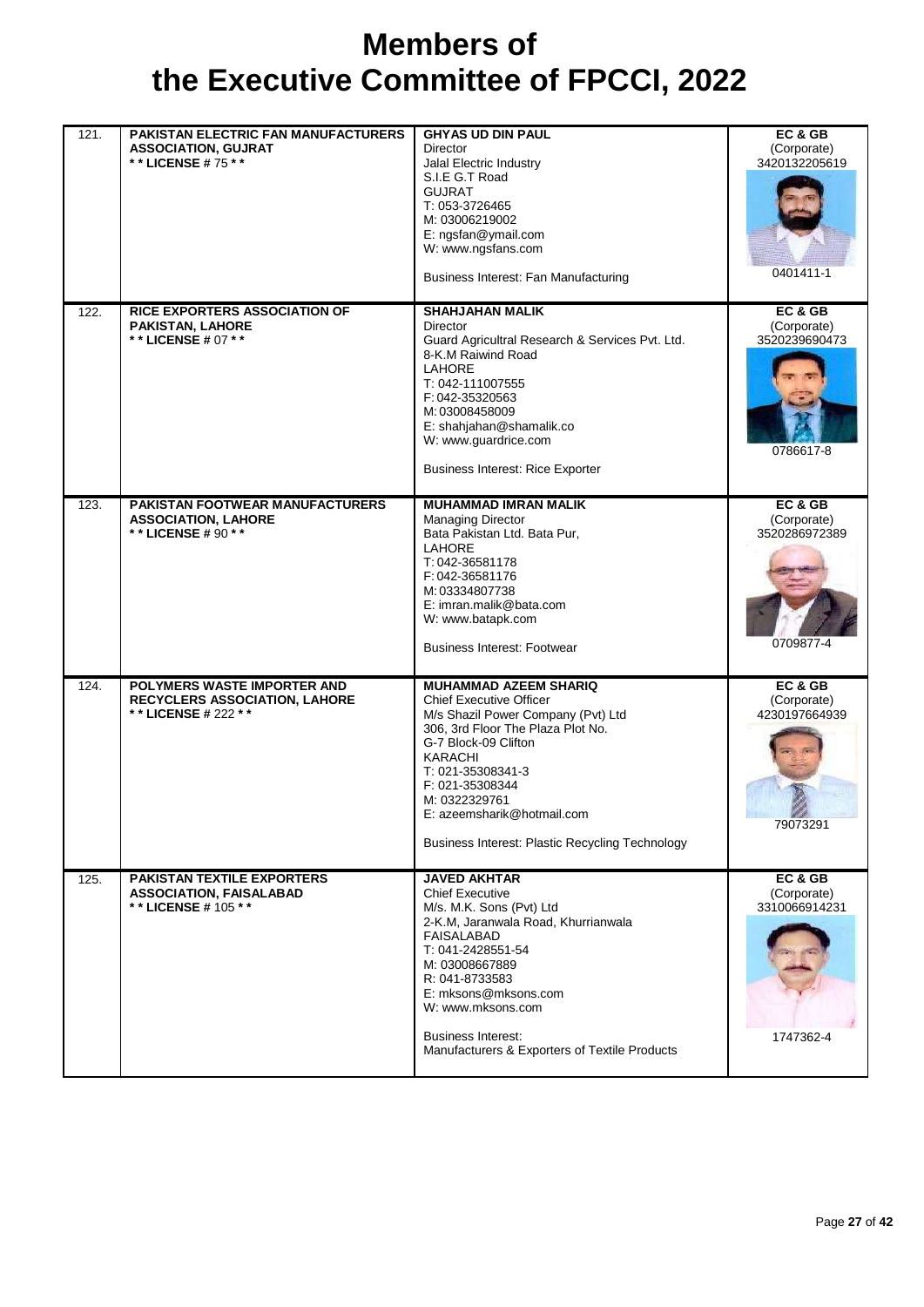# Members of the Executive Committee of FPCCI, 2022

| | | | |
|---|---|---|---|
| 121. | **PAKISTAN ELECTRIC FAN MANUFACTURERS ASSOCIATION, GUJRAT**<br>**\* \* LICENSE # 75 \* \*** | **GHYAS UD DIN PAUL**<br>Director<br>Jalal Electric Industry<br>S.I.E G.T Road<br>GUJRAT<br>T: 053-3726465<br>M: 03006219002<br>E: ngsfan@ymail.com<br>W: www.ngsfans.com<br><br>Business Interest: Fan Manufacturing | **EC & GB**<br>(Corporate)<br>3420132205619<br><br>0401411-1 |
| 122. | **RICE EXPORTERS ASSOCIATION OF PAKISTAN, LAHORE**<br>**\* \* LICENSE # 07 \* \*** | **SHAHJAHAN MALIK**<br>Director<br>Guard Agricultral Research & Services Pvt. Ltd.<br>8-K.M Raiwind Road<br>LAHORE<br>T: 042-111007555<br>F: 042-35320563<br>M: 03008458009<br>E: shahjahan@shamalik.co<br>W: www.guardrice.com<br><br>Business Interest: Rice Exporter | **EC & GB**<br>(Corporate)<br>3520239690473<br><br>0786617-8 |
| 123. | **PAKISTAN FOOTWEAR MANUFACTURERS ASSOCIATION, LAHORE**<br>**\* \* LICENSE # 90 \* \*** | **MUHAMMAD IMRAN MALIK**<br>Managing Director<br>Bata Pakistan Ltd. Bata Pur,<br>LAHORE<br>T: 042-36581178<br>F: 042-36581176<br>M: 03334807738<br>E: imran.malik@bata.com<br>W: www.batapk.com<br><br>Business Interest: Footwear | **EC & GB**<br>(Corporate)<br>3520286972389<br><br>0709877-4 |
| 124. | **POLYMERS WASTE IMPORTER AND RECYCLERS ASSOCIATION, LAHORE**<br>**\* \* LICENSE # 222 \* \*** | **MUHAMMAD AZEEM SHARIQ**<br>Chief Executive Officer<br>M/s Shazil Power Company (Pvt) Ltd<br>306, 3rd Floor The Plaza Plot No.<br>G-7 Block-09 Clifton<br>KARACHI<br>T: 021-35308341-3<br>F: 021-35308344<br>M: 0322329761<br>E: azeemsharik@hotmail.com<br><br>Business Interest: Plastic Recycling Technology | **EC & GB**<br>(Corporate)<br>4230197664939<br><br>79073291 |
| 125. | **PAKISTAN TEXTILE EXPORTERS ASSOCIATION, FAISALABAD**<br>**\* \* LICENSE # 105 \* \*** | **JAVED AKHTAR**<br>Chief Executive<br>M/s. M.K. Sons (Pvt) Ltd<br>2-K.M, Jaranwala Road, Khurrianwala<br>FAISALABAD<br>T: 041-2428551-54<br>M: 03008667889<br>R: 041-8733583<br>E: mksons@mksons.com<br>W: www.mksons.com<br><br>Business Interest:<br>Manufacturers & Exporters of Textile Products | **EC & GB**<br>(Corporate)<br>3310066914231<br><br>1747362-4 |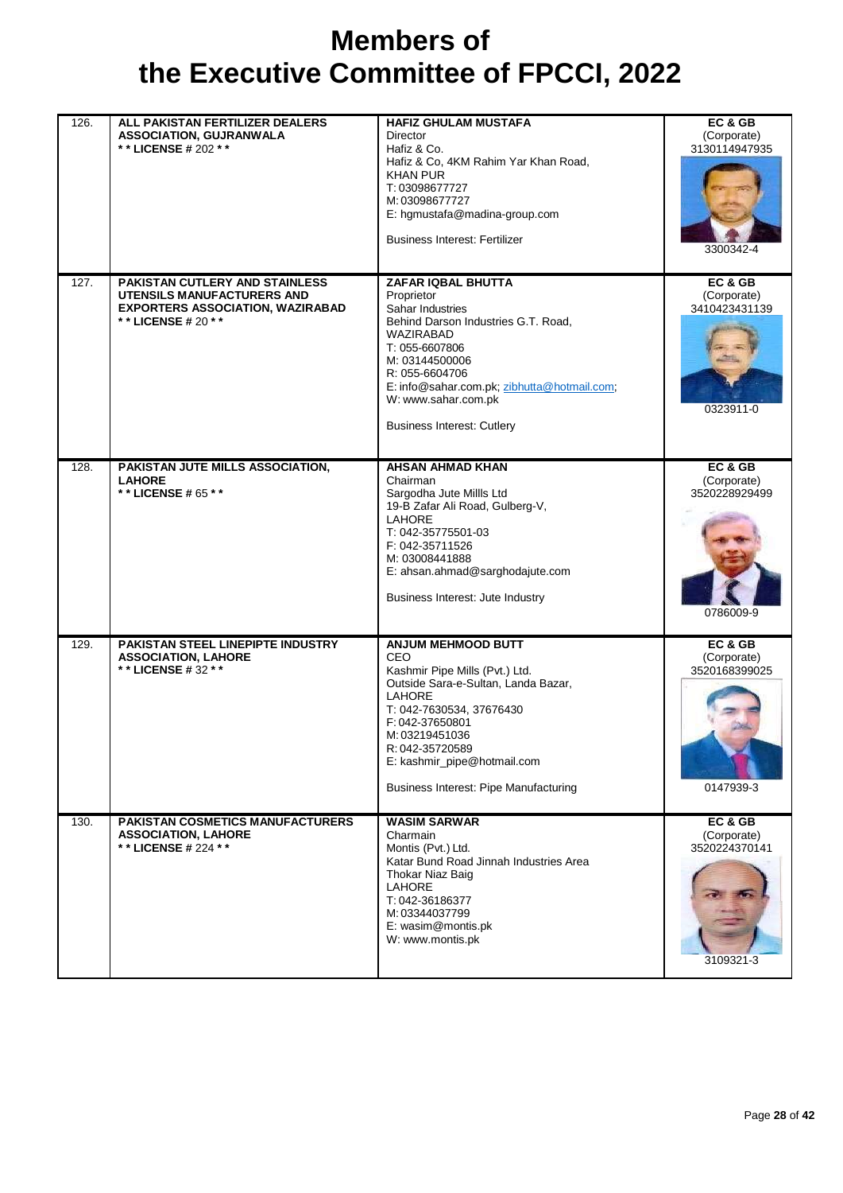# Members of the Executive Committee of FPCCI, 2022

| | | | |
|---|---|---|---|
| 126. | **ALL PAKISTAN FERTILIZER DEALERS ASSOCIATION, GUJRANWALA**<br>**\*\* LICENSE # 202 \*\*** | **HAFIZ GHULAM MUSTAFA**<br>Director<br>Hafiz & Co.<br>Hafiz & Co, 4KM Rahim Yar Khan Road, KHAN PUR<br>T: 03098677727<br>M: 03098677727<br>E: hgmustafa@madina-group.com<br><br>Business Interest: Fertilizer | **EC & GB**<br>(Corporate)<br>3130114947935<br><br>3300342-4 |
| 127. | **PAKISTAN CUTLERY AND STAINLESS UTENSILS MANUFACTURERS AND EXPORTERS ASSOCIATION, WAZIRABAD**<br>**\*\* LICENSE # 20 \*\*** | **ZAFAR IQBAL BHUTTA**<br>Proprietor<br>Sahar Industries<br>Behind Darson Industries G.T. Road, WAZIRABAD<br>T: 055-6607806<br>M: 03144500006<br>R: 055-6604706<br>E: info@sahar.com.pk; zibhutta@hotmail.com;<br>W: www.sahar.com.pk<br><br>Business Interest: Cutlery | **EC & GB**<br>(Corporate)<br>3410423431139<br><br>0323911-0 |
| 128. | **PAKISTAN JUTE MILLS ASSOCIATION, LAHORE**<br>**\*\* LICENSE # 65 \*\*** | **AHSAN AHMAD KHAN**<br>Chairman<br>Sargodha Jute Millls Ltd<br>19-B Zafar Ali Road, Gulberg-V, LAHORE<br>T: 042-35775501-03<br>F: 042-35711526<br>M: 03008441888<br>E: ahsan.ahmad@sarghodajute.com<br><br>Business Interest: Jute Industry | **EC & GB**<br>(Corporate)<br>3520228929499<br><br>0786009-9 |
| 129. | **PAKISTAN STEEL LINEPIPTE INDUSTRY ASSOCIATION, LAHORE**<br>**\*\* LICENSE # 32 \*\*** | **ANJUM MEHMOOD BUTT**<br>CEO<br>Kashmir Pipe Mills (Pvt.) Ltd.<br>Outside Sara-e-Sultan, Landa Bazar, LAHORE<br>T: 042-7630534, 37676430<br>F: 042-37650801<br>M: 03219451036<br>R: 042-35720589<br>E: kashmir_pipe@hotmail.com<br><br>Business Interest: Pipe Manufacturing | **EC & GB**<br>(Corporate)<br>3520168399025<br><br>0147939-3 |
| 130. | **PAKISTAN COSMETICS MANUFACTURERS ASSOCIATION, LAHORE**<br>**\*\* LICENSE # 224 \*\*** | **WASIM SARWAR**<br>Charmain<br>Montis (Pvt.) Ltd.<br>Katar Bund Road Jinnah Industries Area Thokar Niaz Baig<br>LAHORE<br>T: 042-36186377<br>M: 03344037799<br>E: wasim@montis.pk<br>W: www.montis.pk | **EC & GB**<br>(Corporate)<br>3520224370141<br><br>3109321-3 |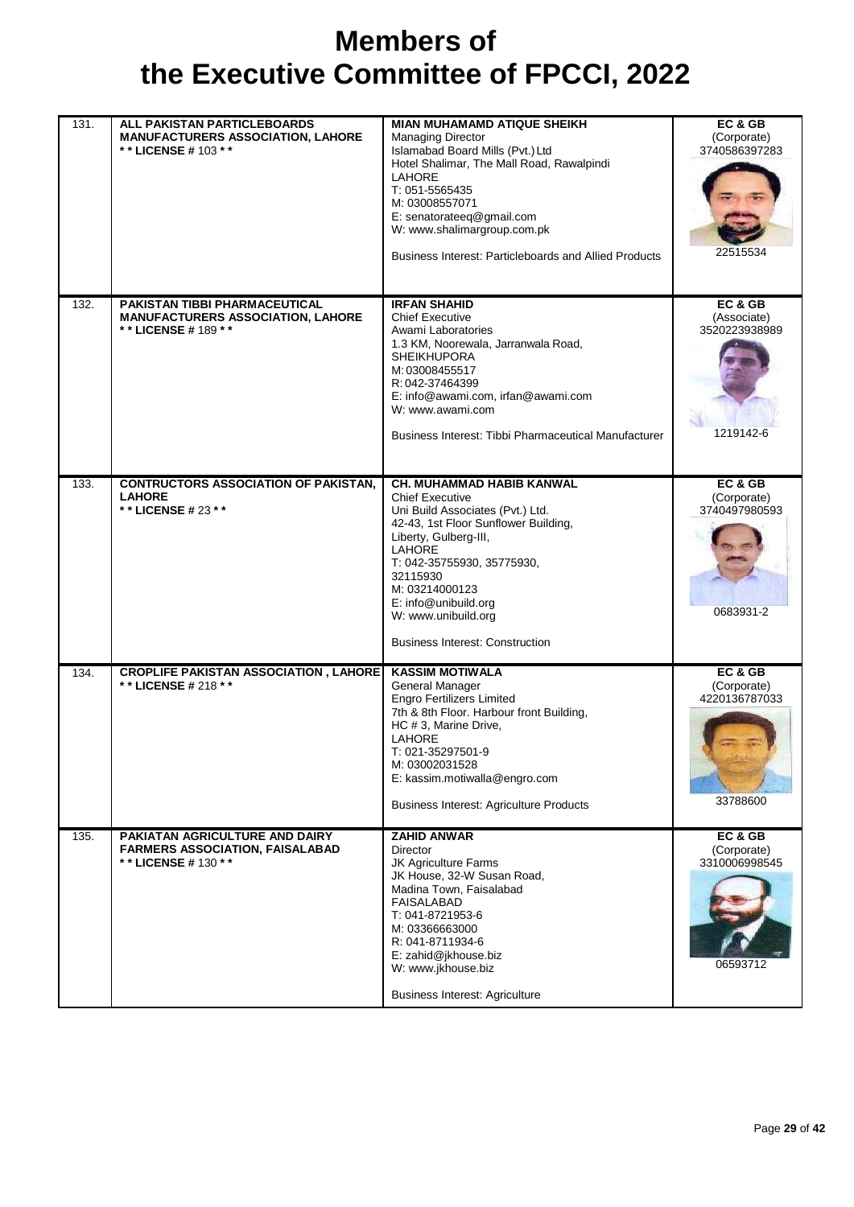# Members of the Executive Committee of FPCCI, 2022

| | | | |
|---|---|---|---|
| 131. | **ALL PAKISTAN PARTICLEBOARDS MANUFACTURERS ASSOCIATION, LAHORE** <br> **\* \* LICENSE # 103 \* \*** | **MIAN MUHAMAMD ATIQUE SHEIKH** <br> Managing Director <br> Islamabad Board Mills (Pvt.) Ltd <br> Hotel Shalimar, The Mall Road, Rawalpindi <br> LAHORE <br> T: 051-5565435 <br> M: 03008557071 <br> E: senatorateeq@gmail.com <br> W: www.shalimargroup.com.pk <br><br> Business Interest: Particleboards and Allied Products | **EC & GB** <br> (Corporate) <br> 3740586397283 <br><br> 22515534 |
| 132. | **PAKISTAN TIBBI PHARMACEUTICAL MANUFACTURERS ASSOCIATION, LAHORE** <br> **\* \* LICENSE # 189 \* \*** | **IRFAN SHAHID** <br> Chief Executive <br> Awami Laboratories <br> 1.3 KM, Noorewala, Jarranwala Road, <br> SHEIKHUPORA <br> M: 03008455517 <br> R: 042-37464399 <br> E: info@awami.com, irfan@awami.com <br> W: www.awami.com <br><br> Business Interest: Tibbi Pharmaceutical Manufacturer | **EC & GB** <br> (Associate) <br> 3520223938989 <br><br> 1219142-6 |
| 133. | **CONTRACTORS ASSOCIATION OF PAKISTAN, LAHORE** <br> **\* \* LICENSE # 23 \* \*** | **CH. MUHAMMAD HABIB KANWAL** <br> Chief Executive <br> Uni Build Associates (Pvt.) Ltd. <br> 42-43, 1st Floor Sunflower Building, <br> Liberty, Gulberg-III, <br> LAHORE <br> T: 042-35755930, 35775930, <br> 32115930 <br> M: 03214000123 <br> E: info@unibuild.org <br> W: www.unibuild.org <br><br> Business Interest: Construction | **EC & GB** <br> (Corporate) <br> 3740497980593 <br><br> 0683931-2 |
| 134. | **CROPLIFE PAKISTAN ASSOCIATION , LAHORE** <br> **\* \* LICENSE # 218 \* \*** | **KASSIM MOTIWALA** <br> General Manager <br> Engro Fertilizers Limited <br> 7th & 8th Floor. Harbour front Building, <br> HC # 3, Marine Drive, <br> LAHORE <br> T: 021-35297501-9 <br> M: 03002031528 <br> E: kassim.motiwalla@engro.com <br><br> Business Interest: Agriculture Products | **EC & GB** <br> (Corporate) <br> 4220136787033 <br><br> 33788600 |
| 135. | **PAKIATAN AGRICULTURE AND DAIRY FARMERS ASSOCIATION, FAISALABAD** <br> **\* \* LICENSE # 130 \* \*** | **ZAHID ANWAR** <br> Director <br> JK Agriculture Farms <br> JK House, 32-W Susan Road, <br> Madina Town, Faisalabad <br> FAISALABAD <br> T: 041-8721953-6 <br> M: 03366663000 <br> R: 041-8711934-6 <br> E: zahid@jkhouse.biz <br> W: www.jkhouse.biz <br><br> Business Interest: Agriculture | **EC & GB** <br> (Corporate) <br> 3310006998545 <br><br> 06593712 |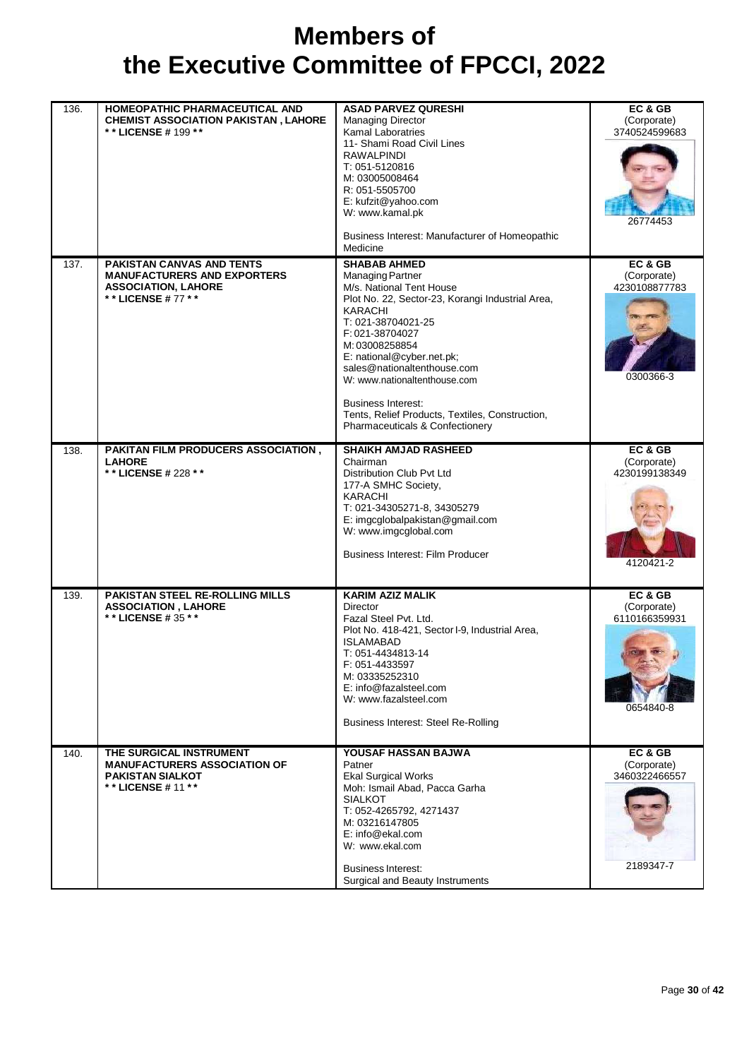# Members of the Executive Committee of FPCCI, 2022

| | | | |
|---|---|---|---|
| 136. | **HOMEOPATHIC PHARMACEUTICAL AND CHEMIST ASSOCIATION PAKISTAN , LAHORE**<br>**\* \* LICENSE # 199 \* \*** | **ASAD PARVEZ QURESHI**<br>Managing Director<br>Kamal Laboratries<br>11- Shami Road Civil Lines<br>RAWALPINDI<br>T: 051-5120816<br>M: 03005008464<br>R: 051-5505700<br>E: kufzit@yahoo.com<br>W: www.kamal.pk<br><br>Business Interest: Manufacturer of Homeopathic Medicine | **EC & GB**<br>(Corporate)<br>3740524599683<br><br>26774453 |
| 137. | **PAKISTAN CANVAS AND TENTS MANUFACTURERS AND EXPORTERS ASSOCIATION, LAHORE**<br>**\* \* LICENSE # 77 \* \*** | **SHABAB AHMED**<br>Managing Partner<br>M/s. National Tent House<br>Plot No. 22, Sector-23, Korangi Industrial Area,<br>KARACHI<br>T: 021-38704021-25<br>F: 021-38704027<br>M: 03008258854<br>E: national@cyber.net.pk;<br>sales@nationaltenthouse.com<br>W: www.nationaltenthouse.com<br><br>Business Interest:<br>Tents, Relief Products, Textiles, Construction, Pharmaceuticals & Confectionery | **EC & GB**<br>(Corporate)<br>4230108877783<br><br>0300366-3 |
| 138. | **PAKITAN FILM PRODUCERS ASSOCIATION , LAHORE**<br>**\* \* LICENSE # 228 \* \*** | **SHAIKH AMJAD RASHEED**<br>Chairman<br>Distribution Club Pvt Ltd<br>177-A SMHC Society,<br>KARACHI<br>T: 021-34305271-8, 34305279<br>E: imgcglobalpakistan@gmail.com<br>W: www.imgcglobal.com<br><br>Business Interest: Film Producer | **EC & GB**<br>(Corporate)<br>4230199138349<br><br>4120421-2 |
| 139. | **PAKISTAN STEEL RE-ROLLING MILLS ASSOCIATION , LAHORE**<br>**\* \* LICENSE # 35 \* \*** | **KARIM AZIZ MALIK**<br>Director<br>Fazal Steel Pvt. Ltd.<br>Plot No. 418-421, Sector I-9, Industrial Area,<br>ISLAMABAD<br>T: 051-4434813-14<br>F: 051-4433597<br>M: 03335252310<br>E: info@fazalsteel.com<br>W: www.fazalsteel.com<br><br>Business Interest: Steel Re-Rolling | **EC & GB**<br>(Corporate)<br>6110166359931<br><br>0654840-8 |
| 140. | **THE SURGICAL INSTRUMENT MANUFACTURERS ASSOCIATION OF PAKISTAN SIALKOT**<br>**\* \* LICENSE # 11 \* \*** | **YOUSAF HASSAN BAJWA**<br>Patner<br>Ekal Surgical Works<br>Moh: Ismail Abad, Pacca Garha<br>SIALKOT<br>T: 052-4265792, 4271437<br>M: 03216147805<br>E: info@ekal.com<br>W: www.ekal.com<br><br>Business Interest:<br>Surgical and Beauty Instruments | **EC & GB**<br>(Corporate)<br>3460322466557<br><br>2189347-7 |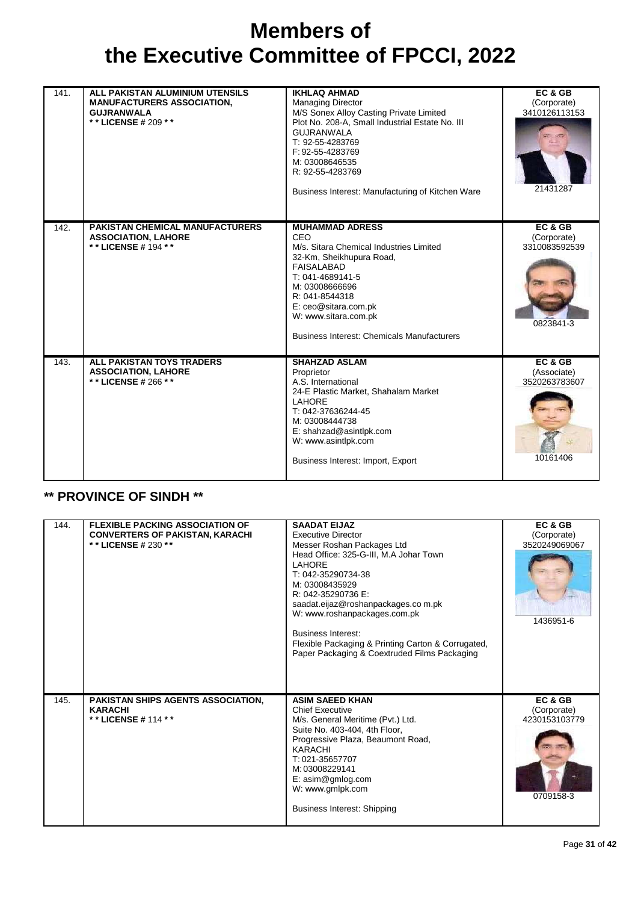# Members of the Executive Committee of FPCCI, 2022

| No. | Association | Member Details | Category |
|---|---|---|---|
| 141. | **ALL PAKISTAN ALUMINIUM UTENSILS MANUFACTURERS ASSOCIATION, GUJRANWALA**<br>**\* \* LICENSE # 209 \* \*** | **IKHLAQ AHMAD**<br>Managing Director<br>M/S Sonex Alloy Casting Private Limited<br>Plot No. 208-A, Small Industrial Estate No. III<br>GUJRANWALA<br>T: 92-55-4283769<br>F: 92-55-4283769<br>M: 03008646535<br>R: 92-55-4283769<br><br>Business Interest: Manufacturing of Kitchen Ware | **EC & GB**<br>(Corporate)<br>3410126113153<br>21431287 |
| 142. | **PAKISTAN CHEMICAL MANUFACTURERS ASSOCIATION, LAHORE**<br>**\* \* LICENSE # 194 \* \*** | **MUHAMMAD ADRESS**<br>CEO<br>M/s. Sitara Chemical Industries Limited<br>32-Km, Sheikhupura Road,<br>FAISALABAD<br>T: 041-4689141-5<br>M: 03008666696<br>R: 041-8544318<br>E: ceo@sitara.com.pk<br>W: www.sitara.com.pk<br><br>Business Interest: Chemicals Manufacturers | **EC & GB**<br>(Corporate)<br>3310083592539<br>0823841-3 |
| 143. | **ALL PAKISTAN TOYS TRADERS ASSOCIATION, LAHORE**<br>**\* \* LICENSE # 266 \* \*** | **SHAHZAD ASLAM**<br>Proprietor<br>A.S. International<br>24-E Plastic Market, Shahalam Market<br>LAHORE<br>T: 042-37636244-45<br>M: 03008444738<br>E: shahzad@asintlpk.com<br>W: www.asintlpk.com<br><br>Business Interest: Import, Export | **EC & GB**<br>(Associate)<br>3520263783607<br>10161406 |

## \*\* PROVINCE OF SINDH \*\*

| No. | Association | Member Details | Category |
|---|---|---|---|
| 144. | **FLEXIBLE PACKING ASSOCIATION OF CONVERTERS OF PAKISTAN, KARACHI**<br>**\* \* LICENSE # 230 \* \*** | **SAADAT EIJAZ**<br>Executive Director<br>Messer Roshan Packages Ltd<br>Head Office: 325-G-III, M.A Johar Town<br>LAHORE<br>T: 042-35290734-38<br>M: 03008435929<br>R: 042-35290736 E:<br>saadat.eijaz@roshanpackages.co m.pk<br>W: www.roshanpackages.com.pk<br><br>Business Interest:<br>Flexible Packaging & Printing Carton & Corrugated, Paper Packaging & Coextruded Films Packaging | **EC & GB**<br>(Corporate)<br>3520249069067<br>1436951-6 |
| 145. | **PAKISTAN SHIPS AGENTS ASSOCIATION, KARACHI**<br>**\* \* LICENSE # 114 \* \*** | **ASIM SAEED KHAN**<br>Chief Executive<br>M/s. General Meritime (Pvt.) Ltd.<br>Suite No. 403-404, 4th Floor,<br>Progressive Plaza, Beaumont Road,<br>KARACHI<br>T: 021-35657707<br>M: 03008229141<br>E: asim@gmlog.com<br>W: www.gmlpk.com<br><br>Business Interest: Shipping | **EC & GB**<br>(Corporate)<br>4230153103779<br>0709158-3 |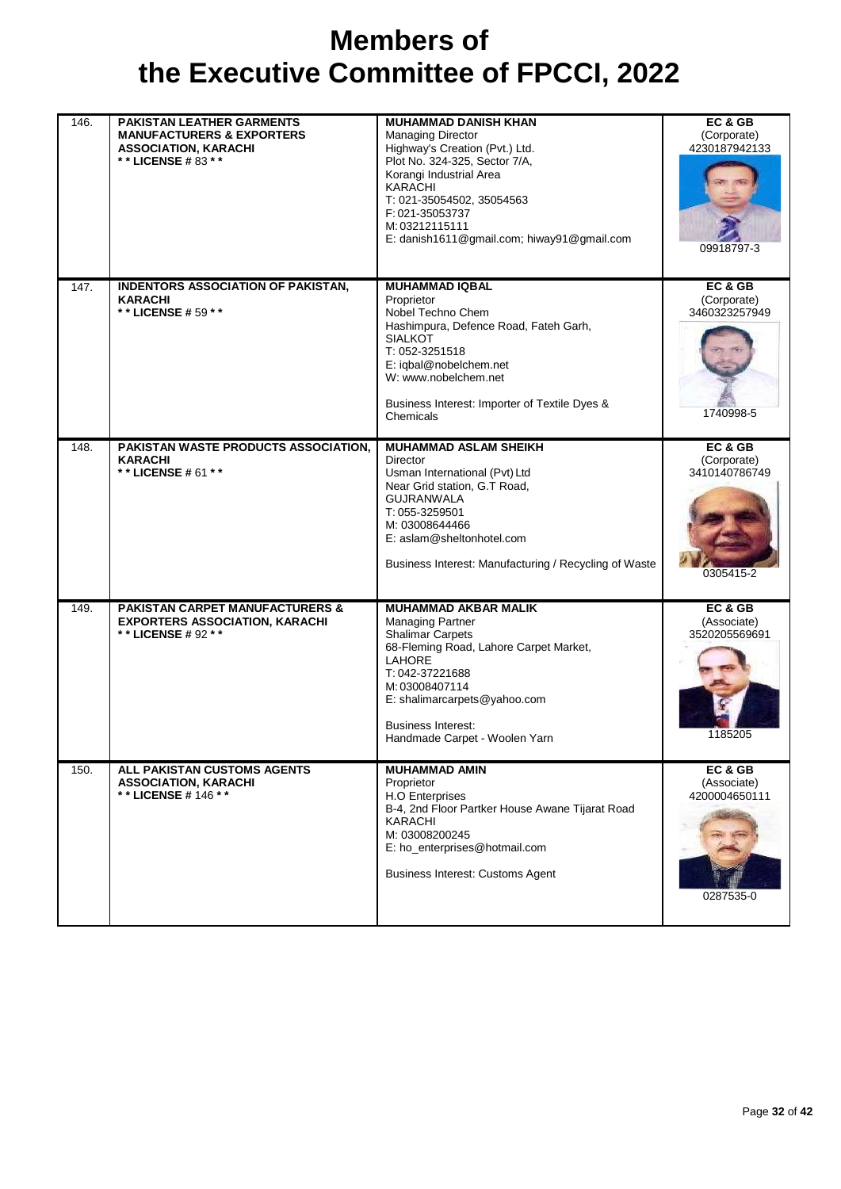# Members of the Executive Committee of FPCCI, 2022

| | | | |
|---|---|---|---|
| 146. | **PAKISTAN LEATHER GARMENTS MANUFACTURERS & EXPORTERS ASSOCIATION, KARACHI**<br>**\*\* LICENSE # 83 \*\*** | **MUHAMMAD DANISH KHAN**<br>Managing Director<br>Highway's Creation (Pvt.) Ltd.<br>Plot No. 324-325, Sector 7/A,<br>Korangi Industrial Area<br>KARACHI<br>T: 021-35054502, 35054563<br>F: 021-35053737<br>M: 03212115111<br>E: danish1611@gmail.com; hiway91@gmail.com | **EC & GB**<br>(Corporate)<br>4230187942133<br>09918797-3 |
| 147. | **INDENTORS ASSOCIATION OF PAKISTAN, KARACHI**<br>**\*\* LICENSE # 59 \*\*** | **MUHAMMAD IQBAL**<br>Proprietor<br>Nobel Techno Chem<br>Hashimpura, Defence Road, Fateh Garh,<br>SIALKOT<br>T: 052-3251518<br>E: iqbal@nobelchem.net<br>W: www.nobelchem.net<br><br>Business Interest: Importer of Textile Dyes & Chemicals | **EC & GB**<br>(Corporate)<br>3460323257949<br>1740998-5 |
| 148. | **PAKISTAN WASTE PRODUCTS ASSOCIATION, KARACHI**<br>**\*\* LICENSE # 61 \*\*** | **MUHAMMAD ASLAM SHEIKH**<br>Director<br>Usman International (Pvt) Ltd<br>Near Grid station, G.T Road,<br>GUJRANWALA<br>T: 055-3259501<br>M: 03008644466<br>E: aslam@sheltonhotel.com<br><br>Business Interest: Manufacturing / Recycling of Waste | **EC & GB**<br>(Corporate)<br>3410140786749<br>0305415-2 |
| 149. | **PAKISTAN CARPET MANUFACTURERS & EXPORTERS ASSOCIATION, KARACHI**<br>**\*\* LICENSE # 92 \*\*** | **MUHAMMAD AKBAR MALIK**<br>Managing Partner<br>Shalimar Carpets<br>68-Fleming Road, Lahore Carpet Market,<br>LAHORE<br>T: 042-37221688<br>M: 03008407114<br>E: shalimarcarpets@yahoo.com<br><br>Business Interest:<br>Handmade Carpet - Woolen Yarn | **EC & GB**<br>(Associate)<br>3520205569691<br>1185205 |
| 150. | **ALL PAKISTAN CUSTOMS AGENTS ASSOCIATION, KARACHI**<br>**\*\* LICENSE # 146 \*\*** | **MUHAMMAD AMIN**<br>Proprietor<br>H.O Enterprises<br>B-4, 2nd Floor Partker House Awane Tijarat Road<br>KARACHI<br>M: 03008200245<br>E: ho_enterprises@hotmail.com<br><br>Business Interest: Customs Agent | **EC & GB**<br>(Associate)<br>4200004650111<br>0287535-0 |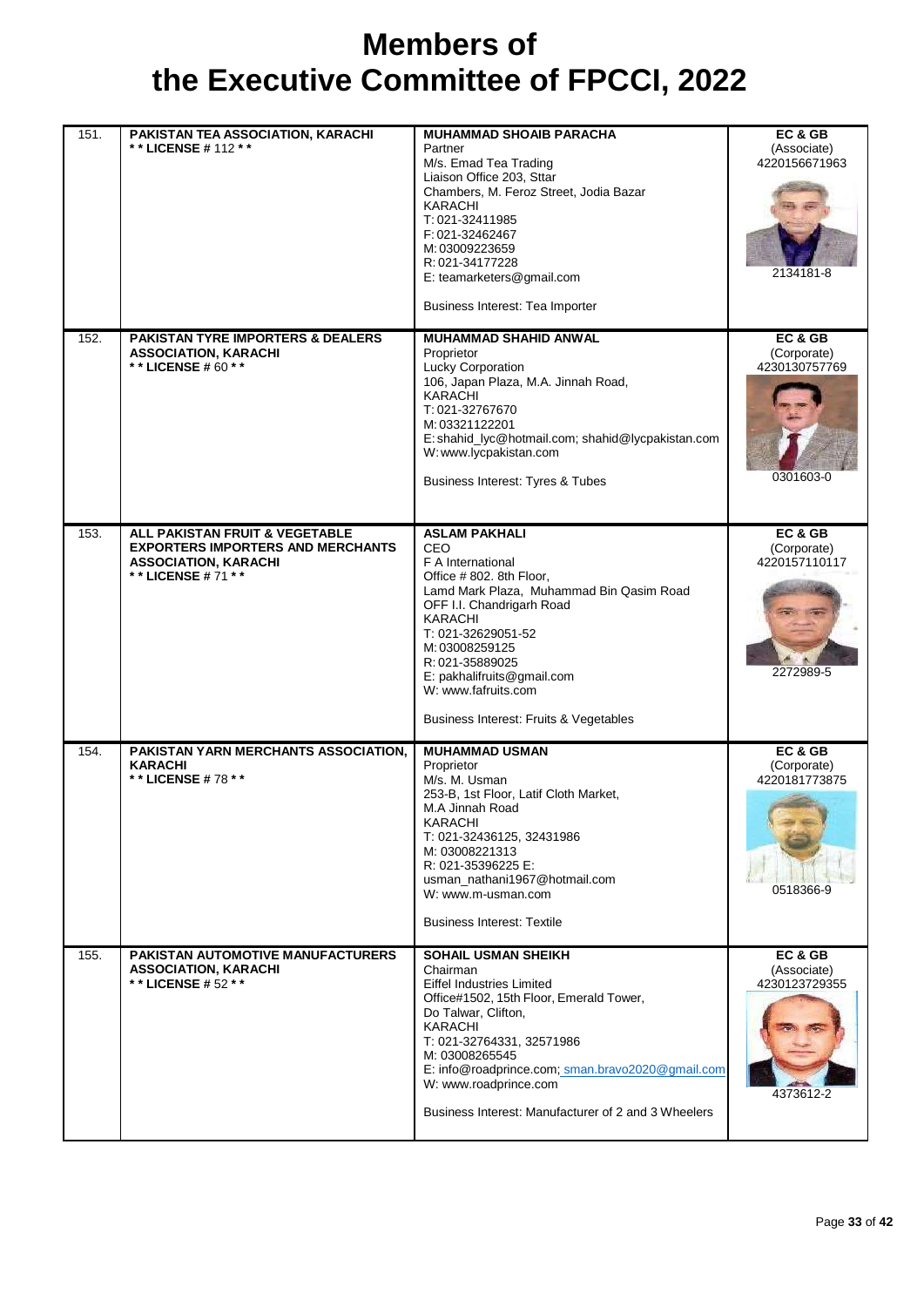# Members of the Executive Committee of FPCCI, 2022

| | | | |
|---|---|---|---|
| 151. | **PAKISTAN TEA ASSOCIATION, KARACHI**<br>**\*\* LICENSE # 112 \*\*** | **MUHAMMAD SHOAIB PARACHA**<br>Partner<br>M/s. Emad Tea Trading<br>Liaison Office 203, Sttar<br>Chambers, M. Feroz Street, Jodia Bazar<br>KARACHI<br>T: 021-32411985<br>F: 021-32462467<br>M: 03009223659<br>R: 021-34177228<br>E: teamarketers@gmail.com<br><br>Business Interest: Tea Importer | **EC & GB**<br>(Associate)<br>4220156671963<br><br>2134181-8 |
| 152. | **PAKISTAN TYRE IMPORTERS & DEALERS ASSOCIATION, KARACHI**<br>**\*\* LICENSE # 60 \*\*** | **MUHAMMAD SHAHID ANWAL**<br>Proprietor<br>Lucky Corporation<br>106, Japan Plaza, M.A. Jinnah Road,<br>KARACHI<br>T: 021-32767670<br>M: 03321122201<br>E: shahid_lyc@hotmail.com; shahid@lycpakistan.com<br>W: www.lycpakistan.com<br><br>Business Interest: Tyres & Tubes | **EC & GB**<br>(Corporate)<br>4230130757769<br><br>0301603-0 |
| 153. | **ALL PAKISTAN FRUIT & VEGETABLE EXPORTERS IMPORTERS AND MERCHANTS ASSOCIATION, KARACHI**<br>**\*\* LICENSE # 71 \*\*** | **ASLAM PAKHALI**<br>CEO<br>F A International<br>Office # 802. 8th Floor,<br>Lamd Mark Plaza, Muhammad Bin Qasim Road<br>OFF I.I. Chandrigarh Road<br>KARACHI<br>T: 021-32629051-52<br>M: 03008259125<br>R: 021-35889025<br>E: pakhalifruits@gmail.com<br>W: www.fafruits.com<br><br>Business Interest: Fruits & Vegetables | **EC & GB**<br>(Corporate)<br>4220157110117<br><br>2272989-5 |
| 154. | **PAKISTAN YARN MERCHANTS ASSOCIATION, KARACHI**<br>**\*\* LICENSE # 78 \*\*** | **MUHAMMAD USMAN**<br>Proprietor<br>M/s. M. Usman<br>253-B, 1st Floor, Latif Cloth Market,<br>M.A Jinnah Road<br>KARACHI<br>T: 021-32436125, 32431986<br>M: 03008221313<br>R: 021-35396225 E:<br>usman_nathani1967@hotmail.com<br>W: www.m-usman.com<br><br>Business Interest: Textile | **EC & GB**<br>(Corporate)<br>4220181773875<br><br>0518366-9 |
| 155. | **PAKISTAN AUTOMOTIVE MANUFACTURERS ASSOCIATION, KARACHI**<br>**\*\* LICENSE # 52 \*\*** | **SOHAIL USMAN SHEIKH**<br>Chairman<br>Eiffel Industries Limited<br>Office#1502, 15th Floor, Emerald Tower,<br>Do Talwar, Clifton,<br>KARACHI<br>T: 021-32764331, 32571986<br>M: 03008265545<br>E: info@roadprince.com; sman.bravo2020@gmail.com<br>W: www.roadprince.com<br><br>Business Interest: Manufacturer of 2 and 3 Wheelers | **EC & GB**<br>(Associate)<br>4230123729355<br><br>4373612-2 |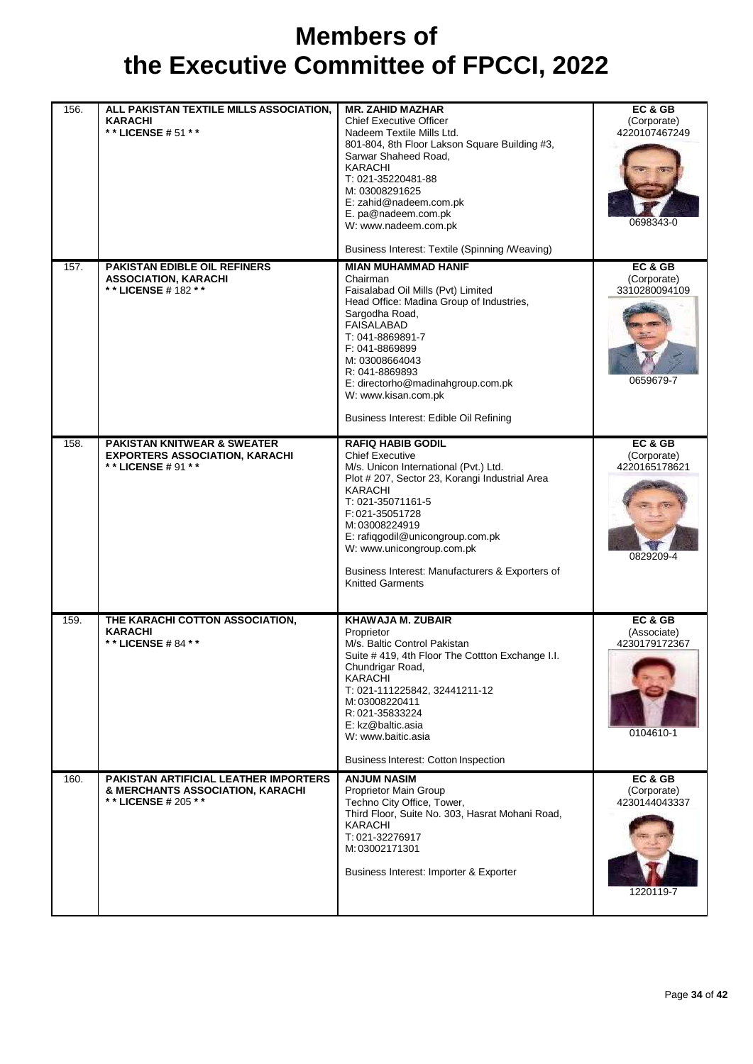# Members of the Executive Committee of FPCCI, 2022

| | | | |
|---|---|---|---|
| 156. | **ALL PAKISTAN TEXTILE MILLS ASSOCIATION, KARACHI**<br>**\* \* LICENSE # 51 \* \*** | **MR. ZAHID MAZHAR**<br>Chief Executive Officer<br>Nadeem Textile Mills Ltd.<br>801-804, 8th Floor Lakson Square Building #3,<br>Sarwar Shaheed Road,<br>KARACHI<br>T: 021-35220481-88<br>M: 03008291625<br>E: zahid@nadeem.com.pk<br>E. pa@nadeem.com.pk<br>W: www.nadeem.com.pk<br><br>Business Interest: Textile (Spinning /Weaving) | **EC & GB**<br>(Corporate)<br>4220107467249<br><br>0698343-0 |
| 157. | **PAKISTAN EDIBLE OIL REFINERS ASSOCIATION, KARACHI**<br>**\* \* LICENSE # 182 \* \*** | **MIAN MUHAMMAD HANIF**<br>Chairman<br>Faisalabad Oil Mills (Pvt) Limited<br>Head Office: Madina Group of Industries,<br>Sargodha Road,<br>FAISALABAD<br>T: 041-8869891-7<br>F: 041-8869899<br>M: 03008664043<br>R: 041-8869893<br>E: directorho@madinahgroup.com.pk<br>W: www.kisan.com.pk<br><br>Business Interest: Edible Oil Refining | **EC & GB**<br>(Corporate)<br>3310280094109<br><br>0659679-7 |
| 158. | **PAKISTAN KNITWEAR & SWEATER EXPORTERS ASSOCIATION, KARACHI**<br>**\* \* LICENSE # 91 \* \*** | **RAFIQ HABIB GODIL**<br>Chief Executive<br>M/s. Unicon International (Pvt.) Ltd.<br>Plot # 207, Sector 23, Korangi Industrial Area<br>KARACHI<br>T: 021-35071161-5<br>F: 021-35051728<br>M: 03008224919<br>E: rafiqgodil@unicongroup.com.pk<br>W: www.unicongroup.com.pk<br><br>Business Interest: Manufacturers & Exporters of Knitted Garments | **EC & GB**<br>(Corporate)<br>4220165178621<br><br>0829209-4 |
| 159. | **THE KARACHI COTTON ASSOCIATION, KARACHI**<br>**\* \* LICENSE # 84 \* \*** | **KHAWAJA M. ZUBAIR**<br>Proprietor<br>M/s. Baltic Control Pakistan<br>Suite # 419, 4th Floor The Cottton Exchange I.I. Chundrigar Road,<br>KARACHI<br>T: 021-111225842, 32441211-12<br>M: 03008220411<br>R: 021-35833224<br>E: kz@baltic.asia<br>W: www.baitic.asia<br><br>Business Interest: Cotton Inspection | **EC & GB**<br>(Associate)<br>4230179172367<br><br>0104610-1 |
| 160. | **PAKISTAN ARTIFICIAL LEATHER IMPORTERS & MERCHANTS ASSOCIATION, KARACHI**<br>**\* \* LICENSE # 205 \* \*** | **ANJUM NASIM**<br>Proprietor Main Group<br>Techno City Office, Tower,<br>Third Floor, Suite No. 303, Hasrat Mohani Road,<br>KARACHI<br>T: 021-32276917<br>M: 03002171301<br><br>Business Interest: Importer & Exporter | **EC & GB**<br>(Corporate)<br>4230144043337<br><br>1220119-7 |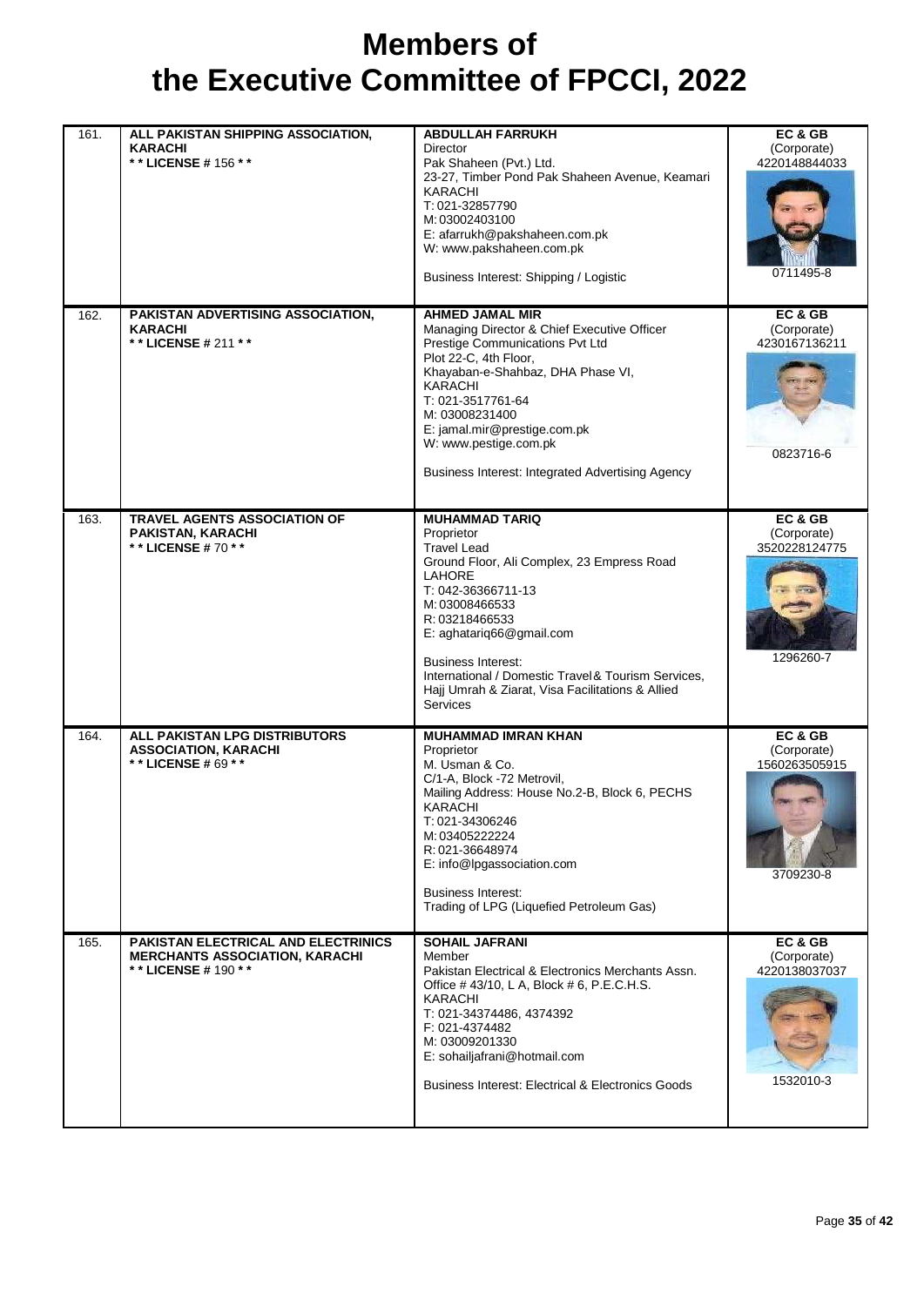# Members of the Executive Committee of FPCCI, 2022

| | | | |
|---|---|---|---|
| 161. | **ALL PAKISTAN SHIPPING ASSOCIATION, KARACHI** <br> **\*\* LICENSE # 156 \*\*** | **ABDULLAH FARRUKH** <br> Director <br> Pak Shaheen (Pvt.) Ltd. <br> 23-27, Timber Pond Pak Shaheen Avenue, Keamari <br> KARACHI <br> T: 021-32857790 <br> M: 03002403100 <br> E: afarrukh@pakshaheen.com.pk <br> W: www.pakshaheen.com.pk <br><br> Business Interest: Shipping / Logistic | **EC & GB** <br> (Corporate) <br> 4220148844033 <br><br> 0711495-8 |
| 162. | **PAKISTAN ADVERTISING ASSOCIATION, KARACHI** <br> **\*\* LICENSE # 211 \*\*** | **AHMED JAMAL MIR** <br> Managing Director & Chief Executive Officer <br> Prestige Communications Pvt Ltd <br> Plot 22-C, 4th Floor, <br> Khayaban-e-Shahbaz, DHA Phase VI, <br> KARACHI <br> T: 021-3517761-64 <br> M: 03008231400 <br> E: jamal.mir@prestige.com.pk <br> W: www.pestige.com.pk <br><br> Business Interest: Integrated Advertising Agency | **EC & GB** <br> (Corporate) <br> 4230167136211 <br><br> 0823716-6 |
| 163. | **TRAVEL AGENTS ASSOCIATION OF PAKISTAN, KARACHI** <br> **\*\* LICENSE # 70 \*\*** | **MUHAMMAD TARIQ** <br> Proprietor <br> Travel Lead <br> Ground Floor, Ali Complex, 23 Empress Road <br> LAHORE <br> T: 042-36366711-13 <br> M: 03008466533 <br> R: 03218466533 <br> E: aghatariq66@gmail.com <br><br> Business Interest: <br> International / Domestic Travel & Tourism Services, Hajj Umrah & Ziarat, Visa Facilitations & Allied Services | **EC & GB** <br> (Corporate) <br> 3520228124775 <br><br> 1296260-7 |
| 164. | **ALL PAKISTAN LPG DISTRIBUTORS ASSOCIATION, KARACHI** <br> **\*\* LICENSE # 69 \*\*** | **MUHAMMAD IMRAN KHAN** <br> Proprietor <br> M. Usman & Co. <br> C/1-A, Block -72 Metrovil, <br> Mailing Address: House No.2-B, Block 6, PECHS <br> KARACHI <br> T: 021-34306246 <br> M: 03405222224 <br> R: 021-36648974 <br> E: info@lpgassociation.com <br><br> Business Interest: <br> Trading of LPG (Liquefied Petroleum Gas) | **EC & GB** <br> (Corporate) <br> 1560263505915 <br><br> 3709230-8 |
| 165. | **PAKISTAN ELECTRICAL AND ELECTRINICS MERCHANTS ASSOCIATION, KARACHI** <br> **\*\* LICENSE # 190 \*\*** | **SOHAIL JAFRANI** <br> Member <br> Pakistan Electrical & Electronics Merchants Assn. <br> Office # 43/10, L A, Block # 6, P.E.C.H.S. <br> KARACHI <br> T: 021-34374486, 4374392 <br> F: 021-4374482 <br> M: 03009201330 <br> E: sohailjafrani@hotmail.com <br><br> Business Interest: Electrical & Electronics Goods | **EC & GB** <br> (Corporate) <br> 4220138037037 <br><br> 1532010-3 |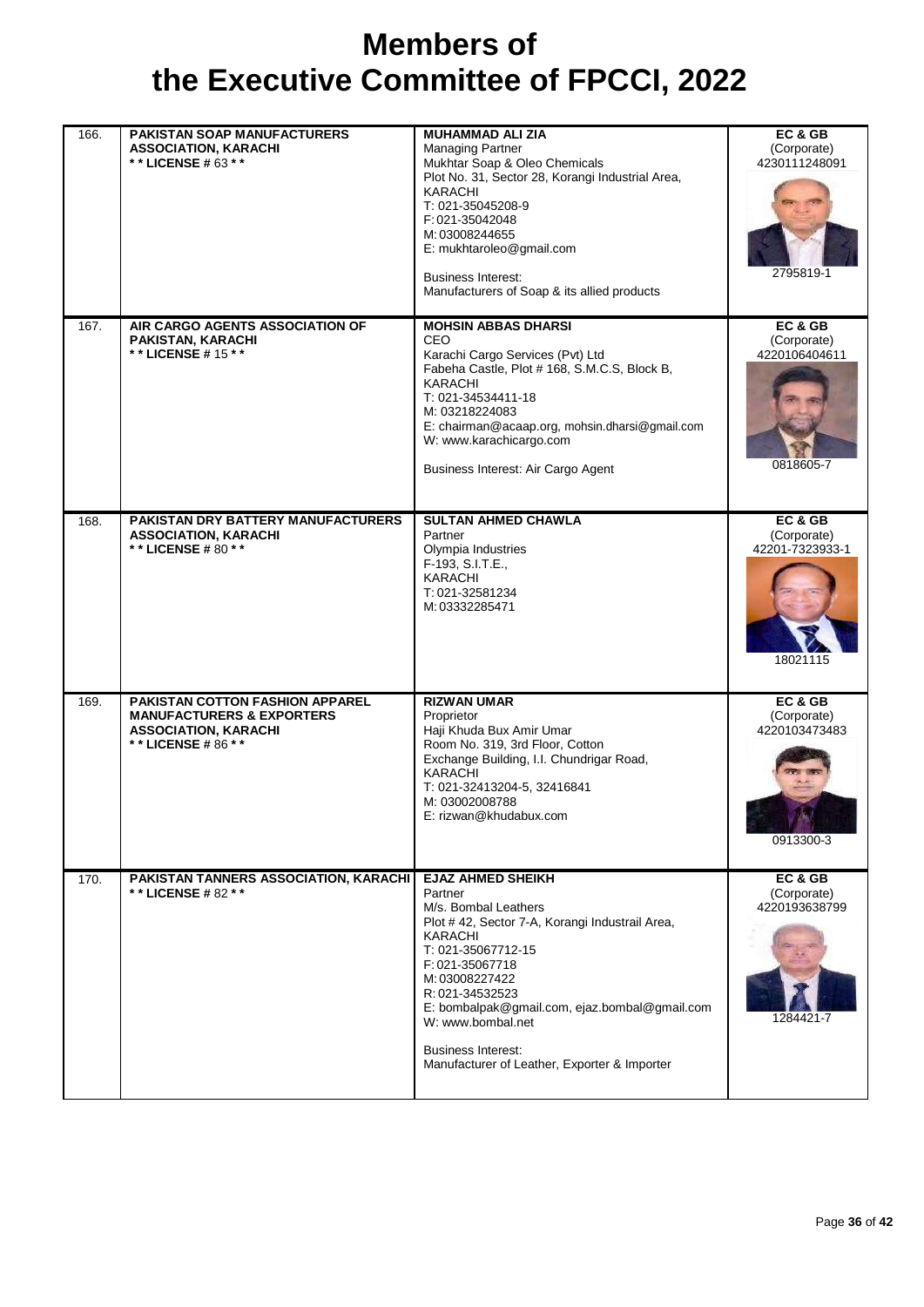# Members of the Executive Committee of FPCCI, 2022

| | | | |
|---|---|---|---|
| 166. | **PAKISTAN SOAP MANUFACTURERS ASSOCIATION, KARACHI**<br>**\* \* LICENSE # 63 \* \*** | **MUHAMMAD ALI ZIA**<br>Managing Partner<br>Mukhtar Soap & Oleo Chemicals<br>Plot No. 31, Sector 28, Korangi Industrial Area, KARACHI<br>T: 021-35045208-9<br>F: 021-35042048<br>M: 03008244655<br>E: mukhtaroleo@gmail.com<br><br>Business Interest:<br>Manufacturers of Soap & its allied products | **EC & GB**<br>(Corporate)<br>4230111248091<br><br>2795819-1 |
| 167. | **AIR CARGO AGENTS ASSOCIATION OF PAKISTAN, KARACHI**<br>**\* \* LICENSE # 15 \* \*** | **MOHSIN ABBAS DHARSI**<br>CEO<br>Karachi Cargo Services (Pvt) Ltd<br>Fabeha Castle, Plot # 168, S.M.C.S, Block B, KARACHI<br>T: 021-34534411-18<br>M: 03218224083<br>E: chairman@acaap.org, mohsin.dharsi@gmail.com<br>W: www.karachicargo.com<br><br>Business Interest: Air Cargo Agent | **EC & GB**<br>(Corporate)<br>4220106404611<br><br>0818605-7 |
| 168. | **PAKISTAN DRY BATTERY MANUFACTURERS ASSOCIATION, KARACHI**<br>**\* \* LICENSE # 80 \* \*** | **SULTAN AHMED CHAWLA**<br>Partner<br>Olympia Industries<br>F-193, S.I.T.E.,<br>KARACHI<br>T: 021-32581234<br>M: 03332285471 | **EC & GB**<br>(Corporate)<br>42201-7323933-1<br><br>18021115 |
| 169. | **PAKISTAN COTTON FASHION APPAREL MANUFACTURERS & EXPORTERS ASSOCIATION, KARACHI**<br>**\* \* LICENSE # 86 \* \*** | **RIZWAN UMAR**<br>Proprietor<br>Haji Khuda Bux Amir Umar<br>Room No. 319, 3rd Floor, Cotton Exchange Building, I.I. Chundrigar Road, KARACHI<br>T: 021-32413204-5, 32416841<br>M: 03002008788<br>E: rizwan@khudabux.com | **EC & GB**<br>(Corporate)<br>4220103473483<br><br>0913300-3 |
| 170. | **PAKISTAN TANNERS ASSOCIATION, KARACHI**<br>**\* \* LICENSE # 82 \* \*** | **EJAZ AHMED SHEIKH**<br>Partner<br>M/s. Bombal Leathers<br>Plot # 42, Sector 7-A, Korangi Industrail Area, KARACHI<br>T: 021-35067712-15<br>F: 021-35067718<br>M: 03008227422<br>R: 021-34532523<br>E: bombalpak@gmail.com, ejaz.bombal@gmail.com<br>W: www.bombal.net<br><br>Business Interest:<br>Manufacturer of Leather, Exporter & Importer | **EC & GB**<br>(Corporate)<br>4220193638799<br><br>1284421-7 |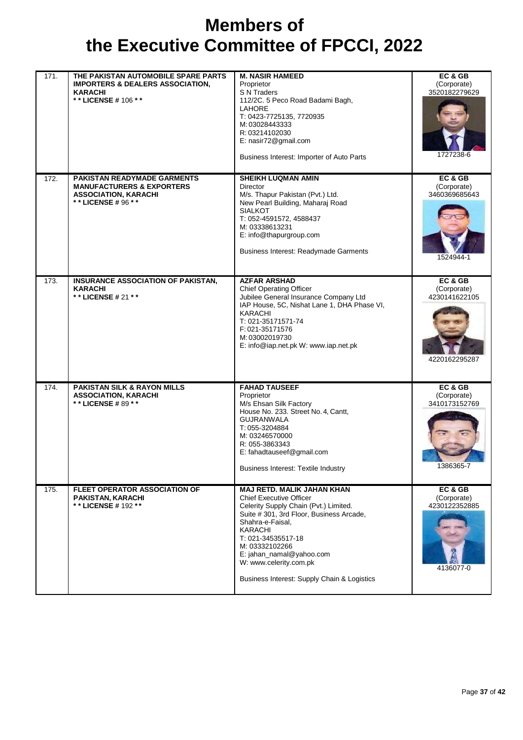# Members of the Executive Committee of FPCCI, 2022

| No. | Association | Member Details | Category |
|---|---|---|---|
| 171. | **THE PAKISTAN AUTOMOBILE SPARE PARTS IMPORTERS & DEALERS ASSOCIATION, KARACHI**<br>**\* \* LICENSE # 106 \* \*** | **M. NASIR HAMEED**<br>Proprietor<br>S N Traders<br>112/2C. 5 Peco Road Badami Bagh,<br>LAHORE<br>T: 0423-7725135, 7720935<br>M: 03028443333<br>R: 03214102030<br>E: nasir72@gmail.com<br><br>Business Interest: Importer of Auto Parts | **EC & GB**<br>(Corporate)<br>3520182279629<br>1727238-6 |
| 172. | **PAKISTAN READYMADE GARMENTS MANUFACTURERS & EXPORTERS ASSOCIATION, KARACHI**<br>**\* \* LICENSE # 96 \* \*** | **SHEIKH LUQMAN AMIN**<br>Director<br>M/s. Thapur Pakistan (Pvt.) Ltd.<br>New Pearl Building, Maharaj Road<br>SIALKOT<br>T: 052-4591572, 4588437<br>M: 03338613231<br>E: info@thapurgroup.com<br><br>Business Interest: Readymade Garments | **EC & GB**<br>(Corporate)<br>3460369685643<br>1524944-1 |
| 173. | **INSURANCE ASSOCIATION OF PAKISTAN, KARACHI**<br>**\* \* LICENSE # 21 \* \*** | **AZFAR ARSHAD**<br>Chief Operating Officer<br>Jubilee General Insurance Company Ltd<br>IAP House, 5C, Nishat Lane 1, DHA Phase VI,<br>KARACHI<br>T: 021-35171571-74<br>F: 021-35171576<br>M: 03002019730<br>E: info@iap.net.pk W: www.iap.net.pk | **EC & GB**<br>(Corporate)<br>4230141622105<br>4220162295287 |
| 174. | **PAKISTAN SILK & RAYON MILLS ASSOCIATION, KARACHI**<br>**\* \* LICENSE # 89 \* \*** | **FAHAD TAUSEEF**<br>Proprietor<br>M/s Ehsan Silk Factory<br>House No. 233. Street No. 4, Cantt,<br>GUJRANWALA<br>T: 055-3204884<br>M: 03246570000<br>R: 055-3863343<br>E: fahadtauseef@gmail.com<br><br>Business Interest: Textile Industry | **EC & GB**<br>(Corporate)<br>3410173152769<br>1386365-7 |
| 175. | **FLEET OPERATOR ASSOCIATION OF PAKISTAN, KARACHI**<br>**\* \* LICENSE # 192 \* \*** | **MAJ RETD. MALIK JAHAN KHAN**<br>Chief Executive Officer<br>Celerity Supply Chain (Pvt.) Limited.<br>Suite # 301, 3rd Floor, Business Arcade,<br>Shahra-e-Faisal,<br>KARACHI<br>T: 021-34535517-18<br>M: 03332102266<br>E: jahan_namal@yahoo.com<br>W: www.celerity.com.pk<br><br>Business Interest: Supply Chain & Logistics | **EC & GB**<br>(Corporate)<br>4230122352885<br>4136077-0 |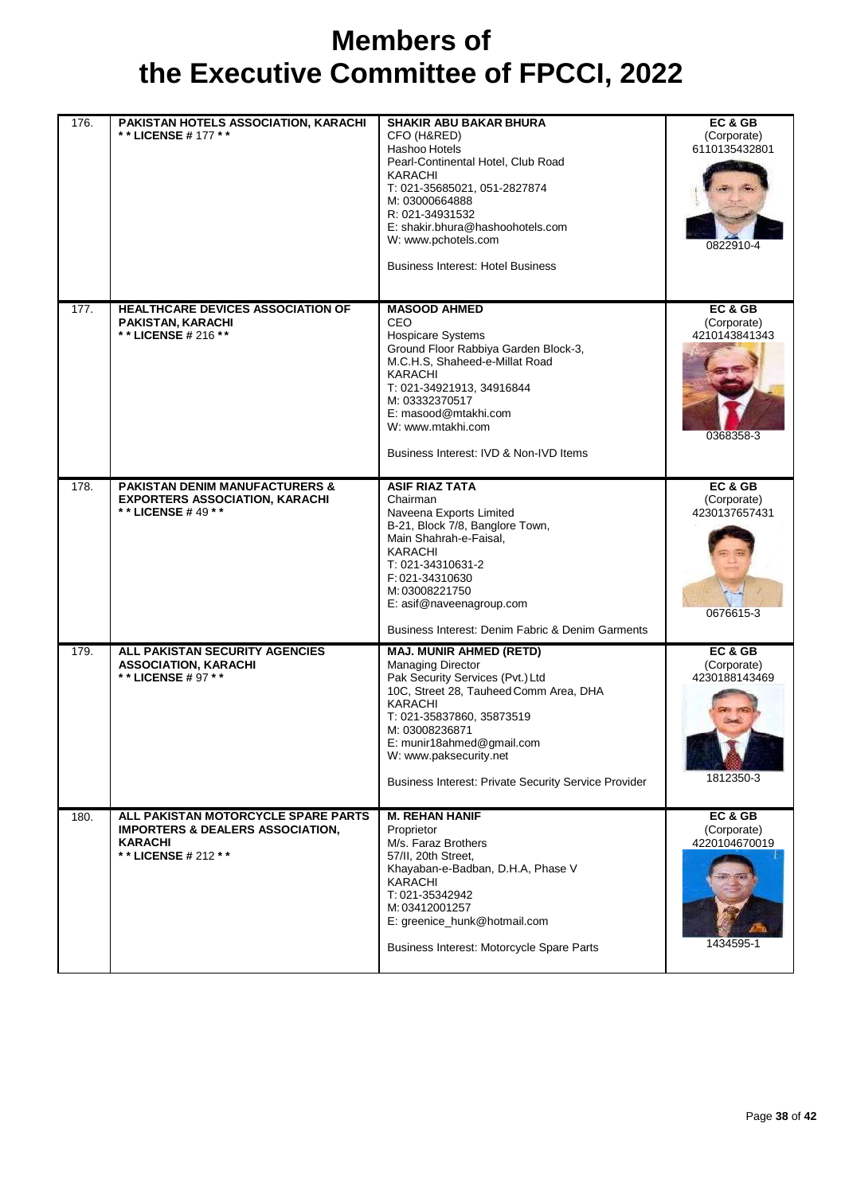# Members of the Executive Committee of FPCCI, 2022

| | | | |
|---|---|---|---|
| 176. | **PAKISTAN HOTELS ASSOCIATION, KARACHI**<br>**\*\* LICENSE # 177 \*\*** | **SHAKIR ABU BAKAR BHURA**<br>CFO (H&RED)<br>Hashoo Hotels<br>Pearl-Continental Hotel, Club Road<br>KARACHI<br>T: 021-35685021, 051-2827874<br>M: 03000664888<br>R: 021-34931532<br>E: shakir.bhura@hashoohotels.com<br>W: www.pchotels.com<br><br>Business Interest: Hotel Business | **EC & GB**<br>(Corporate)<br>6110135432801<br><br>0822910-4 |
| 177. | **HEALTHCARE DEVICES ASSOCIATION OF PAKISTAN, KARACHI**<br>**\*\* LICENSE # 216 \*\*** | **MASOOD AHMED**<br>CEO<br>Hospicare Systems<br>Ground Floor Rabbiya Garden Block-3,<br>M.C.H.S, Shaheed-e-Millat Road<br>KARACHI<br>T: 021-34921913, 34916844<br>M: 03332370517<br>E: masood@mtakhi.com<br>W: www.mtakhi.com<br><br>Business Interest: IVD & Non-IVD Items | **EC & GB**<br>(Corporate)<br>4210143841343<br><br>0368358-3 |
| 178. | **PAKISTAN DENIM MANUFACTURERS & EXPORTERS ASSOCIATION, KARACHI**<br>**\*\* LICENSE # 49 \*\*** | **ASIF RIAZ TATA**<br>Chairman<br>Naveena Exports Limited<br>B-21, Block 7/8, Banglore Town,<br>Main Shahrah-e-Faisal,<br>KARACHI<br>T: 021-34310631-2<br>F: 021-34310630<br>M: 03008221750<br>E: asif@naveenagroup.com<br><br>Business Interest: Denim Fabric & Denim Garments | **EC & GB**<br>(Corporate)<br>4230137657431<br><br>0676615-3 |
| 179. | **ALL PAKISTAN SECURITY AGENCIES ASSOCIATION, KARACHI**<br>**\*\* LICENSE # 97 \*\*** | **MAJ. MUNIR AHMED (RETD)**<br>Managing Director<br>Pak Security Services (Pvt.) Ltd<br>10C, Street 28, Tauheed Comm Area, DHA<br>KARACHI<br>T: 021-35837860, 35873519<br>M: 03008236871<br>E: munir18ahmed@gmail.com<br>W: www.paksecurity.net<br><br>Business Interest: Private Security Service Provider | **EC & GB**<br>(Corporate)<br>4230188143469<br><br>1812350-3 |
| 180. | **ALL PAKISTAN MOTORCYCLE SPARE PARTS IMPORTERS & DEALERS ASSOCIATION, KARACHI**<br>**\*\* LICENSE # 212 \*\*** | **M. REHAN HANIF**<br>Proprietor<br>M/s. Faraz Brothers<br>57/II, 20th Street,<br>Khayaban-e-Badban, D.H.A, Phase V<br>KARACHI<br>T: 021-35342942<br>M: 03412001257<br>E: greenice_hunk@hotmail.com<br><br>Business Interest: Motorcycle Spare Parts | **EC & GB**<br>(Corporate)<br>4220104670019<br><br>1434595-1 |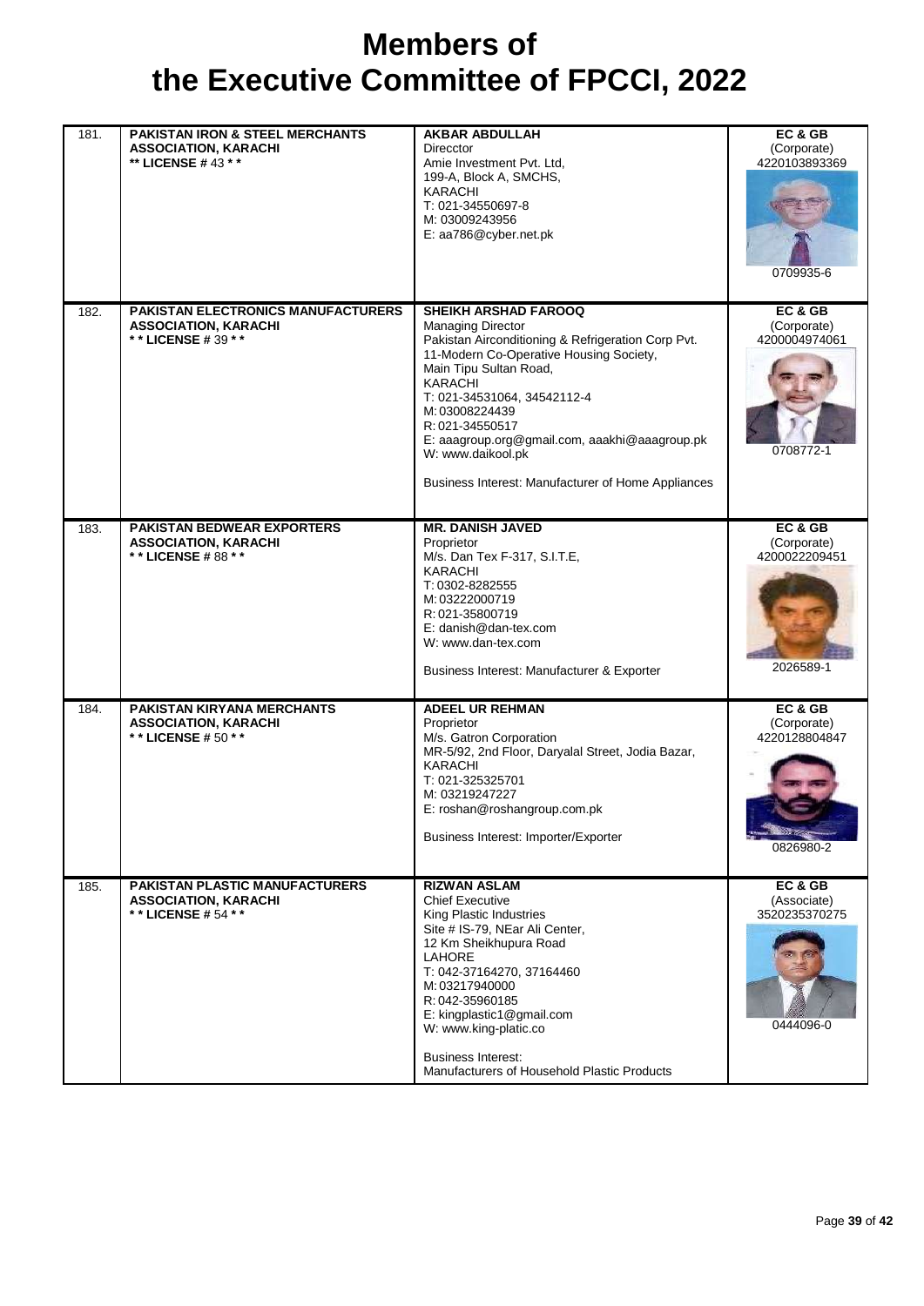# Members of the Executive Committee of FPCCI, 2022

| | | | |
|---|---|---|---|
| 181. | **PAKISTAN IRON & STEEL MERCHANTS ASSOCIATION, KARACHI**<br>**\*\* LICENSE # 43 \*\*** | **AKBAR ABDULLAH**<br>Direcctor<br>Amie Investment Pvt. Ltd,<br>199-A, Block A, SMCHS,<br>KARACHI<br>T: 021-34550697-8<br>M: 03009243956<br>E: aa786@cyber.net.pk | **EC & GB**<br>(Corporate)<br>4220103893369<br>0709935-6 |
| 182. | **PAKISTAN ELECTRONICS MANUFACTURERS ASSOCIATION, KARACHI**<br>**\* \* LICENSE # 39 \* \*** | **SHEIKH ARSHAD FAROOQ**<br>Managing Director<br>Pakistan Airconditioning & Refrigeration Corp Pvt.<br>11-Modern Co-Operative Housing Society,<br>Main Tipu Sultan Road,<br>KARACHI<br>T: 021-34531064, 34542112-4<br>M: 03008224439<br>R: 021-34550517<br>E: aaagroup.org@gmail.com, aaakhi@aaagroup.pk<br>W: www.daikool.pk<br><br>Business Interest: Manufacturer of Home Appliances | **EC & GB**<br>(Corporate)<br>4200004974061<br>0708772-1 |
| 183. | **PAKISTAN BEDWEAR EXPORTERS ASSOCIATION, KARACHI**<br>**\* \* LICENSE # 88 \* \*** | **MR. DANISH JAVED**<br>Proprietor<br>M/s. Dan Tex F-317, S.I.T.E,<br>KARACHI<br>T: 0302-8282555<br>M: 03222000719<br>R: 021-35800719<br>E: danish@dan-tex.com<br>W: www.dan-tex.com<br><br>Business Interest: Manufacturer & Exporter | **EC & GB**<br>(Corporate)<br>4200022209451<br>2026589-1 |
| 184. | **PAKISTAN KIRYANA MERCHANTS ASSOCIATION, KARACHI**<br>**\* \* LICENSE # 50 \* \*** | **ADEEL UR REHMAN**<br>Proprietor<br>M/s. Gatron Corporation<br>MR-5/92, 2nd Floor, Daryalal Street, Jodia Bazar,<br>KARACHI<br>T: 021-325325701<br>M: 03219247227<br>E: roshan@roshangroup.com.pk<br><br>Business Interest: Importer/Exporter | **EC & GB**<br>(Corporate)<br>4220128804847<br>0826980-2 |
| 185. | **PAKISTAN PLASTIC MANUFACTURERS ASSOCIATION, KARACHI**<br>**\* \* LICENSE # 54 \* \*** | **RIZWAN ASLAM**<br>Chief Executive<br>King Plastic Industries<br>Site # IS-79, NEar Ali Center,<br>12 Km Sheikhupura Road<br>LAHORE<br>T: 042-37164270, 37164460<br>M: 03217940000<br>R: 042-35960185<br>E: kingplastic1@gmail.com<br>W: www.king-platic.co<br><br>Business Interest:<br>Manufacturers of Household Plastic Products | **EC & GB**<br>(Associate)<br>3520235370275<br>0444096-0 |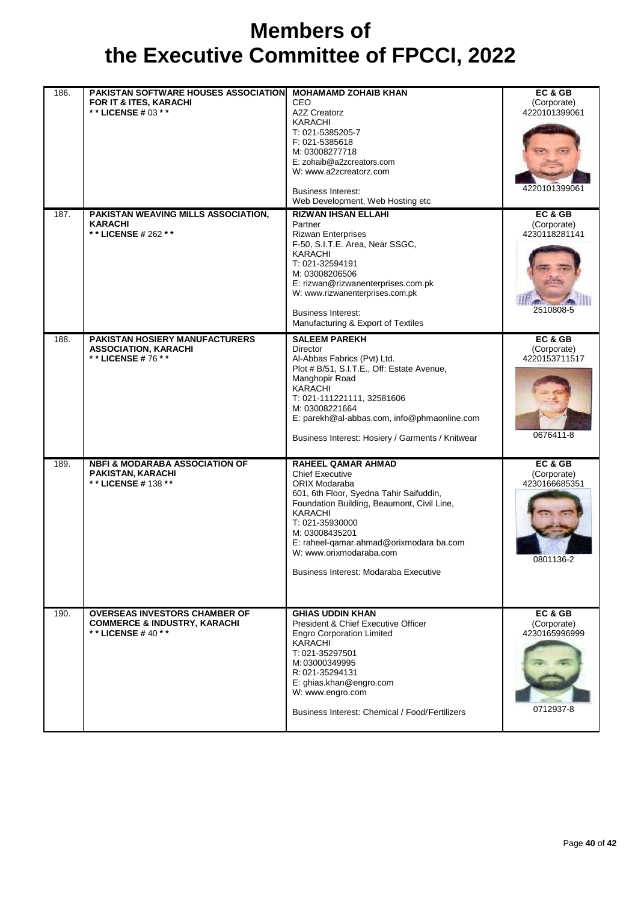# Members of the Executive Committee of FPCCI, 2022

| No. | Association | Member Details | Category |
|---|---|---|---|
| 186. | **PAKISTAN SOFTWARE HOUSES ASSOCIATION FOR IT & ITES, KARACHI**<br>**\* \* LICENSE #** 03 **\* \*** | **MOHAMAMD ZOHAIB KHAN**<br>CEO<br>A2Z Creatorz<br>KARACHI<br>T: 021-5385205-7<br>F: 021-5385618<br>M: 03008277718<br>E: zohaib@a2zcreators.com<br>W: www.a2zcreatorz.com<br><br>Business Interest:<br>Web Development, Web Hosting etc | **EC & GB**<br>(Corporate)<br>4220101399061<br><br>4220101399061 |
| 187. | **PAKISTAN WEAVING MILLS ASSOCIATION, KARACHI**<br>**\* \* LICENSE #** 262 **\* \*** | **RIZWAN IHSAN ELLAHI**<br>Partner<br>Rizwan Enterprises<br>F-50, S.I.T.E. Area, Near SSGC,<br>KARACHI<br>T: 021-32594191<br>M: 03008206506<br>E: rizwan@rizwanenterprises.com.pk<br>W: www.rizwanenterprises.com.pk<br><br>Business Interest:<br>Manufacturing & Export of Textiles | **EC & GB**<br>(Corporate)<br>4230118281141<br><br>2510808-5 |
| 188. | **PAKISTAN HOSIERY MANUFACTURERS ASSOCIATION, KARACHI**<br>**\* \* LICENSE #** 76 **\* \*** | **SALEEM PAREKH**<br>Director<br>Al-Abbas Fabrics (Pvt) Ltd.<br>Plot # B/51, S.I.T.E., Off: Estate Avenue,<br>Manghopir Road<br>KARACHI<br>T: 021-111221111, 32581606<br>M: 03008221664<br>E: parekh@al-abbas.com, info@phmaonline.com<br><br>Business Interest: Hosiery / Garments / Knitwear | **EC & GB**<br>(Corporate)<br>4220153711517<br><br>0676411-8 |
| 189. | **NBFI & MODARABA ASSOCIATION OF PAKISTAN, KARACHI**<br>**\* \* LICENSE #** 138 **\* \*** | **RAHEEL QAMAR AHMAD**<br>Chief Executive<br>ORIX Modaraba<br>601, 6th Floor, Syedna Tahir Saifuddin,<br>Foundation Building, Beaumont, Civil Line,<br>KARACHI<br>T: 021-35930000<br>M: 03008435201<br>E: raheel-qamar.ahmad@orixmodara ba.com<br>W: www.orixmodaraba.com<br><br>Business Interest: Modaraba Executive | **EC & GB**<br>(Corporate)<br>4230166685351<br><br>0801136-2 |
| 190. | **OVERSEAS INVESTORS CHAMBER OF COMMERCE & INDUSTRY, KARACHI**<br>**\* \* LICENSE #** 40 **\* \*** | **GHIAS UDDIN KHAN**<br>President & Chief Executive Officer<br>Engro Corporation Limited<br>KARACHI<br>T: 021-35297501<br>M: 03000349995<br>R: 021-35294131<br>E: ghias.khan@engro.com<br>W: www.engro.com<br><br>Business Interest: Chemical / Food/Fertilizers | **EC & GB**<br>(Corporate)<br>4230165996999<br><br>0712937-8 |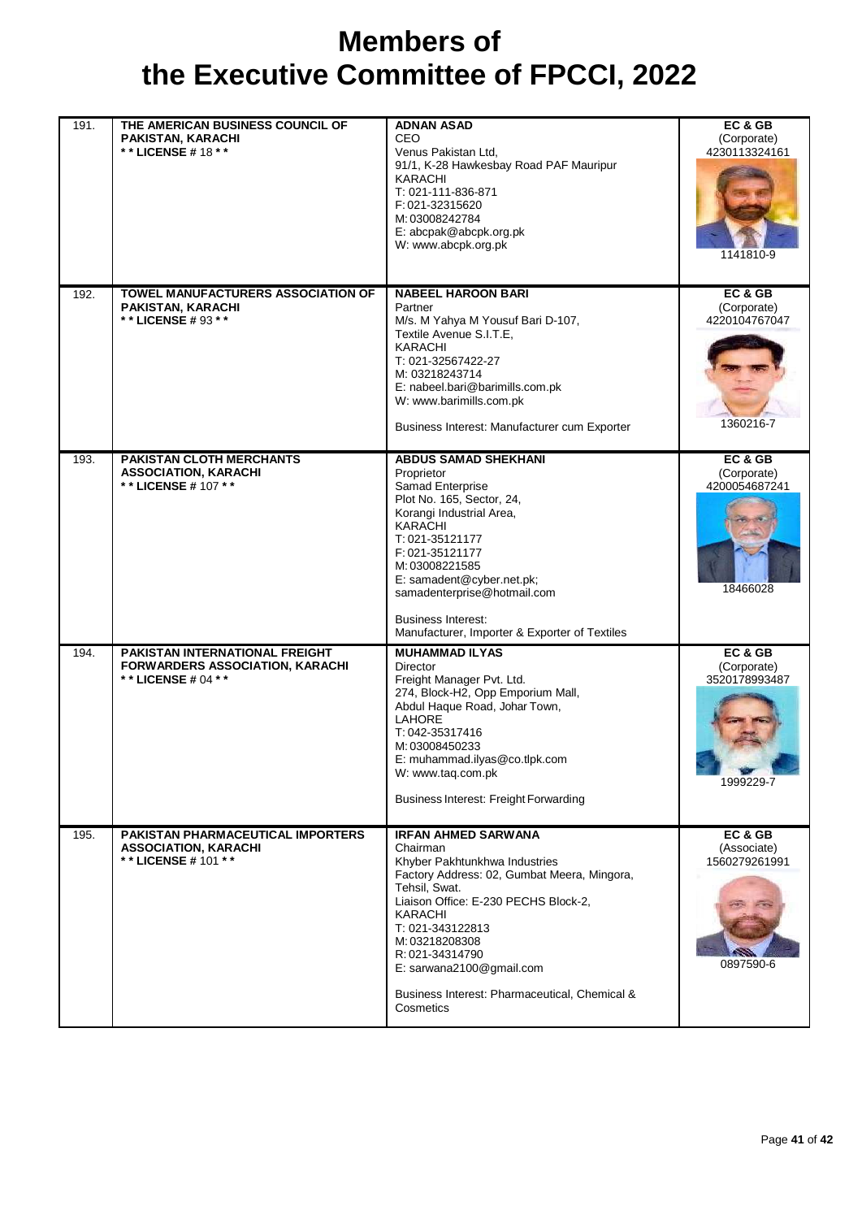# Members of the Executive Committee of FPCCI, 2022

| | | | |
|---|---|---|---|
| 191. | **THE AMERICAN BUSINESS COUNCIL OF PAKISTAN, KARACHI**<br>**\* \* LICENSE # 18 \* \*** | **ADNAN ASAD**<br>CEO<br>Venus Pakistan Ltd,<br>91/1, K-28 Hawkesbay Road PAF Mauripur<br>KARACHI<br>T: 021-111-836-871<br>F: 021-32315620<br>M: 03008242784<br>E: abcpak@abcpk.org.pk<br>W: www.abcpk.org.pk | **EC & GB**<br>(Corporate)<br>4230113324161<br>1141810-9 |
| 192. | **TOWEL MANUFACTURERS ASSOCIATION OF PAKISTAN, KARACHI**<br>**\* \* LICENSE # 93 \* \*** | **NABEEL HAROON BARI**<br>Partner<br>M/s. M Yahya M Yousuf Bari D-107,<br>Textile Avenue S.I.T.E,<br>KARACHI<br>T: 021-32567422-27<br>M: 03218243714<br>E: nabeel.bari@barimills.com.pk<br>W: www.barimills.com.pk<br><br>Business Interest: Manufacturer cum Exporter | **EC & GB**<br>(Corporate)<br>4220104767047<br>1360216-7 |
| 193. | **PAKISTAN CLOTH MERCHANTS ASSOCIATION, KARACHI**<br>**\* \* LICENSE # 107 \* \*** | **ABDUS SAMAD SHEKHANI**<br>Proprietor<br>Samad Enterprise<br>Plot No. 165, Sector, 24,<br>Korangi Industrial Area,<br>KARACHI<br>T: 021-35121177<br>F: 021-35121177<br>M: 03008221585<br>E: samadent@cyber.net.pk;<br>samadenterprise@hotmail.com<br><br>Business Interest:<br>Manufacturer, Importer & Exporter of Textiles | **EC & GB**<br>(Corporate)<br>4200054687241<br>18466028 |
| 194. | **PAKISTAN INTERNATIONAL FREIGHT FORWARDERS ASSOCIATION, KARACHI**<br>**\* \* LICENSE # 04 \* \*** | **MUHAMMAD ILYAS**<br>Director<br>Freight Manager Pvt. Ltd.<br>274, Block-H2, Opp Emporium Mall,<br>Abdul Haque Road, Johar Town,<br>LAHORE<br>T: 042-35317416<br>M: 03008450233<br>E: muhammad.ilyas@co.tlpk.com<br>W: www.taq.com.pk<br><br>Business Interest: Freight Forwarding | **EC & GB**<br>(Corporate)<br>3520178993487<br>1999229-7 |
| 195. | **PAKISTAN PHARMACEUTICAL IMPORTERS ASSOCIATION, KARACHI**<br>**\* \* LICENSE # 101 \* \*** | **IRFAN AHMED SARWANA**<br>Chairman<br>Khyber Pakhtunkhwa Industries<br>Factory Address: 02, Gumbat Meera, Mingora, Tehsil, Swat.<br>Liaison Office: E-230 PECHS Block-2,<br>KARACHI<br>T: 021-343122813<br>M: 03218208308<br>R: 021-34314790<br>E: sarwana2100@gmail.com<br><br>Business Interest: Pharmaceutical, Chemical & Cosmetics | **EC & GB**<br>(Associate)<br>1560279261991<br>0897590-6 |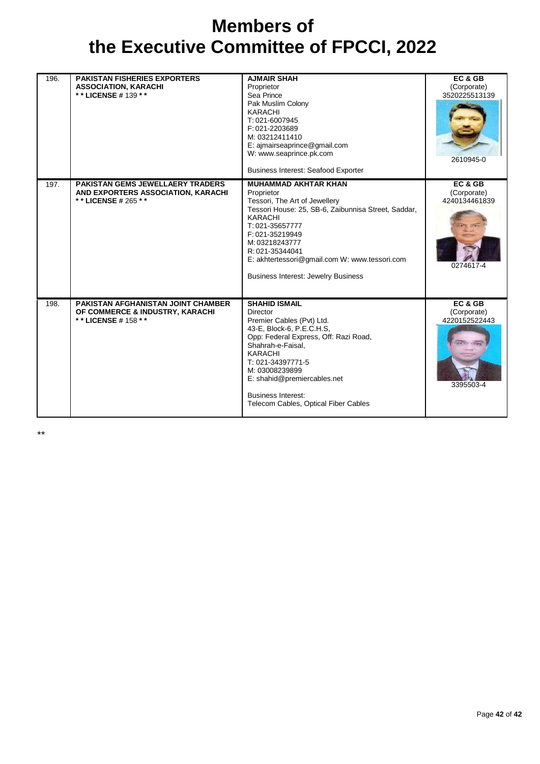# Members of the Executive Committee of FPCCI, 2022

| | | | |
|---|---|---|---|
| 196. | **PAKISTAN FISHERIES EXPORTERS ASSOCIATION, KARACHI**<br>**\*\* LICENSE # 139 \*\*** | **AJMAIR SHAH**<br>Proprietor<br>Sea Prince<br>Pak Muslim Colony<br>KARACHI<br>T: 021-6007945<br>F: 021-2203689<br>M: 03212411410<br>E: ajmairseaprince@gmail.com<br>W: www.seaprince.pk.com<br><br>Business Interest: Seafood Exporter | **EC & GB**<br>(Corporate)<br>3520225513139<br>2610945-0 |
| 197. | **PAKISTAN GEMS JEWELLAERY TRADERS AND EXPORTERS ASSOCIATION, KARACHI**<br>**\*\* LICENSE # 265 \*\*** | **MUHAMMAD AKHTAR KHAN**<br>Proprietor<br>Tessori, The Art of Jewellery<br>Tessori House: 25, SB-6, Zaibunnisa Street, Saddar,<br>KARACHI<br>T: 021-35657777<br>F: 021-35219949<br>M: 03218243777<br>R: 021-35344041<br>E: akhtertessori@gmail.com W: www.tessori.com<br><br>Business Interest: Jewelry Business | **EC & GB**<br>(Corporate)<br>4240134461839<br>0274617-4 |
| 198. | **PAKISTAN AFGHANISTAN JOINT CHAMBER OF COMMERCE & INDUSTRY, KARACHI**<br>**\*\* LICENSE # 158 \*\*** | **SHAHID ISMAIL**<br>Director<br>Premier Cables (Pvt) Ltd.<br>43-E, Block-6, P.E.C.H.S,<br>Opp: Federal Express, Off: Razi Road,<br>Shahrah-e-Faisal,<br>KARACHI<br>T: 021-34397771-5<br>M: 03008239899<br>E: shahid@premiercables.net<br><br>Business Interest:<br>Telecom Cables, Optical Fiber Cables | **EC & GB**<br>(Corporate)<br>4220152522443<br>3395503-4 |

**